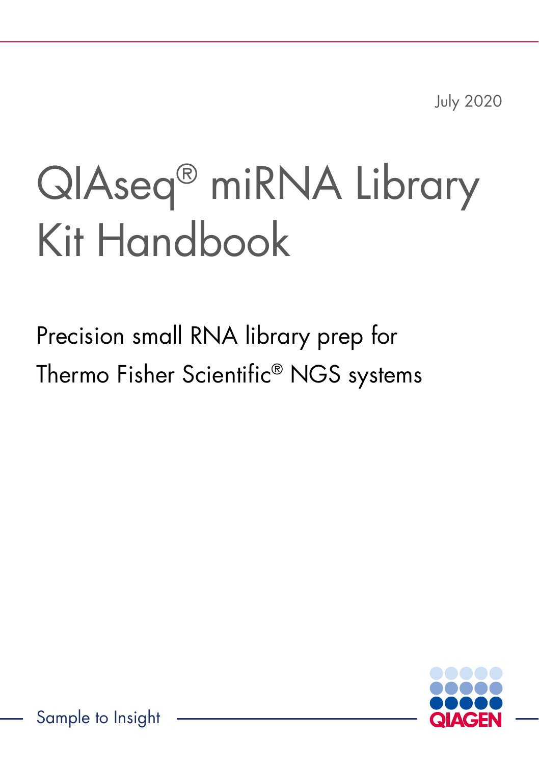July 2020

# QIAseq® miRNA Library Kit Handbook

Precision small RNA library prep for Thermo Fisher Scientific® NGS systems

Sample to Insight

QIAGEN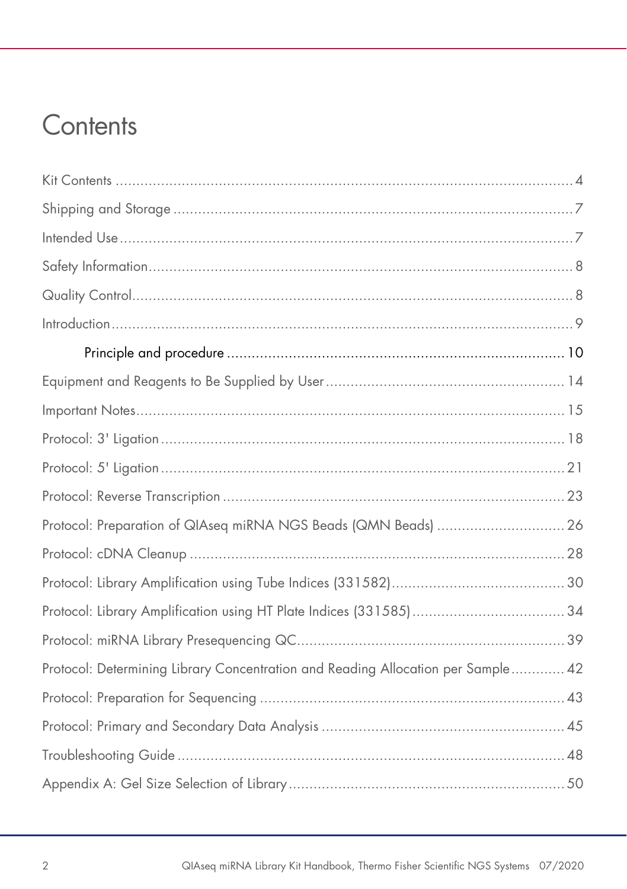# Contents

Kit Contents ........................................................................................................ 4

Shipping and Storage ........................................................................................ 7

Intended Use ...................................................................................................... 7

Safety Information .............................................................................................. 8

Quality Control ................................................................................................... 8

Introduction ........................................................................................................ 9

- Principle and procedure ................................................................................ 10

Equipment and Reagents to Be Supplied by User ............................................... 14

Important Notes ................................................................................................. 15

Protocol: 3' Ligation ........................................................................................... 18

Protocol: 5' Ligation ........................................................................................... 21

Protocol: Reverse Transcription .......................................................................... 23

Protocol: Preparation of QIAseq miRNA NGS Beads (QMN Beads) ..................... 26

Protocol: cDNA Cleanup .................................................................................... 28

Protocol: Library Amplification using Tube Indices (331582) ................................ 30

Protocol: Library Amplification using HT Plate Indices (331585) ........................... 34

Protocol: miRNA Library Presequencing QC ......................................................... 39

Protocol: Determining Library Concentration and Reading Allocation per Sample ..... 42

Protocol: Preparation for Sequencing .................................................................. 43

Protocol: Primary and Secondary Data Analysis ................................................... 45

Troubleshooting Guide ....................................................................................... 48

Appendix A: Gel Size Selection of Library ........................................................... 50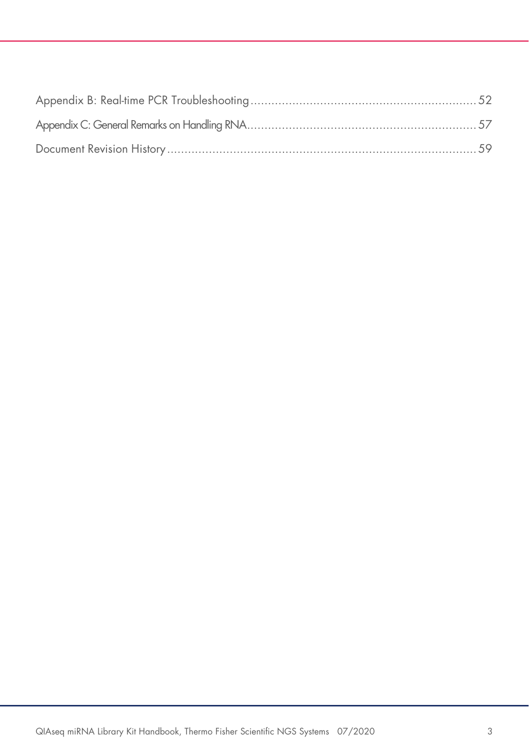Appendix B: Real-time PCR Troubleshooting ........................................................................ 52

Appendix C: General Remarks on Handling RNA .................................................................. 57

Document Revision History ................................................................................................ 59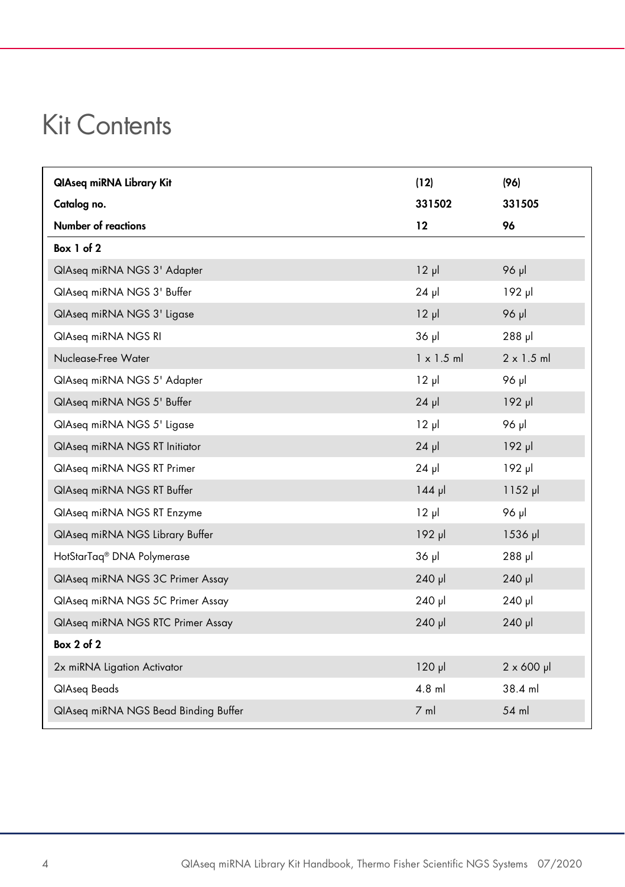# Kit Contents

| QIAseq miRNA Library Kit | (12) | (96) |
|---|---|---|
| **Catalog no.** | **331502** | **331505** |
| **Number of reactions** | **12** | **96** |
| **Box 1 of 2** | | |
| QIAseq miRNA NGS 3' Adapter | 12 µl | 96 µl |
| QIAseq miRNA NGS 3' Buffer | 24 µl | 192 µl |
| QIAseq miRNA NGS 3' Ligase | 12 µl | 96 µl |
| QIAseq miRNA NGS RI | 36 µl | 288 µl |
| Nuclease-Free Water | 1 x 1.5 ml | 2 x 1.5 ml |
| QIAseq miRNA NGS 5' Adapter | 12 µl | 96 µl |
| QIAseq miRNA NGS 5' Buffer | 24 µl | 192 µl |
| QIAseq miRNA NGS 5' Ligase | 12 µl | 96 µl |
| QIAseq miRNA NGS RT Initiator | 24 µl | 192 µl |
| QIAseq miRNA NGS RT Primer | 24 µl | 192 µl |
| QIAseq miRNA NGS RT Buffer | 144 µl | 1152 µl |
| QIAseq miRNA NGS RT Enzyme | 12 µl | 96 µl |
| QIAseq miRNA NGS Library Buffer | 192 µl | 1536 µl |
| HotStarTaq® DNA Polymerase | 36 µl | 288 µl |
| QIAseq miRNA NGS 3C Primer Assay | 240 µl | 240 µl |
| QIAseq miRNA NGS 5C Primer Assay | 240 µl | 240 µl |
| QIAseq miRNA NGS RTC Primer Assay | 240 µl | 240 µl |
| **Box 2 of 2** | | |
| 2x miRNA Ligation Activator | 120 µl | 2 x 600 µl |
| QIAseq Beads | 4.8 ml | 38.4 ml |
| QIAseq miRNA NGS Bead Binding Buffer | 7 ml | 54 ml |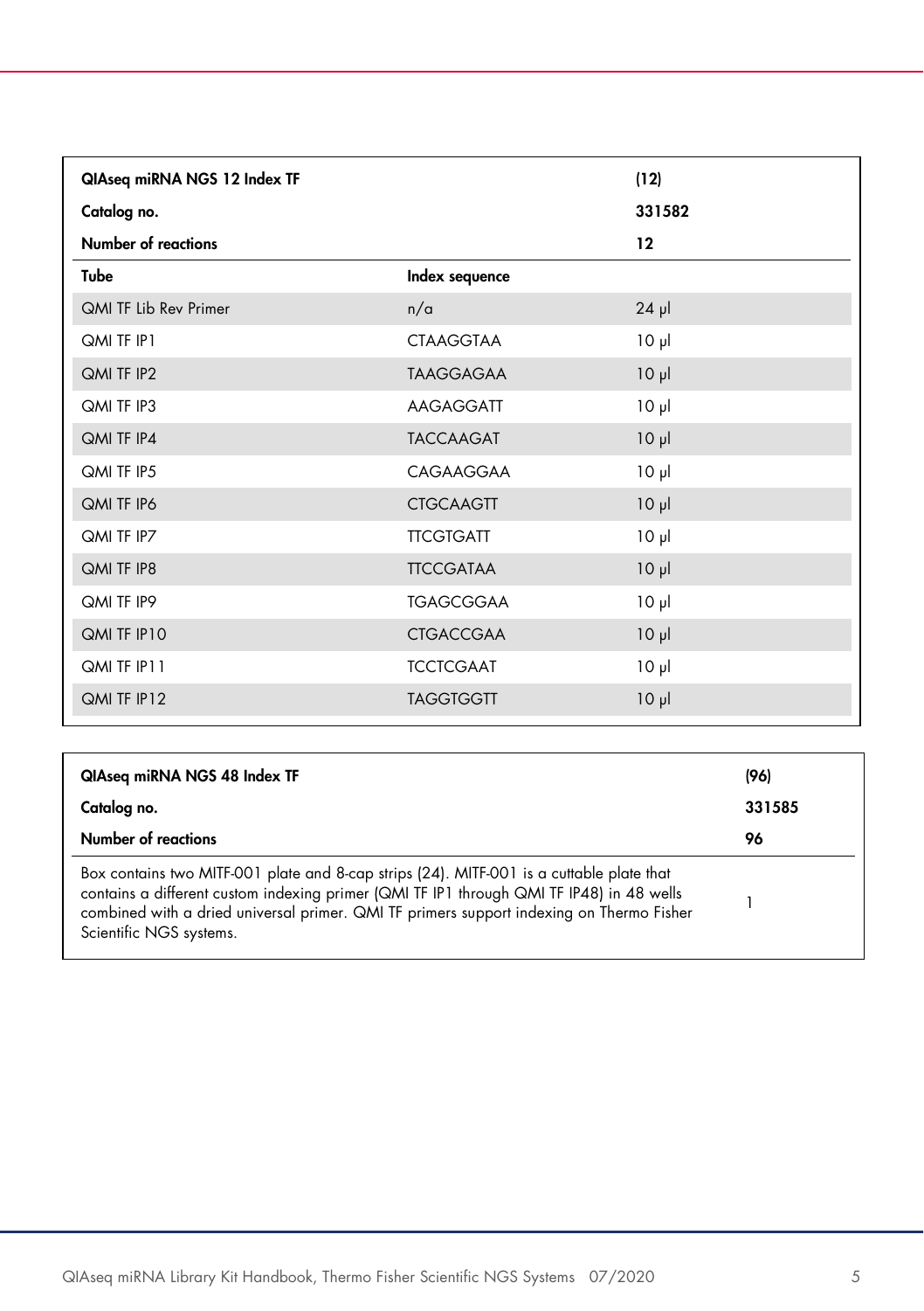| QIAseq miRNA NGS 12 Index TF | | (12) |
|---|---|---|
| **Catalog no.** | | **331582** |
| **Number of reactions** | | **12** |
| **Tube** | **Index sequence** | |
| QMI TF Lib Rev Primer | n/a | 24 µl |
| QMI TF IP1 | CTAAGGTAA | 10 µl |
| QMI TF IP2 | TAAGGAGAA | 10 µl |
| QMI TF IP3 | AAGAGGATT | 10 µl |
| QMI TF IP4 | TACCAAGAT | 10 µl |
| QMI TF IP5 | CAGAAGGAA | 10 µl |
| QMI TF IP6 | CTGCAAGTT | 10 µl |
| QMI TF IP7 | TTCGTGATT | 10 µl |
| QMI TF IP8 | TTCCGATAA | 10 µl |
| QMI TF IP9 | TGAGCGGAA | 10 µl |
| QMI TF IP10 | CTGACCGAA | 10 µl |
| QMI TF IP11 | TCCTCGAAT | 10 µl |
| QMI TF IP12 | TAGGTGGTT | 10 µl |

| QIAseq miRNA NGS 48 Index TF | (96) |
|---|---|
| **Catalog no.** | **331585** |
| **Number of reactions** | **96** |
| Box contains two MITF-001 plate and 8-cap strips (24). MITF-001 is a cuttable plate that contains a different custom indexing primer (QMI TF IP1 through QMI TF IP48) in 48 wells combined with a dried universal primer. QMI TF primers support indexing on Thermo Fisher Scientific NGS systems. | 1 |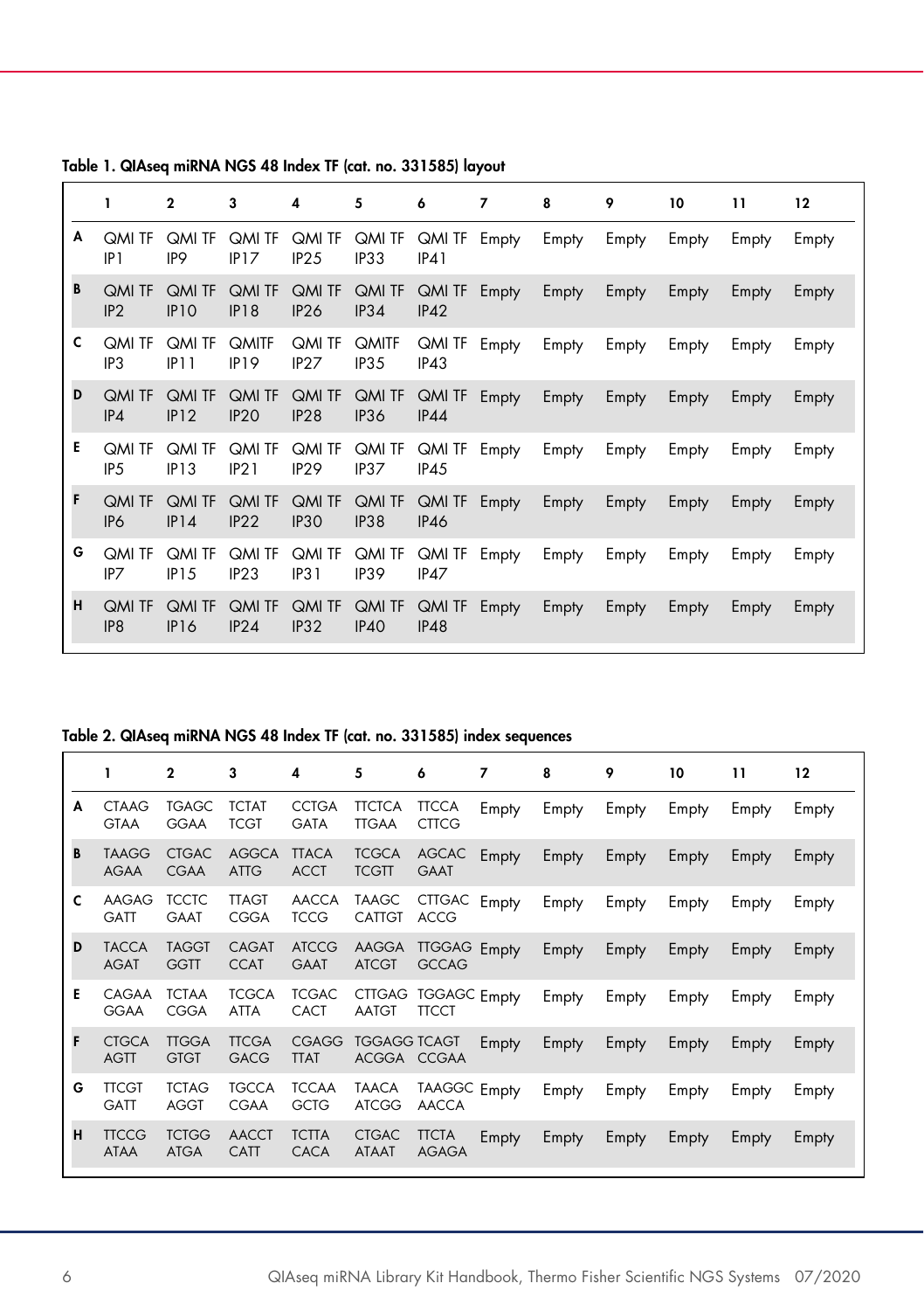**Table 1. QIAseq miRNA NGS 48 Index TF (cat. no. 331585) layout**

| | 1 | 2 | 3 | 4 | 5 | 6 | 7 | 8 | 9 | 10 | 11 | 12 |
|---|---|---|---|---|---|---|---|---|---|---|---|---|
| **A** | QMI TF IP1 | QMI TF IP9 | QMI TF IP17 | QMI TF IP25 | QMI TF IP33 | QMI TF IP41 | Empty | Empty | Empty | Empty | Empty | Empty |
| **B** | QMI TF IP2 | QMI TF IP10 | QMI TF IP18 | QMI TF IP26 | QMI TF IP34 | QMI TF IP42 | Empty | Empty | Empty | Empty | Empty | Empty |
| **C** | QMI TF IP3 | QMI TF IP11 | QMITF IP19 | QMI TF IP27 | QMITF IP35 | QMI TF IP43 | Empty | Empty | Empty | Empty | Empty | Empty |
| **D** | QMI TF IP4 | QMI TF IP12 | QMI TF IP20 | QMI TF IP28 | QMI TF IP36 | QMI TF IP44 | Empty | Empty | Empty | Empty | Empty | Empty |
| **E** | QMI TF IP5 | QMI TF IP13 | QMI TF IP21 | QMI TF IP29 | QMI TF IP37 | QMI TF IP45 | Empty | Empty | Empty | Empty | Empty | Empty |
| **F** | QMI TF IP6 | QMI TF IP14 | QMI TF IP22 | QMI TF IP30 | QMI TF IP38 | QMI TF IP46 | Empty | Empty | Empty | Empty | Empty | Empty |
| **G** | QMI TF IP7 | QMI TF IP15 | QMI TF IP23 | QMI TF IP31 | QMI TF IP39 | QMI TF IP47 | Empty | Empty | Empty | Empty | Empty | Empty |
| **H** | QMI TF IP8 | QMI TF IP16 | QMI TF IP24 | QMI TF IP32 | QMI TF IP40 | QMI TF IP48 | Empty | Empty | Empty | Empty | Empty | Empty |

**Table 2. QIAseq miRNA NGS 48 Index TF (cat. no. 331585) index sequences**

| | 1 | 2 | 3 | 4 | 5 | 6 | 7 | 8 | 9 | 10 | 11 | 12 |
|---|---|---|---|---|---|---|---|---|---|---|---|---|
| **A** | CTAAGGTAA | TGAGCGGAA | TCTATTCGT | CCTGAGATA | TTCTCATTGAA | TTCCACTTCG | Empty | Empty | Empty | Empty | Empty | Empty |
| **B** | TAAGGAGAA | CTGACCGAA | AGGCAATTG | TTACAACCT | TCGCATCGTT | AGCACGAAT | Empty | Empty | Empty | Empty | Empty | Empty |
| **C** | AAGAGGATT | TCCTCGAAT | TTAGTCGGA | AACCATCCG | TAAGCCATTGT | CTTGACACCG | Empty | Empty | Empty | Empty | Empty | Empty |
| **D** | TACCAAGAT | TAGGTGGTT | CAGATCCAT | ATCCGGAAT | AAGGAATCGT | TTGGAGGCCAG | Empty | Empty | Empty | Empty | Empty | Empty |
| **E** | CAGAAGGAA | TCTAACGGA | TCGCAATTA | TCGACCACT | CTTGAGAATGT | TGGAGCTTCCT | Empty | Empty | Empty | Empty | Empty | Empty |
| **F** | CTGCAAGTT | TTGGAGTGT | TTCGAGACG | CGAGGTTAT | TGGAGGACGGA | TCAGTCCGAA | Empty | Empty | Empty | Empty | Empty | Empty |
| **G** | TTCGTGATT | TCTAGAGGT | TGCCACGAA | TCCAAGCTG | TAACAATCGG | TAAGGCAACCA | Empty | Empty | Empty | Empty | Empty | Empty |
| **H** | TTCCGATAA | TCTGGATGA | AACCTCATT | TCTTACACA | CTGACATAAT | TTCTAAGAGA | Empty | Empty | Empty | Empty | Empty | Empty |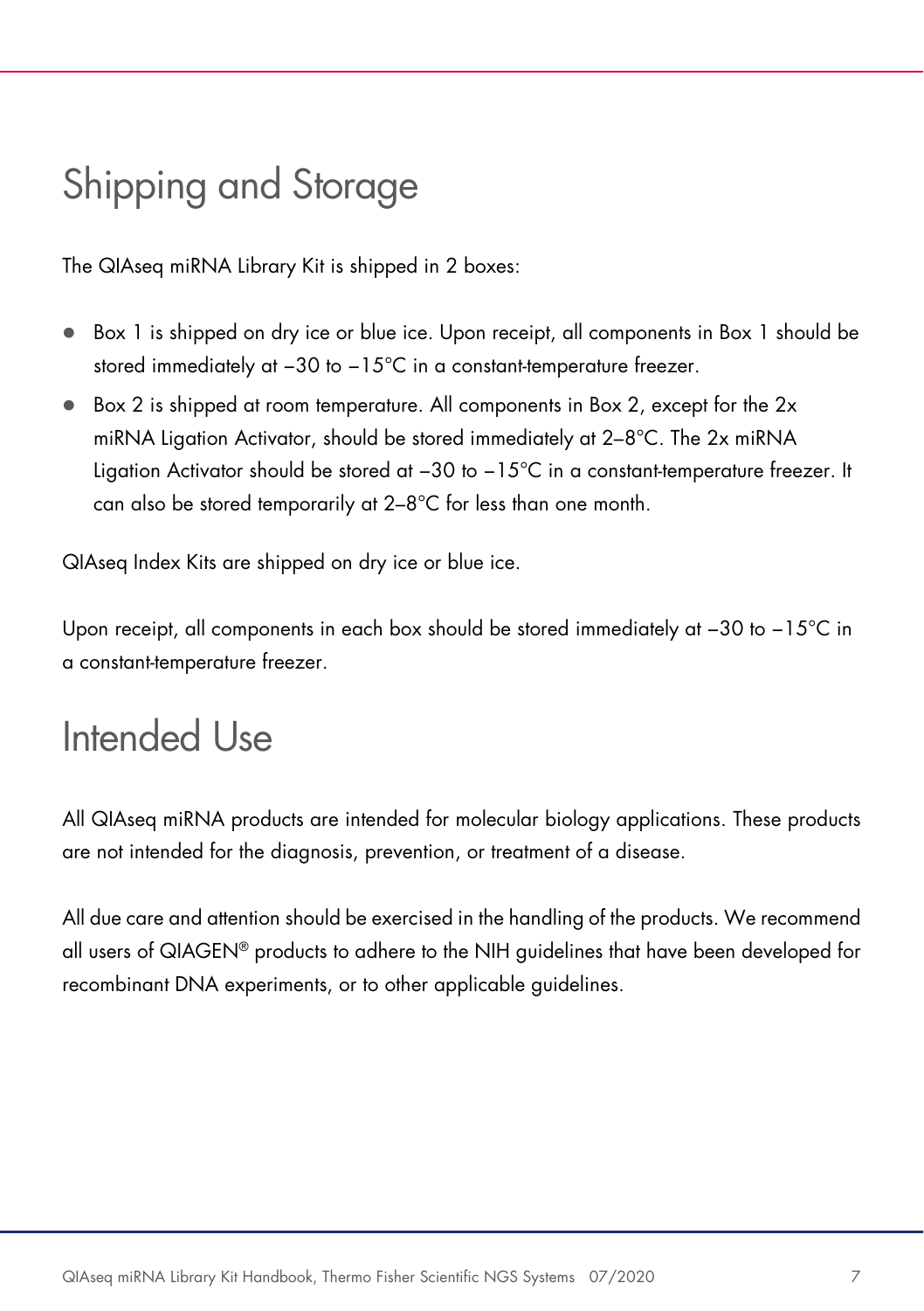# Shipping and Storage

The QIAseq miRNA Library Kit is shipped in 2 boxes:

- Box 1 is shipped on dry ice or blue ice. Upon receipt, all components in Box 1 should be stored immediately at −30 to −15°C in a constant-temperature freezer.
- Box 2 is shipped at room temperature. All components in Box 2, except for the 2x miRNA Ligation Activator, should be stored immediately at 2–8°C. The 2x miRNA Ligation Activator should be stored at −30 to −15°C in a constant-temperature freezer. It can also be stored temporarily at 2–8°C for less than one month.

QIAseq Index Kits are shipped on dry ice or blue ice.

Upon receipt, all components in each box should be stored immediately at −30 to −15°C in a constant-temperature freezer.

# Intended Use

All QIAseq miRNA products are intended for molecular biology applications. These products are not intended for the diagnosis, prevention, or treatment of a disease.

All due care and attention should be exercised in the handling of the products. We recommend all users of QIAGEN® products to adhere to the NIH guidelines that have been developed for recombinant DNA experiments, or to other applicable guidelines.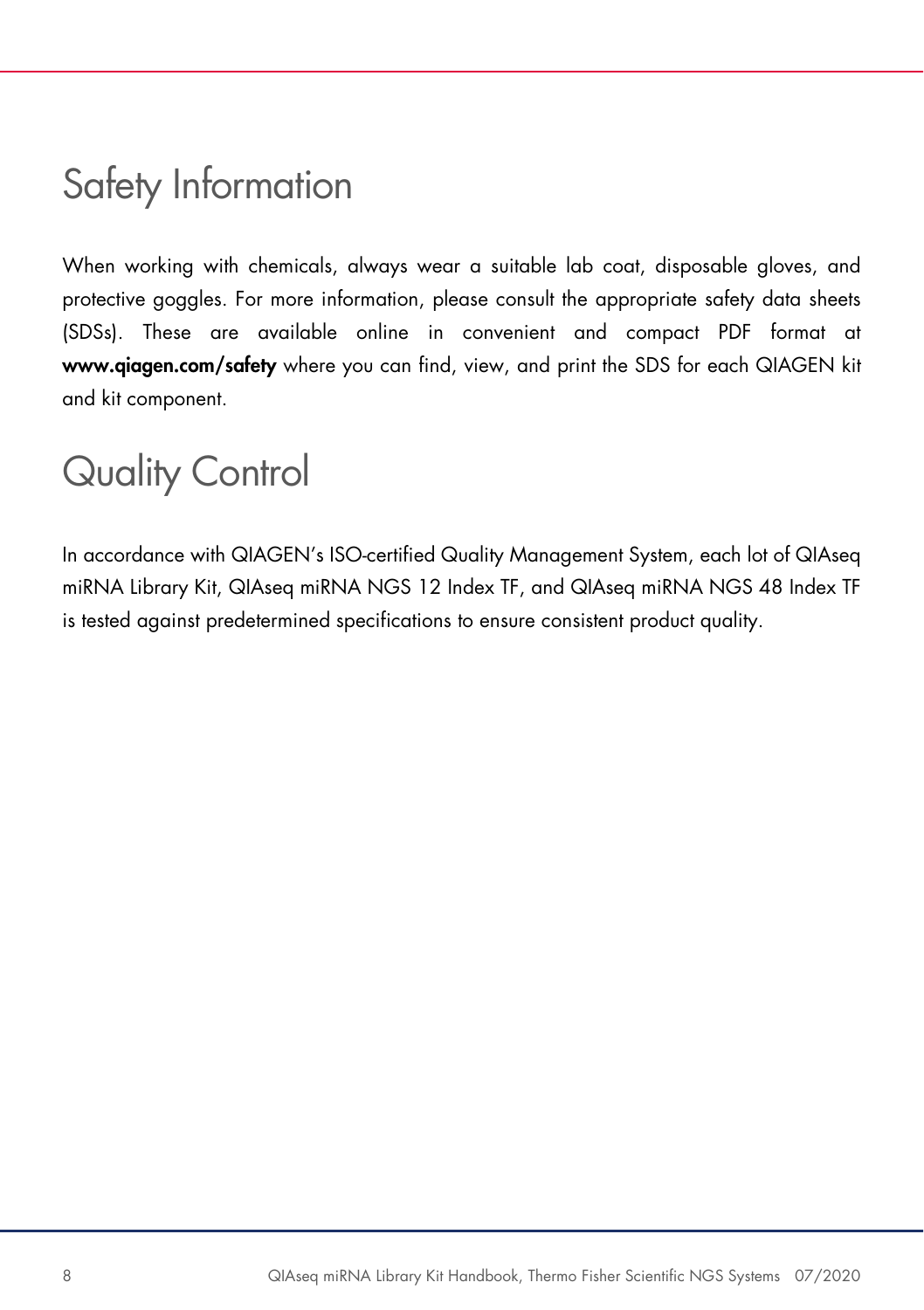# Safety Information

When working with chemicals, always wear a suitable lab coat, disposable gloves, and protective goggles. For more information, please consult the appropriate safety data sheets (SDSs). These are available online in convenient and compact PDF format at **www.qiagen.com/safety** where you can find, view, and print the SDS for each QIAGEN kit and kit component.

# Quality Control

In accordance with QIAGEN's ISO-certified Quality Management System, each lot of QIAseq miRNA Library Kit, QIAseq miRNA NGS 12 Index TF, and QIAseq miRNA NGS 48 Index TF is tested against predetermined specifications to ensure consistent product quality.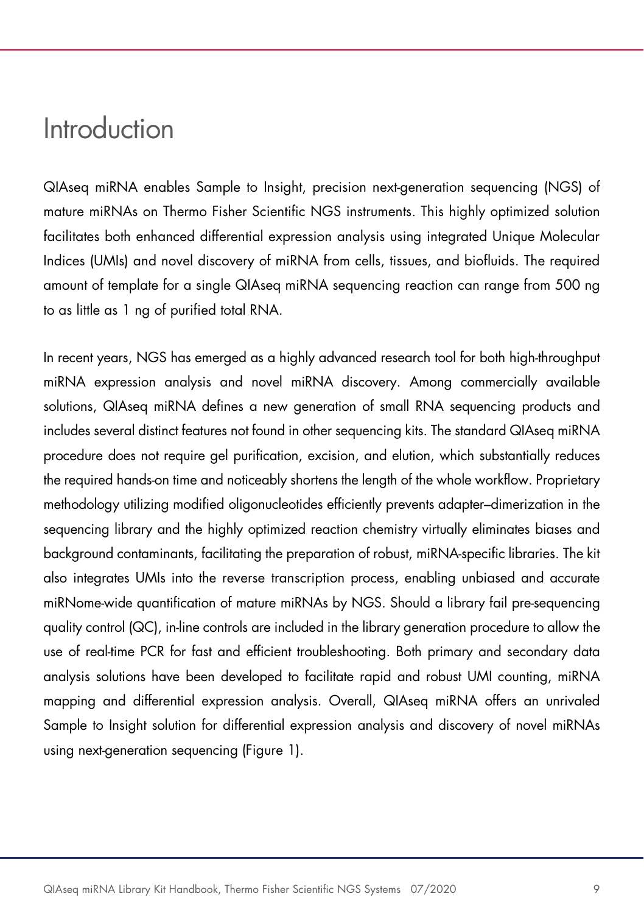# Introduction

QIAseq miRNA enables Sample to Insight, precision next-generation sequencing (NGS) of mature miRNAs on Thermo Fisher Scientific NGS instruments. This highly optimized solution facilitates both enhanced differential expression analysis using integrated Unique Molecular Indices (UMIs) and novel discovery of miRNA from cells, tissues, and biofluids. The required amount of template for a single QIAseq miRNA sequencing reaction can range from 500 ng to as little as 1 ng of purified total RNA.

In recent years, NGS has emerged as a highly advanced research tool for both high-throughput miRNA expression analysis and novel miRNA discovery. Among commercially available solutions, QIAseq miRNA defines a new generation of small RNA sequencing products and includes several distinct features not found in other sequencing kits. The standard QIAseq miRNA procedure does not require gel purification, excision, and elution, which substantially reduces the required hands-on time and noticeably shortens the length of the whole workflow. Proprietary methodology utilizing modified oligonucleotides efficiently prevents adapter–dimerization in the sequencing library and the highly optimized reaction chemistry virtually eliminates biases and background contaminants, facilitating the preparation of robust, miRNA-specific libraries. The kit also integrates UMIs into the reverse transcription process, enabling unbiased and accurate miRNome-wide quantification of mature miRNAs by NGS. Should a library fail pre-sequencing quality control (QC), in-line controls are included in the library generation procedure to allow the use of real-time PCR for fast and efficient troubleshooting. Both primary and secondary data analysis solutions have been developed to facilitate rapid and robust UMI counting, miRNA mapping and differential expression analysis. Overall, QIAseq miRNA offers an unrivaled Sample to Insight solution for differential expression analysis and discovery of novel miRNAs using next-generation sequencing (Figure 1).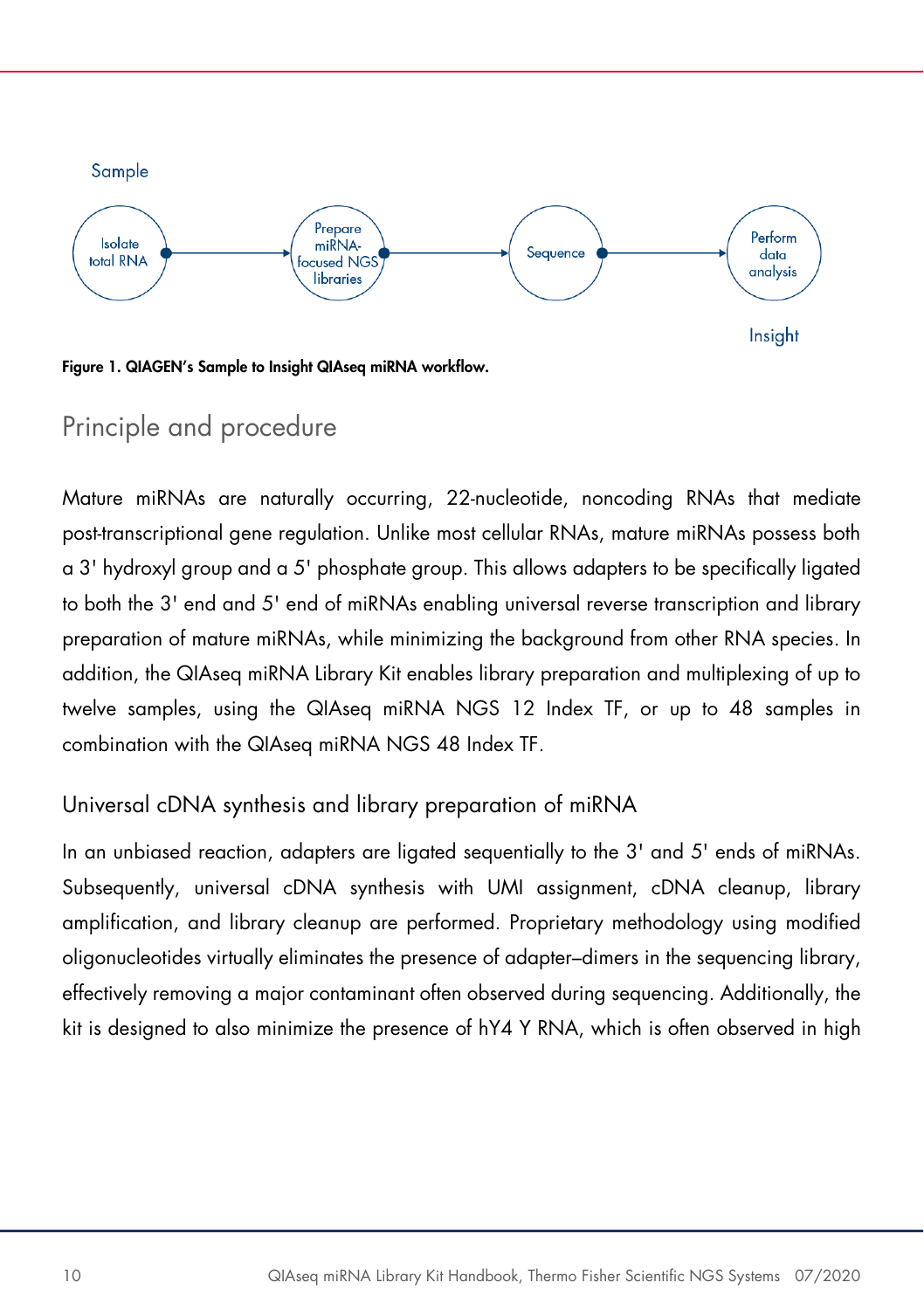Sample

Isolate total RNA → Prepare miRNA-focused NGS libraries → Sequence → Perform data analysis

Insight

**Figure 1. QIAGEN's Sample to Insight QIAseq miRNA workflow.**

## Principle and procedure

Mature miRNAs are naturally occurring, 22-nucleotide, noncoding RNAs that mediate post-transcriptional gene regulation. Unlike most cellular RNAs, mature miRNAs possess both a 3' hydroxyl group and a 5' phosphate group. This allows adapters to be specifically ligated to both the 3' end and 5' end of miRNAs enabling universal reverse transcription and library preparation of mature miRNAs, while minimizing the background from other RNA species. In addition, the QIAseq miRNA Library Kit enables library preparation and multiplexing of up to twelve samples, using the QIAseq miRNA NGS 12 Index TF, or up to 48 samples in combination with the QIAseq miRNA NGS 48 Index TF.

### Universal cDNA synthesis and library preparation of miRNA

In an unbiased reaction, adapters are ligated sequentially to the 3' and 5' ends of miRNAs. Subsequently, universal cDNA synthesis with UMI assignment, cDNA cleanup, library amplification, and library cleanup are performed. Proprietary methodology using modified oligonucleotides virtually eliminates the presence of adapter–dimers in the sequencing library, effectively removing a major contaminant often observed during sequencing. Additionally, the kit is designed to also minimize the presence of hY4 Y RNA, which is often observed in high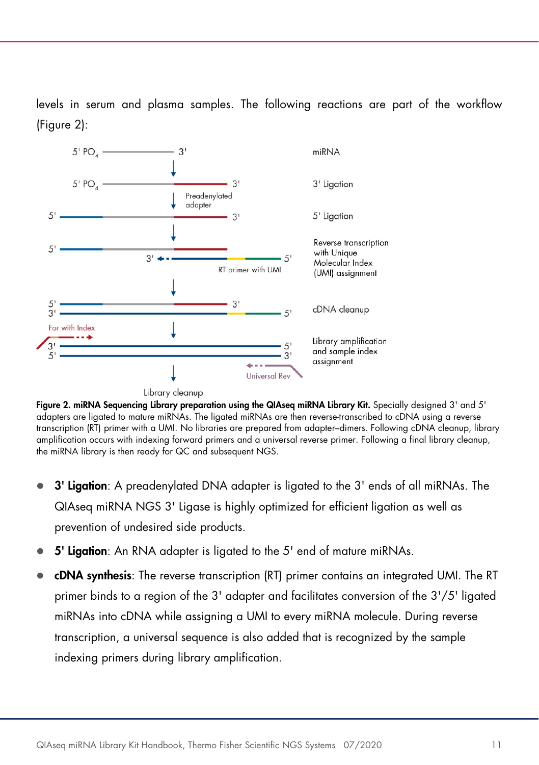levels in serum and plasma samples. The following reactions are part of the workflow (Figure 2):

**Figure 2. miRNA Sequencing Library preparation using the QIAseq miRNA Library Kit.** Specially designed 3' and 5' adapters are ligated to mature miRNAs. The ligated miRNAs are then reverse-transcribed to cDNA using a reverse transcription (RT) primer with a UMI. No libraries are prepared from adapter–dimers. Following cDNA cleanup, library amplification occurs with indexing forward primers and a universal reverse primer. Following a final library cleanup, the miRNA library is then ready for QC and subsequent NGS.

- **3' Ligation**: A preadenylated DNA adapter is ligated to the 3' ends of all miRNAs. The QIAseq miRNA NGS 3' Ligase is highly optimized for efficient ligation as well as prevention of undesired side products.
- **5' Ligation**: An RNA adapter is ligated to the 5' end of mature miRNAs.
- **cDNA synthesis**: The reverse transcription (RT) primer contains an integrated UMI. The RT primer binds to a region of the 3' adapter and facilitates conversion of the 3'/5' ligated miRNAs into cDNA while assigning a UMI to every miRNA molecule. During reverse transcription, a universal sequence is also added that is recognized by the sample indexing primers during library amplification.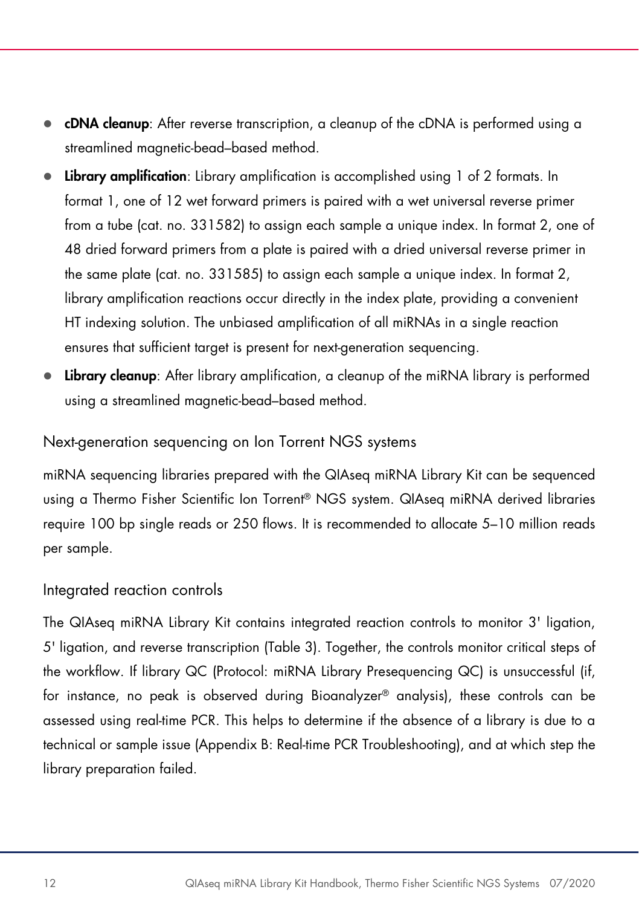- **cDNA cleanup**: After reverse transcription, a cleanup of the cDNA is performed using a streamlined magnetic-bead–based method.
- **Library amplification**: Library amplification is accomplished using 1 of 2 formats. In format 1, one of 12 wet forward primers is paired with a wet universal reverse primer from a tube (cat. no. 331582) to assign each sample a unique index. In format 2, one of 48 dried forward primers from a plate is paired with a dried universal reverse primer in the same plate (cat. no. 331585) to assign each sample a unique index. In format 2, library amplification reactions occur directly in the index plate, providing a convenient HT indexing solution. The unbiased amplification of all miRNAs in a single reaction ensures that sufficient target is present for next-generation sequencing.
- **Library cleanup**: After library amplification, a cleanup of the miRNA library is performed using a streamlined magnetic-bead–based method.

## Next-generation sequencing on Ion Torrent NGS systems

miRNA sequencing libraries prepared with the QIAseq miRNA Library Kit can be sequenced using a Thermo Fisher Scientific Ion Torrent® NGS system. QIAseq miRNA derived libraries require 100 bp single reads or 250 flows. It is recommended to allocate 5–10 million reads per sample.

## Integrated reaction controls

The QIAseq miRNA Library Kit contains integrated reaction controls to monitor 3' ligation, 5' ligation, and reverse transcription (Table 3). Together, the controls monitor critical steps of the workflow. If library QC (Protocol: miRNA Library Presequencing QC) is unsuccessful (if, for instance, no peak is observed during Bioanalyzer® analysis), these controls can be assessed using real-time PCR. This helps to determine if the absence of a library is due to a technical or sample issue (Appendix B: Real-time PCR Troubleshooting), and at which step the library preparation failed.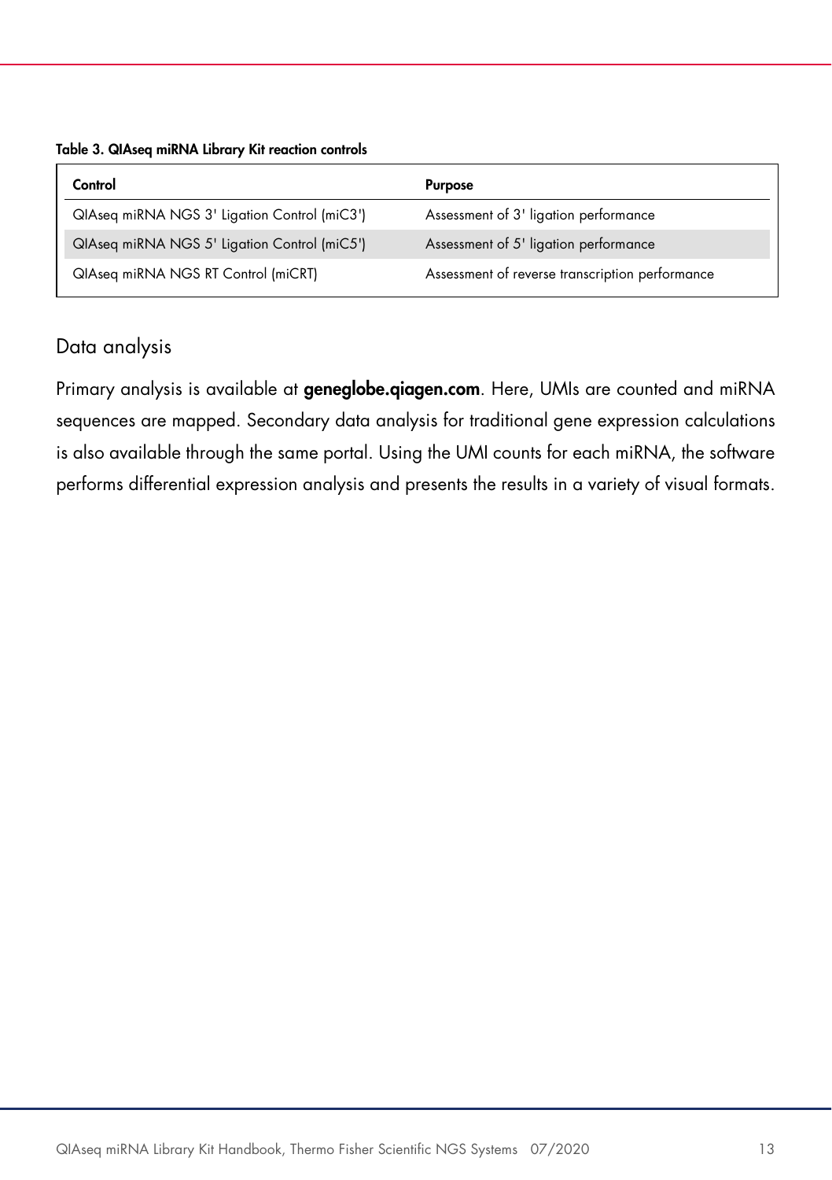**Table 3. QIAseq miRNA Library Kit reaction controls**

| Control | Purpose |
| --- | --- |
| QIAseq miRNA NGS 3' Ligation Control (miC3') | Assessment of 3' ligation performance |
| QIAseq miRNA NGS 5' Ligation Control (miC5') | Assessment of 5' ligation performance |
| QIAseq miRNA NGS RT Control (miCRT) | Assessment of reverse transcription performance |

## Data analysis

Primary analysis is available at **geneglobe.qiagen.com**. Here, UMIs are counted and miRNA sequences are mapped. Secondary data analysis for traditional gene expression calculations is also available through the same portal. Using the UMI counts for each miRNA, the software performs differential expression analysis and presents the results in a variety of visual formats.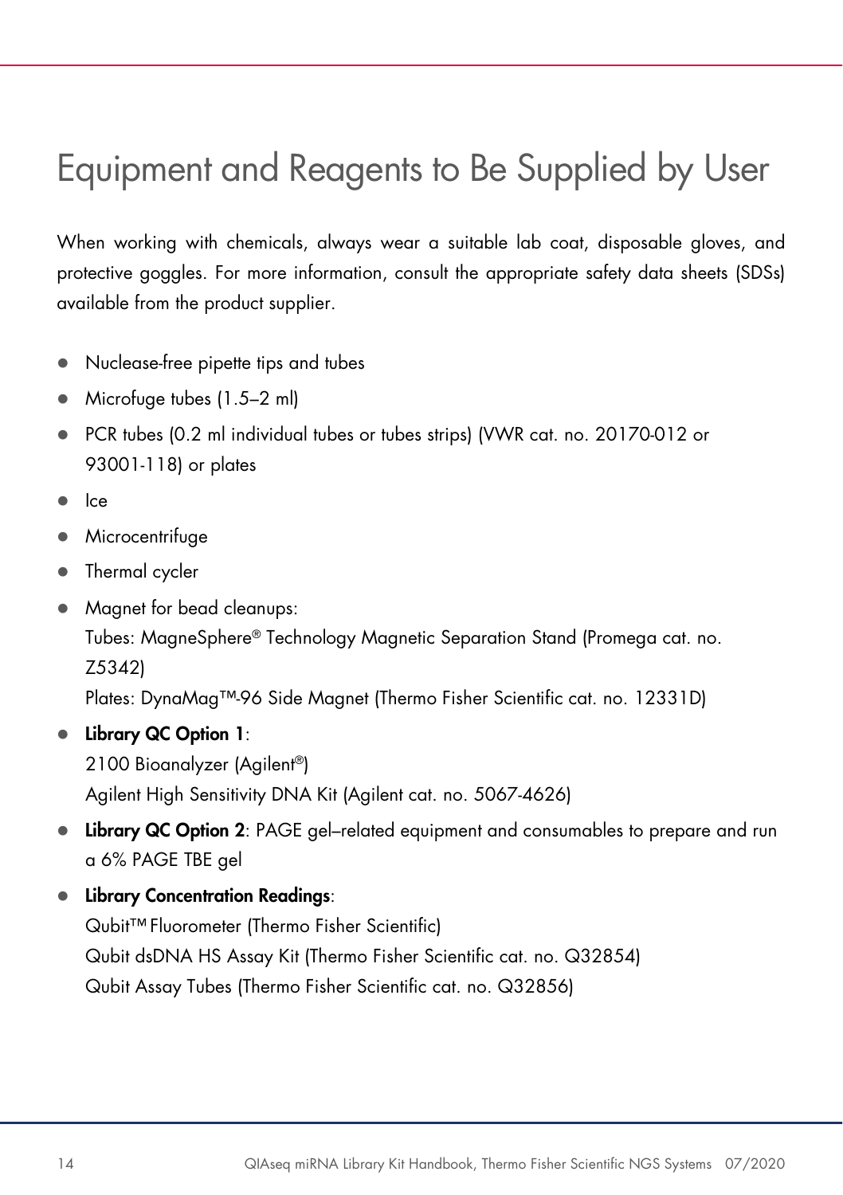# Equipment and Reagents to Be Supplied by User

When working with chemicals, always wear a suitable lab coat, disposable gloves, and protective goggles. For more information, consult the appropriate safety data sheets (SDSs) available from the product supplier.

- Nuclease-free pipette tips and tubes
- Microfuge tubes (1.5–2 ml)
- PCR tubes (0.2 ml individual tubes or tubes strips) (VWR cat. no. 20170-012 or 93001-118) or plates
- Ice
- Microcentrifuge
- Thermal cycler
- Magnet for bead cleanups:
  Tubes: MagneSphere® Technology Magnetic Separation Stand (Promega cat. no. Z5342)
  Plates: DynaMag™-96 Side Magnet (Thermo Fisher Scientific cat. no. 12331D)
- **Library QC Option 1**:
  2100 Bioanalyzer (Agilent®)
  Agilent High Sensitivity DNA Kit (Agilent cat. no. 5067-4626)
- **Library QC Option 2**: PAGE gel–related equipment and consumables to prepare and run a 6% PAGE TBE gel
- **Library Concentration Readings**:
  Qubit™ Fluorometer (Thermo Fisher Scientific)
  Qubit dsDNA HS Assay Kit (Thermo Fisher Scientific cat. no. Q32854)
  Qubit Assay Tubes (Thermo Fisher Scientific cat. no. Q32856)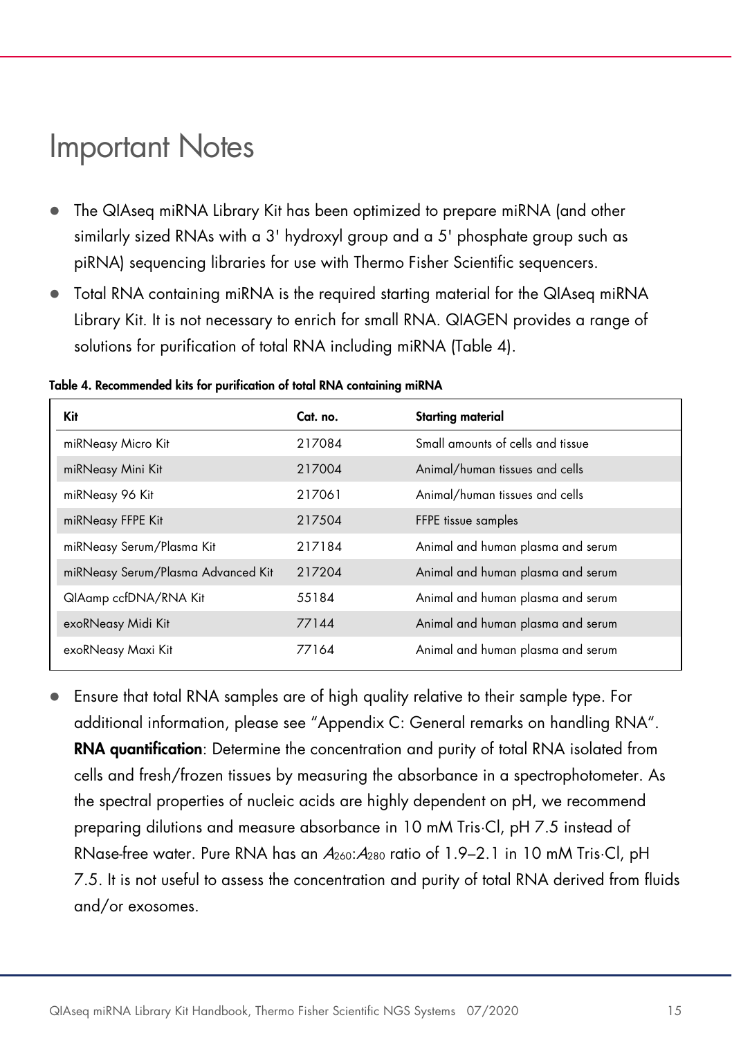# Important Notes

- The QIAseq miRNA Library Kit has been optimized to prepare miRNA (and other similarly sized RNAs with a 3' hydroxyl group and a 5' phosphate group such as piRNA) sequencing libraries for use with Thermo Fisher Scientific sequencers.
- Total RNA containing miRNA is the required starting material for the QIAseq miRNA Library Kit. It is not necessary to enrich for small RNA. QIAGEN provides a range of solutions for purification of total RNA including miRNA (Table 4).

**Table 4. Recommended kits for purification of total RNA containing miRNA**

| Kit | Cat. no. | Starting material |
|---|---|---|
| miRNeasy Micro Kit | 217084 | Small amounts of cells and tissue |
| miRNeasy Mini Kit | 217004 | Animal/human tissues and cells |
| miRNeasy 96 Kit | 217061 | Animal/human tissues and cells |
| miRNeasy FFPE Kit | 217504 | FFPE tissue samples |
| miRNeasy Serum/Plasma Kit | 217184 | Animal and human plasma and serum |
| miRNeasy Serum/Plasma Advanced Kit | 217204 | Animal and human plasma and serum |
| QIAamp ccfDNA/RNA Kit | 55184 | Animal and human plasma and serum |
| exoRNeasy Midi Kit | 77144 | Animal and human plasma and serum |
| exoRNeasy Maxi Kit | 77164 | Animal and human plasma and serum |

- Ensure that total RNA samples are of high quality relative to their sample type. For additional information, please see "Appendix C: General remarks on handling RNA".
  **RNA quantification**: Determine the concentration and purity of total RNA isolated from cells and fresh/frozen tissues by measuring the absorbance in a spectrophotometer. As the spectral properties of nucleic acids are highly dependent on pH, we recommend preparing dilutions and measure absorbance in 10 mM Tris·Cl, pH 7.5 instead of RNase-free water. Pure RNA has an $A_{260}$:$A_{280}$ ratio of 1.9–2.1 in 10 mM Tris·Cl, pH 7.5. It is not useful to assess the concentration and purity of total RNA derived from fluids and/or exosomes.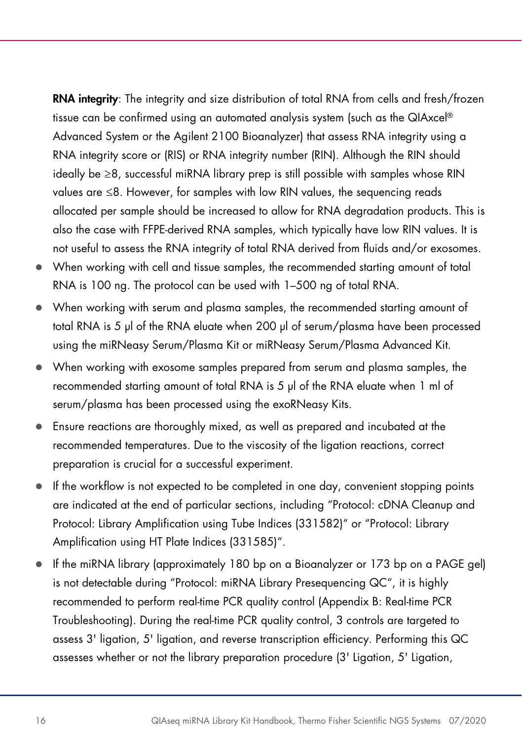**RNA integrity**: The integrity and size distribution of total RNA from cells and fresh/frozen tissue can be confirmed using an automated analysis system (such as the QIAxcel® Advanced System or the Agilent 2100 Bioanalyzer) that assess RNA integrity using a RNA integrity score or (RIS) or RNA integrity number (RIN). Although the RIN should ideally be ≥8, successful miRNA library prep is still possible with samples whose RIN values are ≤8. However, for samples with low RIN values, the sequencing reads allocated per sample should be increased to allow for RNA degradation products. This is also the case with FFPE-derived RNA samples, which typically have low RIN values. It is not useful to assess the RNA integrity of total RNA derived from fluids and/or exosomes.

- When working with cell and tissue samples, the recommended starting amount of total RNA is 100 ng. The protocol can be used with 1–500 ng of total RNA.
- When working with serum and plasma samples, the recommended starting amount of total RNA is 5 µl of the RNA eluate when 200 µl of serum/plasma have been processed using the miRNeasy Serum/Plasma Kit or miRNeasy Serum/Plasma Advanced Kit.
- When working with exosome samples prepared from serum and plasma samples, the recommended starting amount of total RNA is 5 µl of the RNA eluate when 1 ml of serum/plasma has been processed using the exoRNeasy Kits.
- Ensure reactions are thoroughly mixed, as well as prepared and incubated at the recommended temperatures. Due to the viscosity of the ligation reactions, correct preparation is crucial for a successful experiment.
- If the workflow is not expected to be completed in one day, convenient stopping points are indicated at the end of particular sections, including "Protocol: cDNA Cleanup and Protocol: Library Amplification using Tube Indices (331582)" or "Protocol: Library Amplification using HT Plate Indices (331585)".
- If the miRNA library (approximately 180 bp on a Bioanalyzer or 173 bp on a PAGE gel) is not detectable during "Protocol: miRNA Library Presequencing QC", it is highly recommended to perform real-time PCR quality control (Appendix B: Real-time PCR Troubleshooting). During the real-time PCR quality control, 3 controls are targeted to assess 3' ligation, 5' ligation, and reverse transcription efficiency. Performing this QC assesses whether or not the library preparation procedure (3' Ligation, 5' Ligation,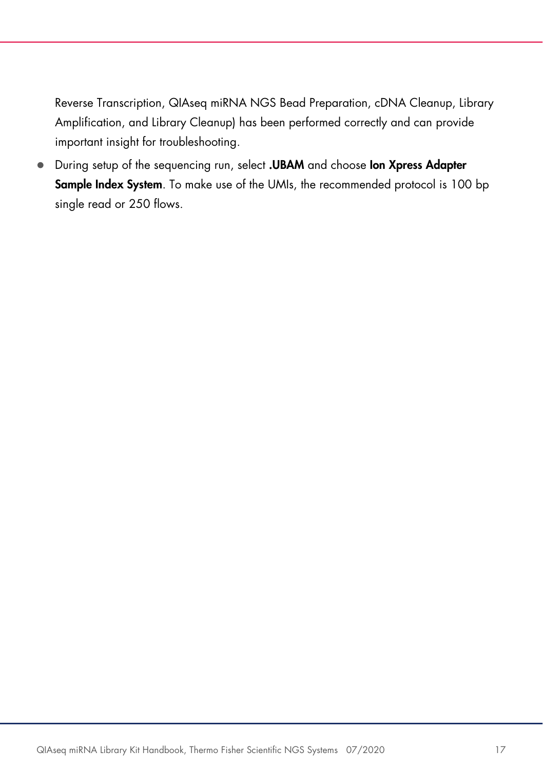Reverse Transcription, QIAseq miRNA NGS Bead Preparation, cDNA Cleanup, Library Amplification, and Library Cleanup) has been performed correctly and can provide important insight for troubleshooting.

- During setup of the sequencing run, select **.UBAM** and choose **Ion Xpress Adapter Sample Index System**. To make use of the UMIs, the recommended protocol is 100 bp single read or 250 flows.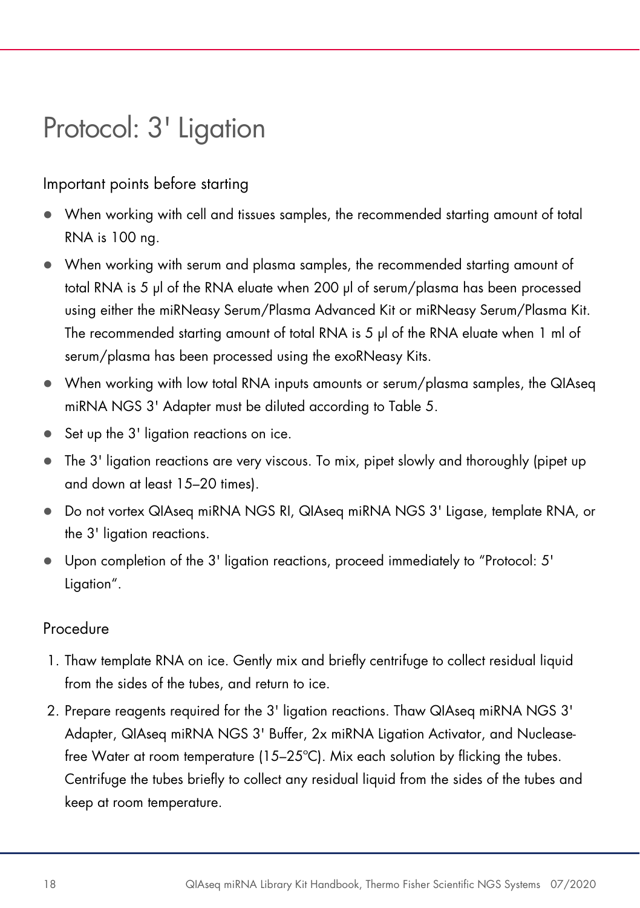# Protocol: 3' Ligation

## Important points before starting

- When working with cell and tissues samples, the recommended starting amount of total RNA is 100 ng.
- When working with serum and plasma samples, the recommended starting amount of total RNA is 5 µl of the RNA eluate when 200 µl of serum/plasma has been processed using either the miRNeasy Serum/Plasma Advanced Kit or miRNeasy Serum/Plasma Kit. The recommended starting amount of total RNA is 5 µl of the RNA eluate when 1 ml of serum/plasma has been processed using the exoRNeasy Kits.
- When working with low total RNA inputs amounts or serum/plasma samples, the QIAseq miRNA NGS 3' Adapter must be diluted according to Table 5.
- Set up the 3' ligation reactions on ice.
- The 3' ligation reactions are very viscous. To mix, pipet slowly and thoroughly (pipet up and down at least 15–20 times).
- Do not vortex QIAseq miRNA NGS RI, QIAseq miRNA NGS 3' Ligase, template RNA, or the 3' ligation reactions.
- Upon completion of the 3' ligation reactions, proceed immediately to "Protocol: 5' Ligation".

## Procedure

1. Thaw template RNA on ice. Gently mix and briefly centrifuge to collect residual liquid from the sides of the tubes, and return to ice.
2. Prepare reagents required for the 3' ligation reactions. Thaw QIAseq miRNA NGS 3' Adapter, QIAseq miRNA NGS 3' Buffer, 2x miRNA Ligation Activator, and Nuclease-free Water at room temperature (15–25ºC). Mix each solution by flicking the tubes. Centrifuge the tubes briefly to collect any residual liquid from the sides of the tubes and keep at room temperature.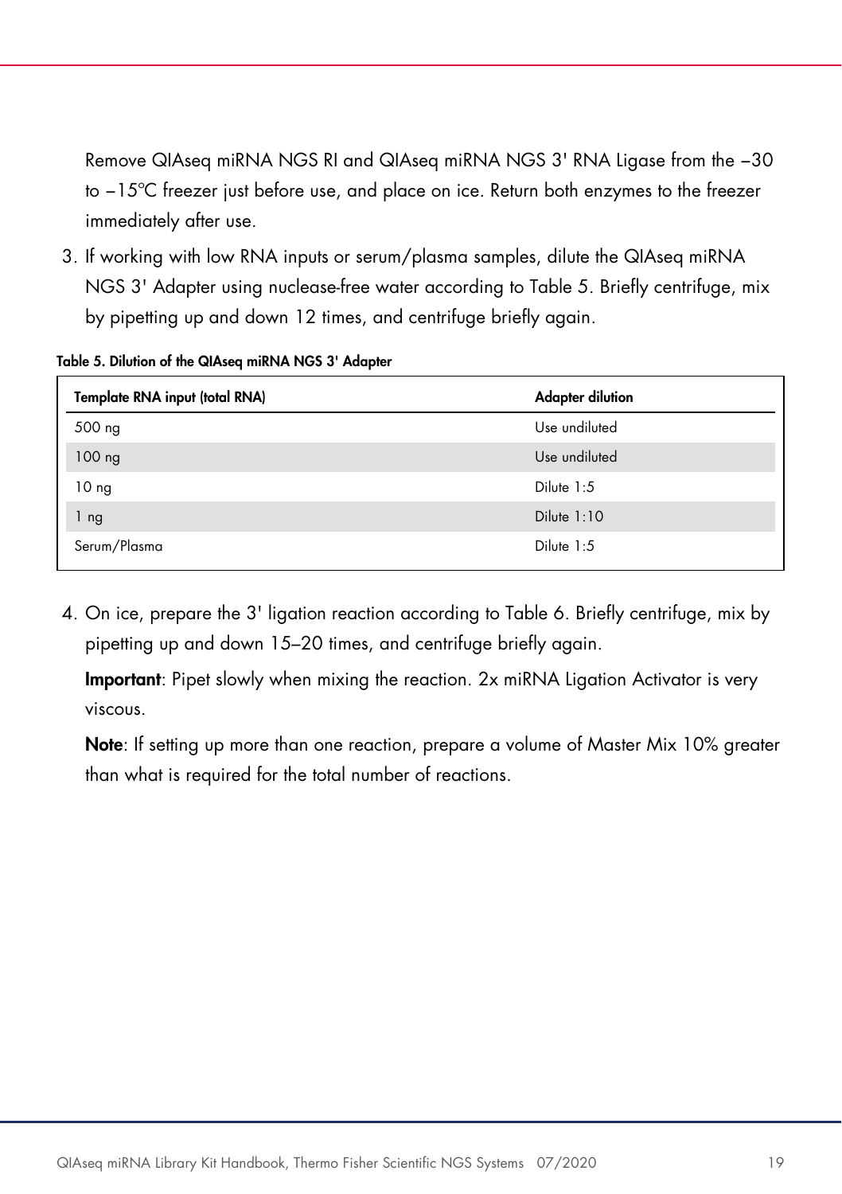Remove QIAseq miRNA NGS RI and QIAseq miRNA NGS 3' RNA Ligase from the −30 to −15°C freezer just before use, and place on ice. Return both enzymes to the freezer immediately after use.

3. If working with low RNA inputs or serum/plasma samples, dilute the QIAseq miRNA NGS 3' Adapter using nuclease-free water according to Table 5. Briefly centrifuge, mix by pipetting up and down 12 times, and centrifuge briefly again.

**Table 5. Dilution of the QIAseq miRNA NGS 3' Adapter**

| Template RNA input (total RNA) | Adapter dilution |
|---|---|
| 500 ng | Use undiluted |
| 100 ng | Use undiluted |
| 10 ng | Dilute 1:5 |
| 1 ng | Dilute 1:10 |
| Serum/Plasma | Dilute 1:5 |

4. On ice, prepare the 3' ligation reaction according to Table 6. Briefly centrifuge, mix by pipetting up and down 15–20 times, and centrifuge briefly again.

   **Important**: Pipet slowly when mixing the reaction. 2x miRNA Ligation Activator is very viscous.

   **Note**: If setting up more than one reaction, prepare a volume of Master Mix 10% greater than what is required for the total number of reactions.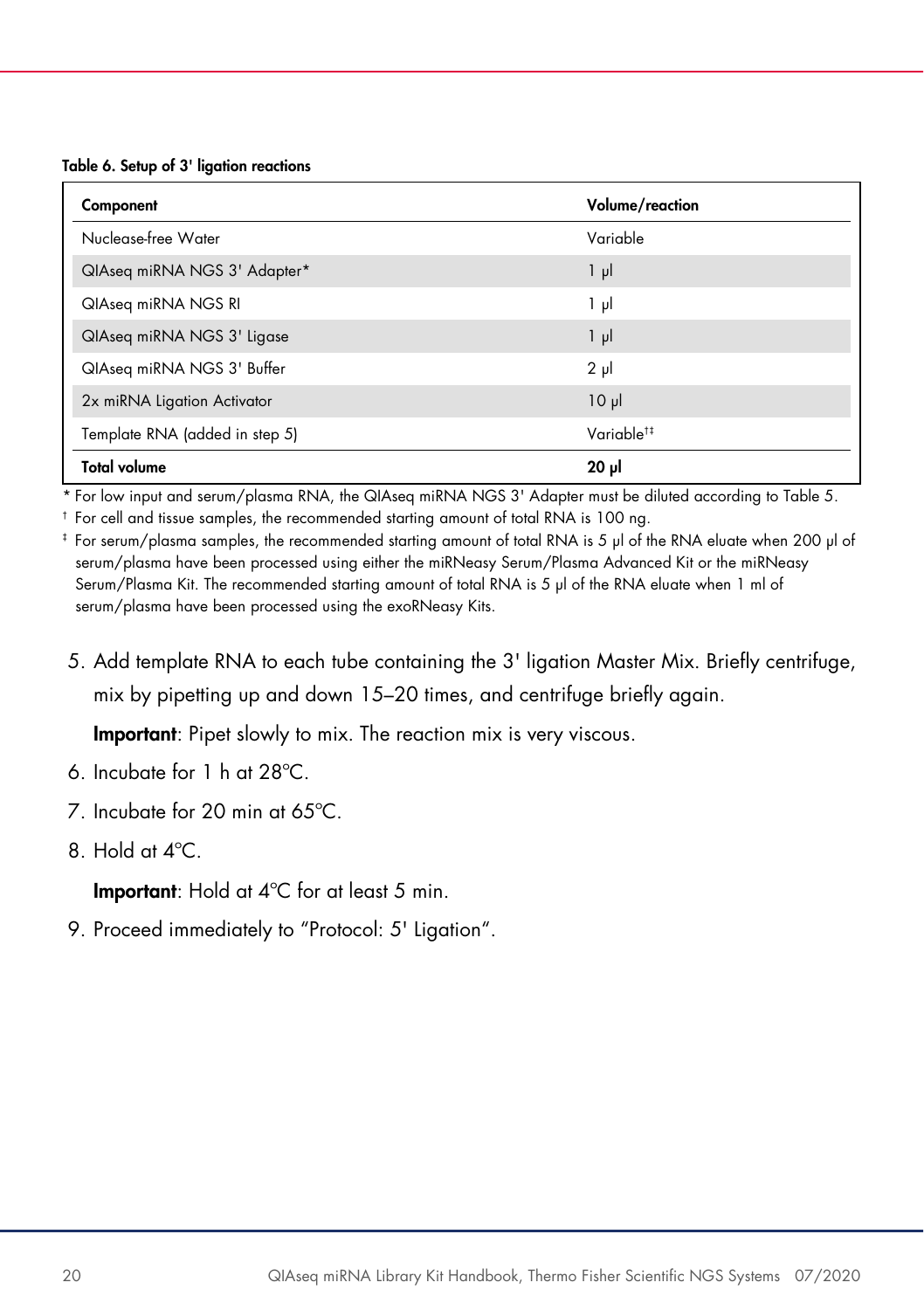**Table 6. Setup of 3' ligation reactions**

| Component | Volume/reaction |
|---|---|
| Nuclease-free Water | Variable |
| QIAseq miRNA NGS 3' Adapter* | 1 µl |
| QIAseq miRNA NGS RI | 1 µl |
| QIAseq miRNA NGS 3' Ligase | 1 µl |
| QIAseq miRNA NGS 3' Buffer | 2 µl |
| 2x miRNA Ligation Activator | 10 µl |
| Template RNA (added in step 5) | Variable†‡ |
| **Total volume** | **20 µl** |

\* For low input and serum/plasma RNA, the QIAseq miRNA NGS 3' Adapter must be diluted according to Table 5.

† For cell and tissue samples, the recommended starting amount of total RNA is 100 ng.

‡ For serum/plasma samples, the recommended starting amount of total RNA is 5 µl of the RNA eluate when 200 µl of serum/plasma have been processed using either the miRNeasy Serum/Plasma Advanced Kit or the miRNeasy Serum/Plasma Kit. The recommended starting amount of total RNA is 5 µl of the RNA eluate when 1 ml of serum/plasma have been processed using the exoRNeasy Kits.

5. Add template RNA to each tube containing the 3' ligation Master Mix. Briefly centrifuge, mix by pipetting up and down 15–20 times, and centrifuge briefly again.

   **Important**: Pipet slowly to mix. The reaction mix is very viscous.

6. Incubate for 1 h at 28°C.
7. Incubate for 20 min at 65°C.
8. Hold at 4°C.

   **Important**: Hold at 4°C for at least 5 min.

9. Proceed immediately to "Protocol: 5' Ligation".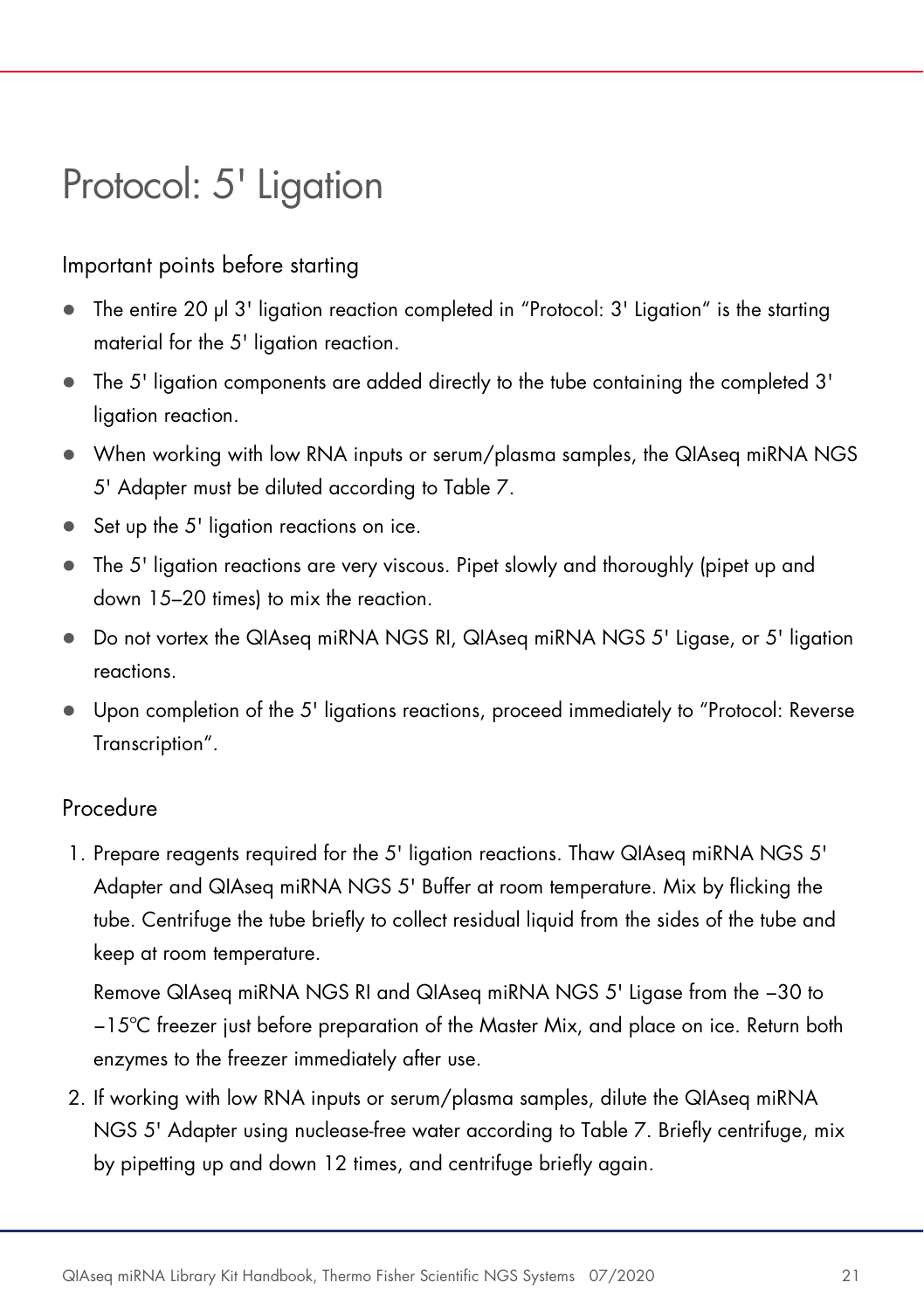# Protocol: 5' Ligation

## Important points before starting

- The entire 20 µl 3' ligation reaction completed in "Protocol: 3' Ligation" is the starting material for the 5' ligation reaction.
- The 5' ligation components are added directly to the tube containing the completed 3' ligation reaction.
- When working with low RNA inputs or serum/plasma samples, the QIAseq miRNA NGS 5' Adapter must be diluted according to Table 7.
- Set up the 5' ligation reactions on ice.
- The 5' ligation reactions are very viscous. Pipet slowly and thoroughly (pipet up and down 15–20 times) to mix the reaction.
- Do not vortex the QIAseq miRNA NGS RI, QIAseq miRNA NGS 5' Ligase, or 5' ligation reactions.
- Upon completion of the 5' ligations reactions, proceed immediately to "Protocol: Reverse Transcription".

## Procedure

1. Prepare reagents required for the 5' ligation reactions. Thaw QIAseq miRNA NGS 5' Adapter and QIAseq miRNA NGS 5' Buffer at room temperature. Mix by flicking the tube. Centrifuge the tube briefly to collect residual liquid from the sides of the tube and keep at room temperature.

   Remove QIAseq miRNA NGS RI and QIAseq miRNA NGS 5' Ligase from the −30 to −15°C freezer just before preparation of the Master Mix, and place on ice. Return both enzymes to the freezer immediately after use.

2. If working with low RNA inputs or serum/plasma samples, dilute the QIAseq miRNA NGS 5' Adapter using nuclease-free water according to Table 7. Briefly centrifuge, mix by pipetting up and down 12 times, and centrifuge briefly again.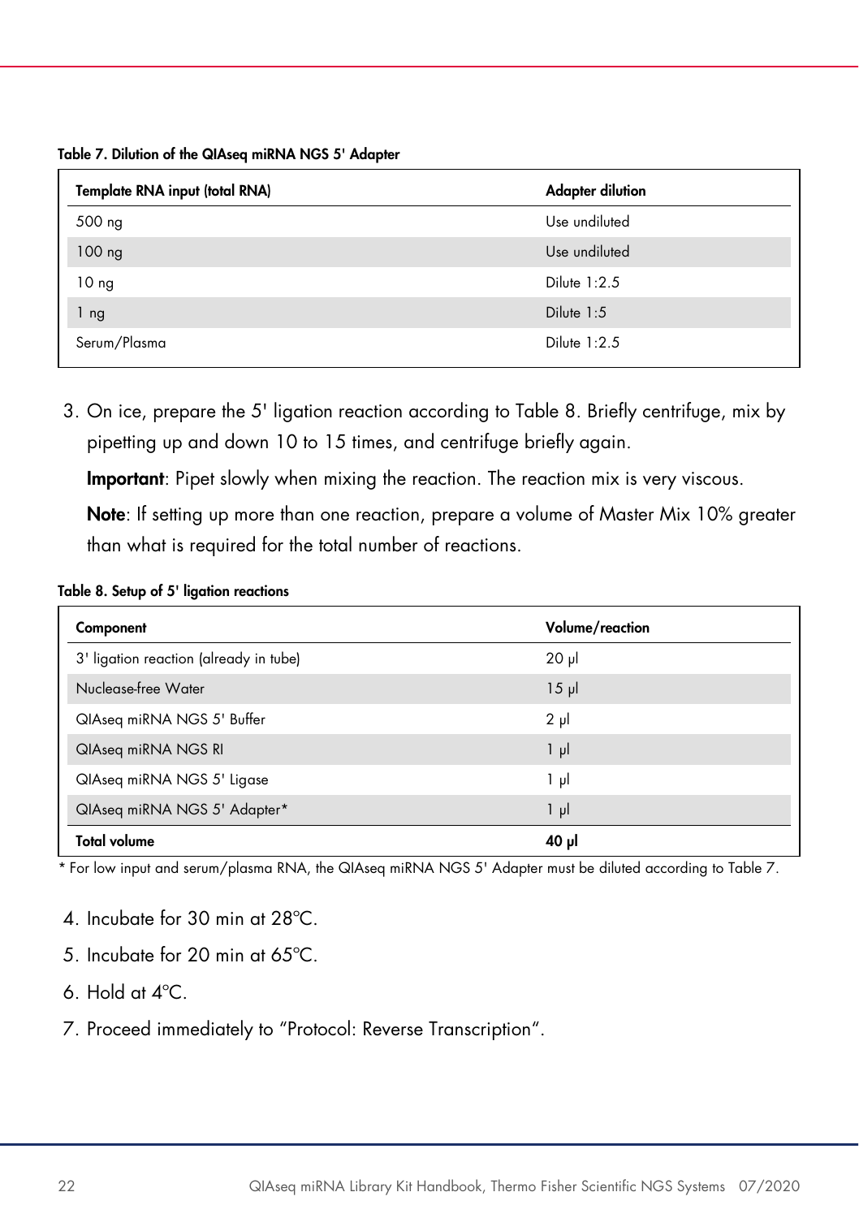**Table 7. Dilution of the QIAseq miRNA NGS 5' Adapter**

| Template RNA input (total RNA) | Adapter dilution |
|---|---|
| 500 ng | Use undiluted |
| 100 ng | Use undiluted |
| 10 ng | Dilute 1:2.5 |
| 1 ng | Dilute 1:5 |
| Serum/Plasma | Dilute 1:2.5 |

3. On ice, prepare the 5' ligation reaction according to Table 8. Briefly centrifuge, mix by pipetting up and down 10 to 15 times, and centrifuge briefly again.

   **Important**: Pipet slowly when mixing the reaction. The reaction mix is very viscous.

   **Note**: If setting up more than one reaction, prepare a volume of Master Mix 10% greater than what is required for the total number of reactions.

**Table 8. Setup of 5' ligation reactions**

| Component | Volume/reaction |
|---|---|
| 3' ligation reaction (already in tube) | 20 µl |
| Nuclease-free Water | 15 µl |
| QIAseq miRNA NGS 5' Buffer | 2 µl |
| QIAseq miRNA NGS RI | 1 µl |
| QIAseq miRNA NGS 5' Ligase | 1 µl |
| QIAseq miRNA NGS 5' Adapter* | 1 µl |
| **Total volume** | **40 µl** |

* For low input and serum/plasma RNA, the QIAseq miRNA NGS 5' Adapter must be diluted according to Table 7.

4. Incubate for 30 min at 28°C.
5. Incubate for 20 min at 65°C.
6. Hold at 4°C.
7. Proceed immediately to "Protocol: Reverse Transcription".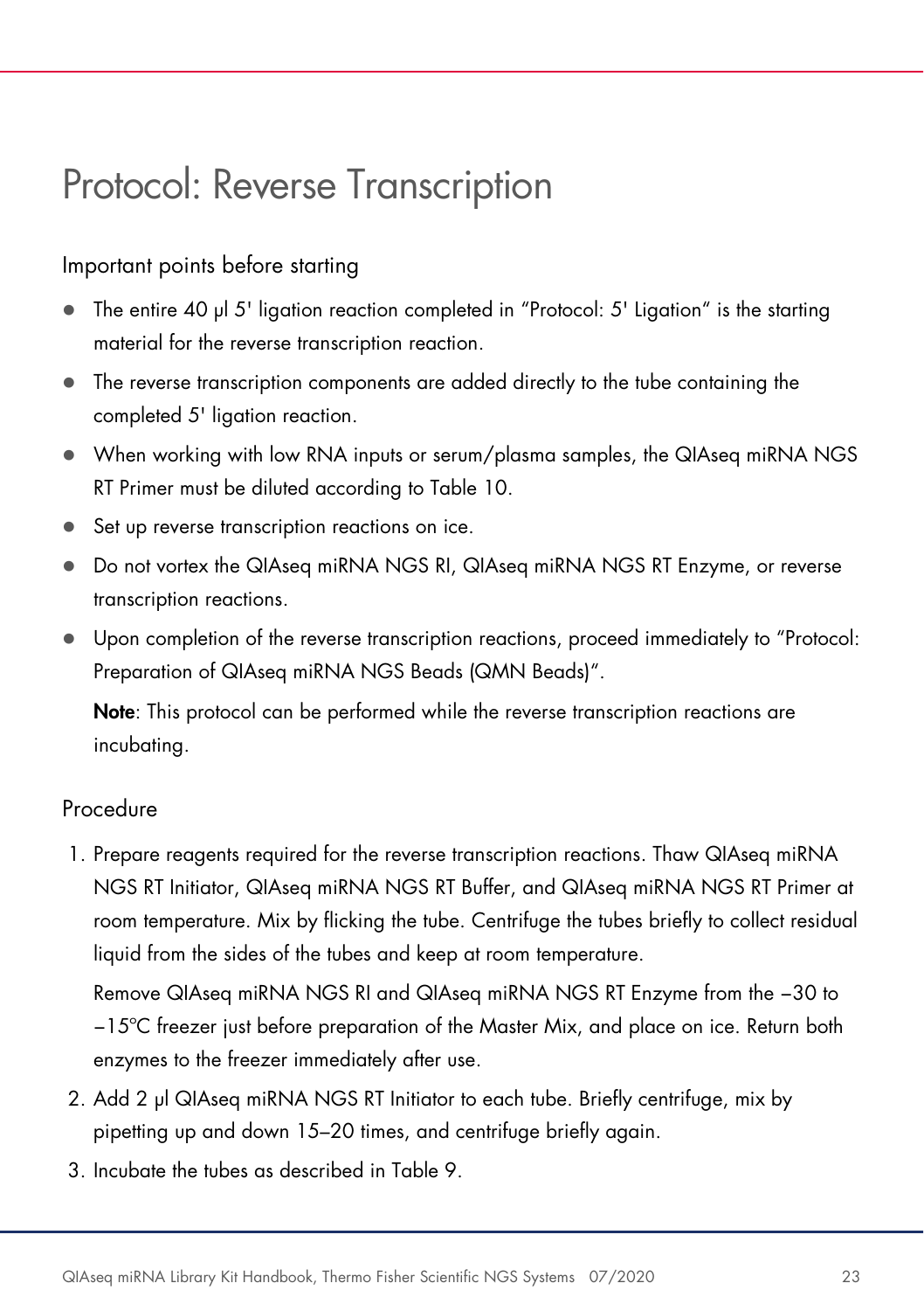# Protocol: Reverse Transcription

## Important points before starting

- The entire 40 µl 5' ligation reaction completed in "Protocol: 5' Ligation" is the starting material for the reverse transcription reaction.
- The reverse transcription components are added directly to the tube containing the completed 5' ligation reaction.
- When working with low RNA inputs or serum/plasma samples, the QIAseq miRNA NGS RT Primer must be diluted according to Table 10.
- Set up reverse transcription reactions on ice.
- Do not vortex the QIAseq miRNA NGS RI, QIAseq miRNA NGS RT Enzyme, or reverse transcription reactions.
- Upon completion of the reverse transcription reactions, proceed immediately to "Protocol: Preparation of QIAseq miRNA NGS Beads (QMN Beads)".

  **Note**: This protocol can be performed while the reverse transcription reactions are incubating.

## Procedure

1. Prepare reagents required for the reverse transcription reactions. Thaw QIAseq miRNA NGS RT Initiator, QIAseq miRNA NGS RT Buffer, and QIAseq miRNA NGS RT Primer at room temperature. Mix by flicking the tube. Centrifuge the tubes briefly to collect residual liquid from the sides of the tubes and keep at room temperature.

   Remove QIAseq miRNA NGS RI and QIAseq miRNA NGS RT Enzyme from the −30 to −15°C freezer just before preparation of the Master Mix, and place on ice. Return both enzymes to the freezer immediately after use.

2. Add 2 µl QIAseq miRNA NGS RT Initiator to each tube. Briefly centrifuge, mix by pipetting up and down 15–20 times, and centrifuge briefly again.
3. Incubate the tubes as described in Table 9.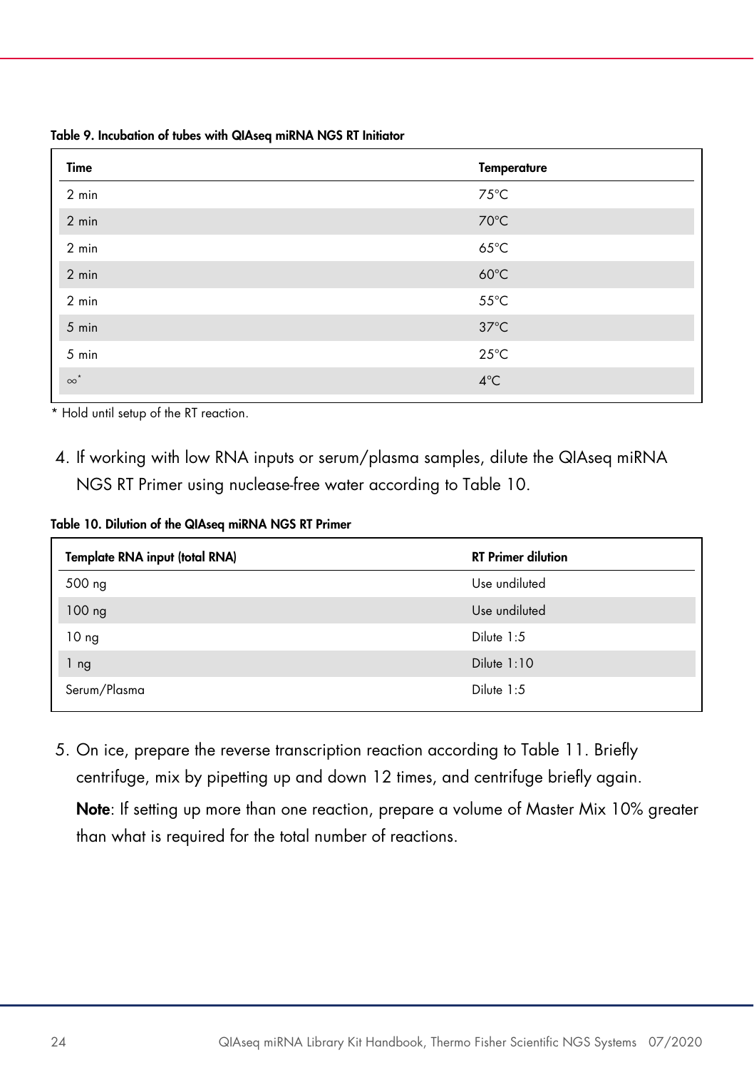**Table 9. Incubation of tubes with QIAseq miRNA NGS RT Initiator**

| Time | Temperature |
|---|---|
| 2 min | 75°C |
| 2 min | 70°C |
| 2 min | 65°C |
| 2 min | 60°C |
| 2 min | 55°C |
| 5 min | 37°C |
| 5 min | 25°C |
| ∞* | 4°C |

\* Hold until setup of the RT reaction.

4. If working with low RNA inputs or serum/plasma samples, dilute the QIAseq miRNA NGS RT Primer using nuclease-free water according to Table 10.

**Table 10. Dilution of the QIAseq miRNA NGS RT Primer**

| Template RNA input (total RNA) | RT Primer dilution |
|---|---|
| 500 ng | Use undiluted |
| 100 ng | Use undiluted |
| 10 ng | Dilute 1:5 |
| 1 ng | Dilute 1:10 |
| Serum/Plasma | Dilute 1:5 |

5. On ice, prepare the reverse transcription reaction according to Table 11. Briefly centrifuge, mix by pipetting up and down 12 times, and centrifuge briefly again.

   **Note**: If setting up more than one reaction, prepare a volume of Master Mix 10% greater than what is required for the total number of reactions.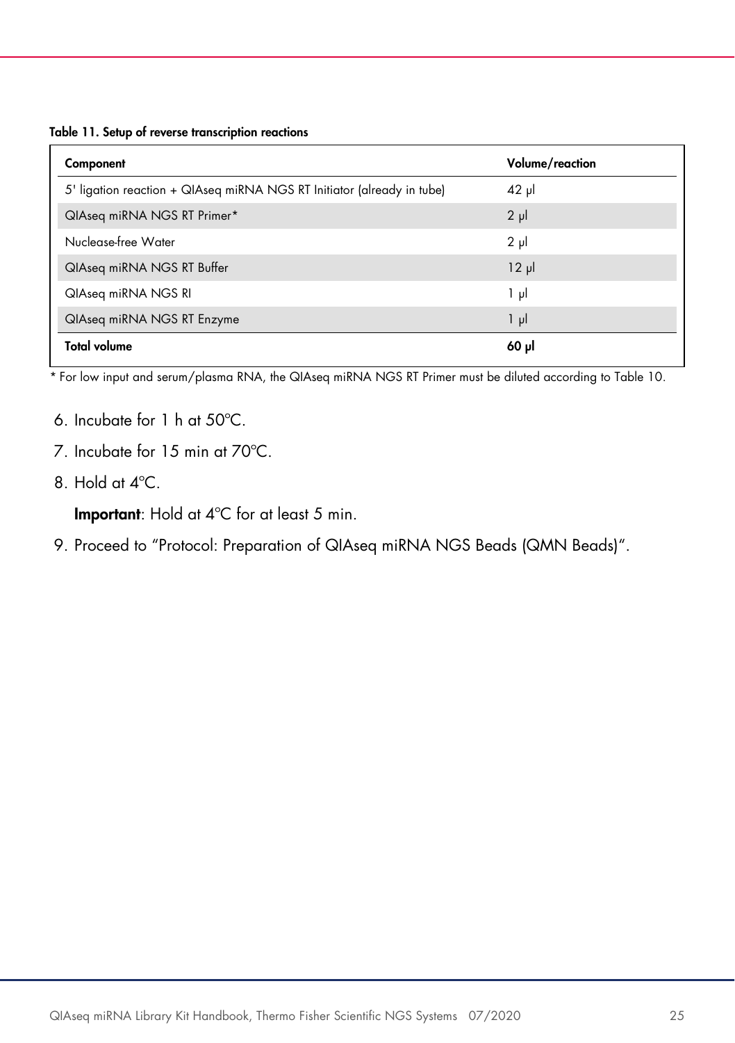**Table 11. Setup of reverse transcription reactions**

| Component | Volume/reaction |
|---|---|
| 5' ligation reaction + QIAseq miRNA NGS RT Initiator (already in tube) | 42 µl |
| QIAseq miRNA NGS RT Primer* | 2 µl |
| Nuclease-free Water | 2 µl |
| QIAseq miRNA NGS RT Buffer | 12 µl |
| QIAseq miRNA NGS RI | 1 µl |
| QIAseq miRNA NGS RT Enzyme | 1 µl |
| **Total volume** | **60 µl** |

* For low input and serum/plasma RNA, the QIAseq miRNA NGS RT Primer must be diluted according to Table 10.

6. Incubate for 1 h at 50°C.
7. Incubate for 15 min at 70°C.
8. Hold at 4°C.

   **Important**: Hold at 4°C for at least 5 min.
9. Proceed to "Protocol: Preparation of QIAseq miRNA NGS Beads (QMN Beads)".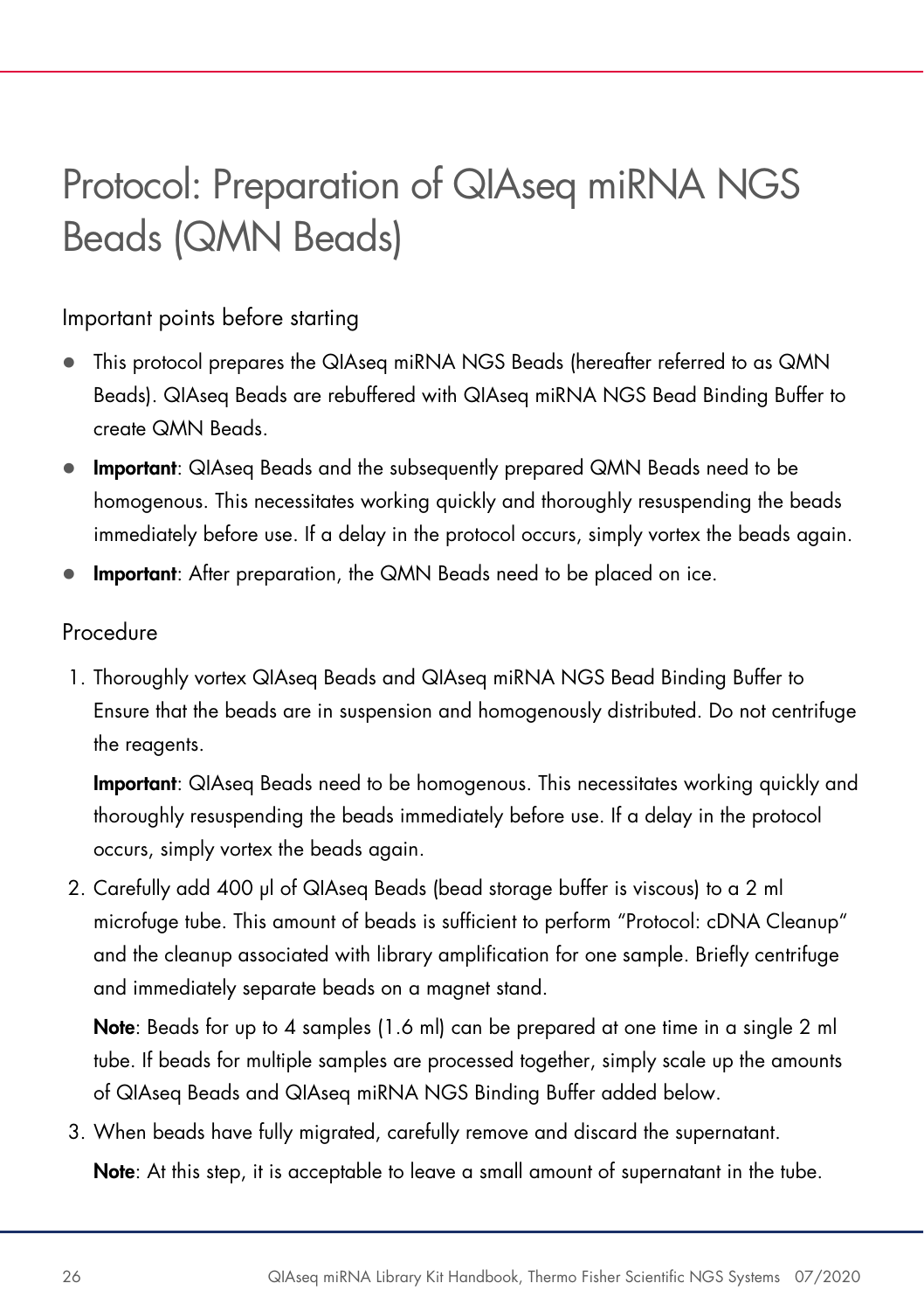# Protocol: Preparation of QIAseq miRNA NGS Beads (QMN Beads)

## Important points before starting

- This protocol prepares the QIAseq miRNA NGS Beads (hereafter referred to as QMN Beads). QIAseq Beads are rebuffered with QIAseq miRNA NGS Bead Binding Buffer to create QMN Beads.
- **Important**: QIAseq Beads and the subsequently prepared QMN Beads need to be homogenous. This necessitates working quickly and thoroughly resuspending the beads immediately before use. If a delay in the protocol occurs, simply vortex the beads again.
- **Important**: After preparation, the QMN Beads need to be placed on ice.

## Procedure

1. Thoroughly vortex QIAseq Beads and QIAseq miRNA NGS Bead Binding Buffer to Ensure that the beads are in suspension and homogenously distributed. Do not centrifuge the reagents.

   **Important**: QIAseq Beads need to be homogenous. This necessitates working quickly and thoroughly resuspending the beads immediately before use. If a delay in the protocol occurs, simply vortex the beads again.

2. Carefully add 400 µl of QIAseq Beads (bead storage buffer is viscous) to a 2 ml microfuge tube. This amount of beads is sufficient to perform "Protocol: cDNA Cleanup" and the cleanup associated with library amplification for one sample. Briefly centrifuge and immediately separate beads on a magnet stand.

   **Note**: Beads for up to 4 samples (1.6 ml) can be prepared at one time in a single 2 ml tube. If beads for multiple samples are processed together, simply scale up the amounts of QIAseq Beads and QIAseq miRNA NGS Binding Buffer added below.

3. When beads have fully migrated, carefully remove and discard the supernatant.

   **Note**: At this step, it is acceptable to leave a small amount of supernatant in the tube.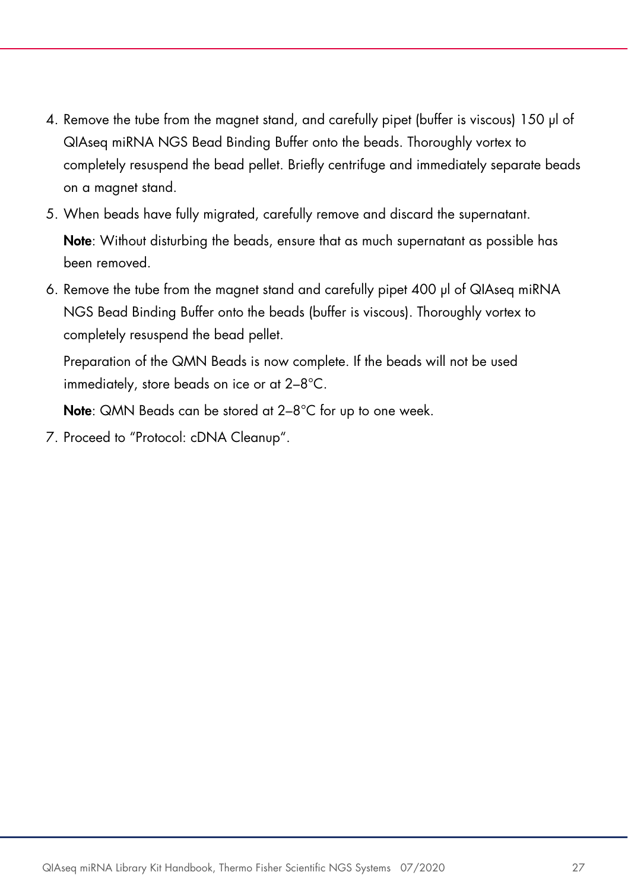4. Remove the tube from the magnet stand, and carefully pipet (buffer is viscous) 150 µl of QIAseq miRNA NGS Bead Binding Buffer onto the beads. Thoroughly vortex to completely resuspend the bead pellet. Briefly centrifuge and immediately separate beads on a magnet stand.
5. When beads have fully migrated, carefully remove and discard the supernatant.

   **Note**: Without disturbing the beads, ensure that as much supernatant as possible has been removed.
6. Remove the tube from the magnet stand and carefully pipet 400 µl of QIAseq miRNA NGS Bead Binding Buffer onto the beads (buffer is viscous). Thoroughly vortex to completely resuspend the bead pellet.

   Preparation of the QMN Beads is now complete. If the beads will not be used immediately, store beads on ice or at 2–8°C.

   **Note**: QMN Beads can be stored at 2–8°C for up to one week.
7. Proceed to "Protocol: cDNA Cleanup".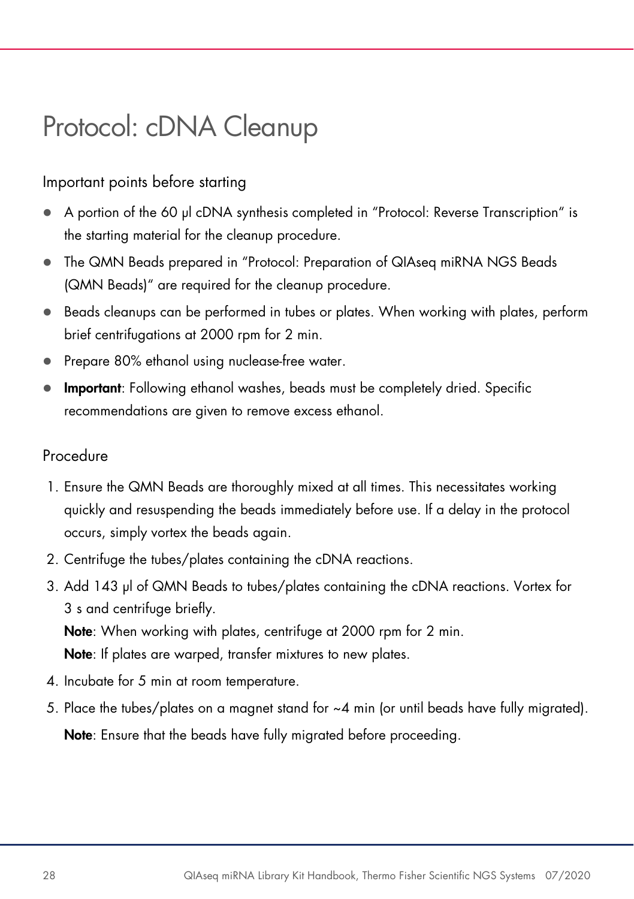# Protocol: cDNA Cleanup

## Important points before starting

- A portion of the 60 µl cDNA synthesis completed in "Protocol: Reverse Transcription" is the starting material for the cleanup procedure.
- The QMN Beads prepared in "Protocol: Preparation of QIAseq miRNA NGS Beads (QMN Beads)" are required for the cleanup procedure.
- Beads cleanups can be performed in tubes or plates. When working with plates, perform brief centrifugations at 2000 rpm for 2 min.
- Prepare 80% ethanol using nuclease-free water.
- **Important**: Following ethanol washes, beads must be completely dried. Specific recommendations are given to remove excess ethanol.

## Procedure

1. Ensure the QMN Beads are thoroughly mixed at all times. This necessitates working quickly and resuspending the beads immediately before use. If a delay in the protocol occurs, simply vortex the beads again.
2. Centrifuge the tubes/plates containing the cDNA reactions.
3. Add 143 µl of QMN Beads to tubes/plates containing the cDNA reactions. Vortex for 3 s and centrifuge briefly.
   **Note**: When working with plates, centrifuge at 2000 rpm for 2 min.
   **Note**: If plates are warped, transfer mixtures to new plates.
4. Incubate for 5 min at room temperature.
5. Place the tubes/plates on a magnet stand for ~4 min (or until beads have fully migrated).
   **Note**: Ensure that the beads have fully migrated before proceeding.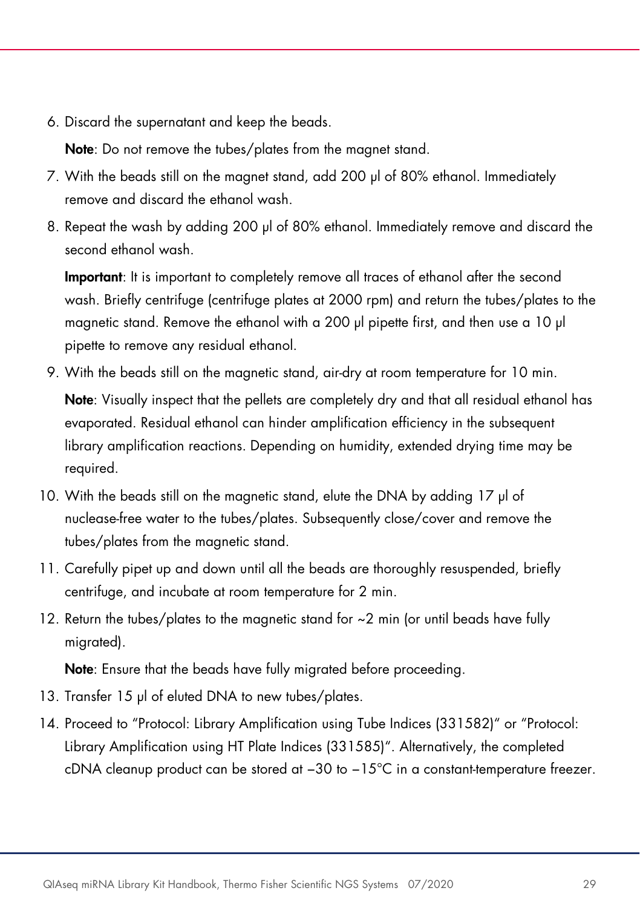6. Discard the supernatant and keep the beads.

   **Note**: Do not remove the tubes/plates from the magnet stand.

7. With the beads still on the magnet stand, add 200 µl of 80% ethanol. Immediately remove and discard the ethanol wash.
8. Repeat the wash by adding 200 µl of 80% ethanol. Immediately remove and discard the second ethanol wash.

   **Important**: It is important to completely remove all traces of ethanol after the second wash. Briefly centrifuge (centrifuge plates at 2000 rpm) and return the tubes/plates to the magnetic stand. Remove the ethanol with a 200 µl pipette first, and then use a 10 µl pipette to remove any residual ethanol.

9. With the beads still on the magnetic stand, air-dry at room temperature for 10 min.

   **Note**: Visually inspect that the pellets are completely dry and that all residual ethanol has evaporated. Residual ethanol can hinder amplification efficiency in the subsequent library amplification reactions. Depending on humidity, extended drying time may be required.

10. With the beads still on the magnetic stand, elute the DNA by adding 17 µl of nuclease-free water to the tubes/plates. Subsequently close/cover and remove the tubes/plates from the magnetic stand.
11. Carefully pipet up and down until all the beads are thoroughly resuspended, briefly centrifuge, and incubate at room temperature for 2 min.
12. Return the tubes/plates to the magnetic stand for ~2 min (or until beads have fully migrated).

    **Note**: Ensure that the beads have fully migrated before proceeding.

13. Transfer 15 µl of eluted DNA to new tubes/plates.
14. Proceed to "Protocol: Library Amplification using Tube Indices (331582)" or "Protocol: Library Amplification using HT Plate Indices (331585)". Alternatively, the completed cDNA cleanup product can be stored at –30 to –15°C in a constant-temperature freezer.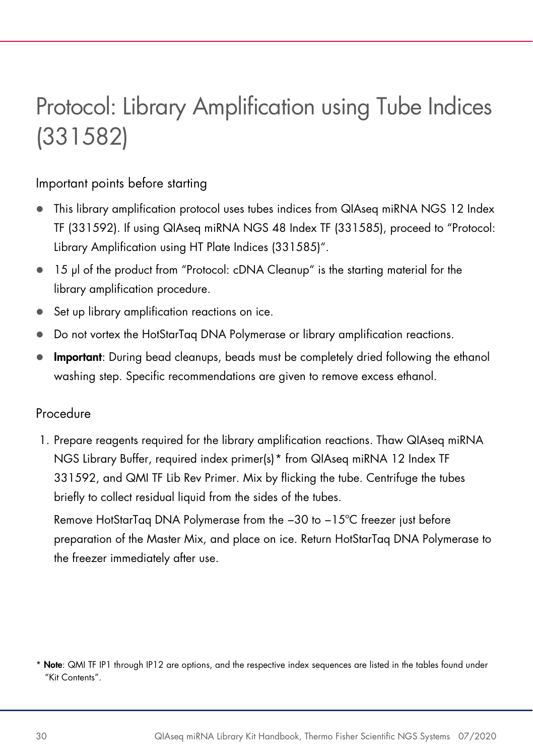# Protocol: Library Amplification using Tube Indices (331582)

## Important points before starting

- This library amplification protocol uses tubes indices from QIAseq miRNA NGS 12 Index TF (331592). If using QIAseq miRNA NGS 48 Index TF (331585), proceed to "Protocol: Library Amplification using HT Plate Indices (331585)".
- 15 µl of the product from "Protocol: cDNA Cleanup" is the starting material for the library amplification procedure.
- Set up library amplification reactions on ice.
- Do not vortex the HotStarTaq DNA Polymerase or library amplification reactions.
- **Important**: During bead cleanups, beads must be completely dried following the ethanol washing step. Specific recommendations are given to remove excess ethanol.

## Procedure

1. Prepare reagents required for the library amplification reactions. Thaw QIAseq miRNA NGS Library Buffer, required index primer(s)* from QIAseq miRNA 12 Index TF 331592, and QMI TF Lib Rev Primer. Mix by flicking the tube. Centrifuge the tubes briefly to collect residual liquid from the sides of the tubes.

   Remove HotStarTaq DNA Polymerase from the –30 to –15°C freezer just before preparation of the Master Mix, and place on ice. Return HotStarTaq DNA Polymerase to the freezer immediately after use.

\* **Note**: QMI TF IP1 through IP12 are options, and the respective index sequences are listed in the tables found under "Kit Contents".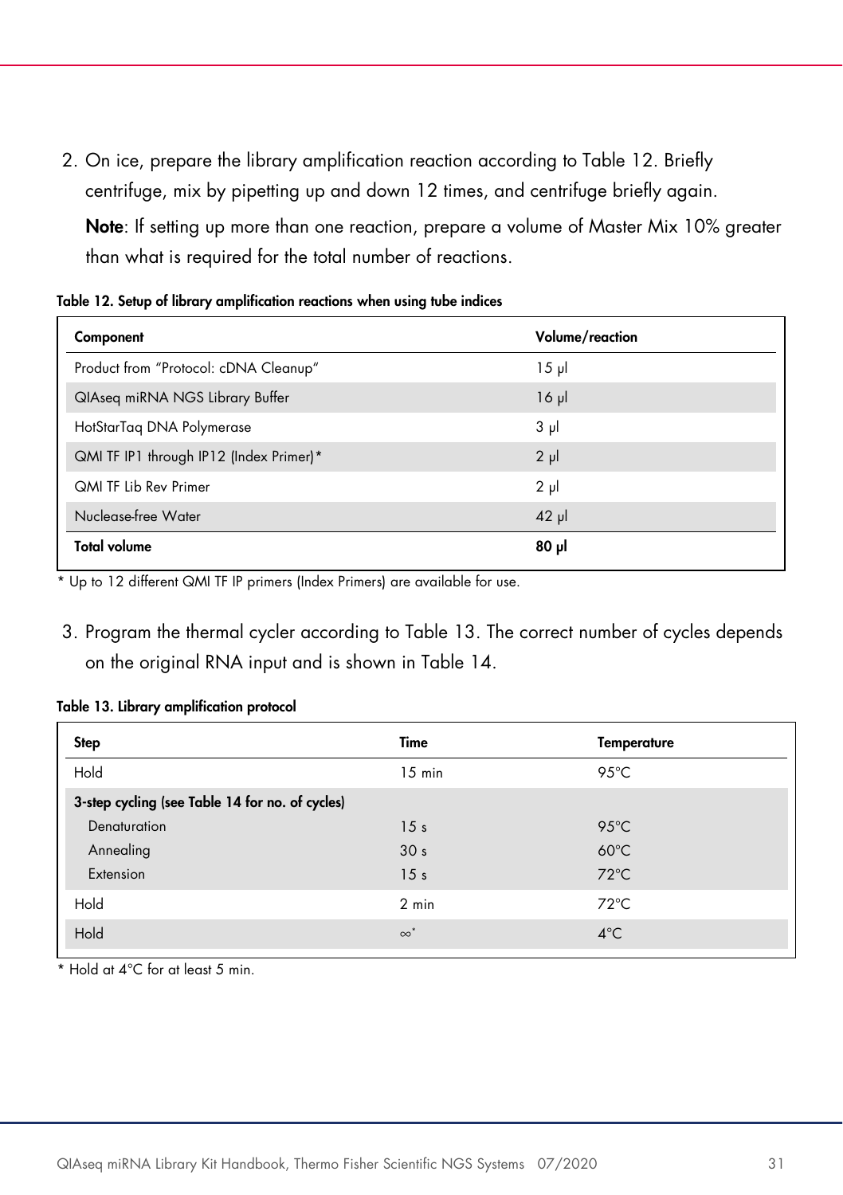2. On ice, prepare the library amplification reaction according to Table 12. Briefly centrifuge, mix by pipetting up and down 12 times, and centrifuge briefly again.

   **Note**: If setting up more than one reaction, prepare a volume of Master Mix 10% greater than what is required for the total number of reactions.

**Table 12. Setup of library amplification reactions when using tube indices**

| Component | Volume/reaction |
|---|---|
| Product from "Protocol: cDNA Cleanup" | 15 µl |
| QIAseq miRNA NGS Library Buffer | 16 µl |
| HotStarTaq DNA Polymerase | 3 µl |
| QMI TF IP1 through IP12 (Index Primer)* | 2 µl |
| QMI TF Lib Rev Primer | 2 µl |
| Nuclease-free Water | 42 µl |
| **Total volume** | **80 µl** |

* Up to 12 different QMI TF IP primers (Index Primers) are available for use.

3. Program the thermal cycler according to Table 13. The correct number of cycles depends on the original RNA input and is shown in Table 14.

**Table 13. Library amplification protocol**

| Step | Time | Temperature |
|---|---|---|
| Hold | 15 min | 95°C |
| **3-step cycling (see Table 14 for no. of cycles)** | | |
| Denaturation | 15 s | 95°C |
| Annealing | 30 s | 60°C |
| Extension | 15 s | 72°C |
| Hold | 2 min | 72°C |
| Hold | ∞* | 4°C |

* Hold at 4°C for at least 5 min.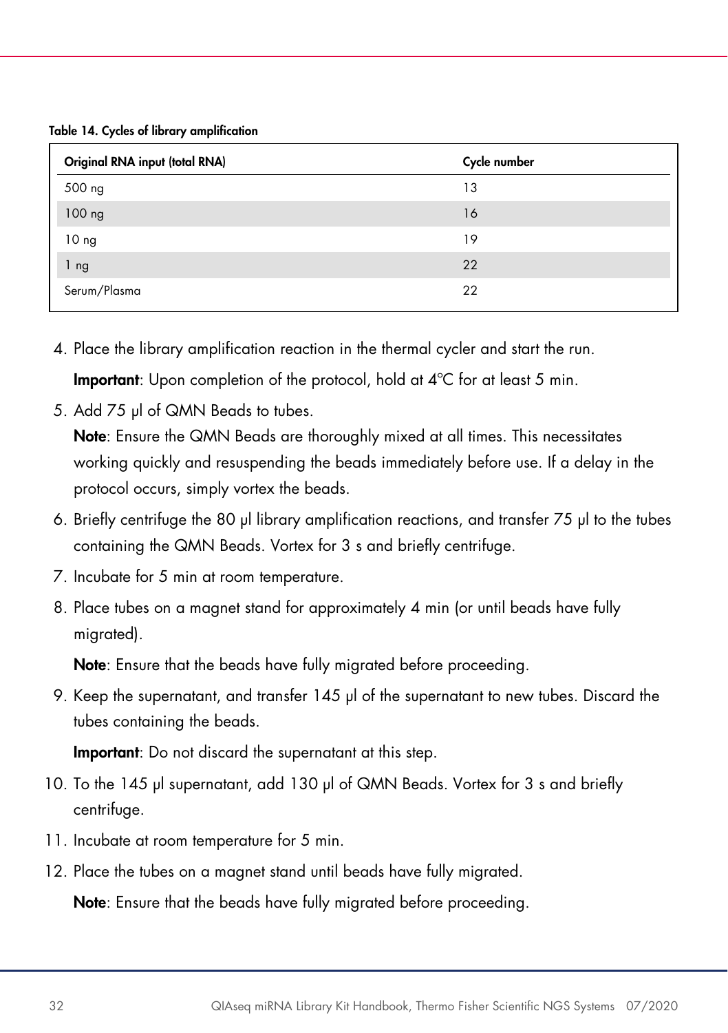**Table 14. Cycles of library amplification**

| Original RNA input (total RNA) | Cycle number |
|---|---|
| 500 ng | 13 |
| 100 ng | 16 |
| 10 ng | 19 |
| 1 ng | 22 |
| Serum/Plasma | 22 |

4. Place the library amplification reaction in the thermal cycler and start the run.

   **Important**: Upon completion of the protocol, hold at 4ºC for at least 5 min.

5. Add 75 µl of QMN Beads to tubes.

   **Note**: Ensure the QMN Beads are thoroughly mixed at all times. This necessitates working quickly and resuspending the beads immediately before use. If a delay in the protocol occurs, simply vortex the beads.

6. Briefly centrifuge the 80 µl library amplification reactions, and transfer 75 µl to the tubes containing the QMN Beads. Vortex for 3 s and briefly centrifuge.
7. Incubate for 5 min at room temperature.
8. Place tubes on a magnet stand for approximately 4 min (or until beads have fully migrated).

   **Note**: Ensure that the beads have fully migrated before proceeding.

9. Keep the supernatant, and transfer 145 µl of the supernatant to new tubes. Discard the tubes containing the beads.

   **Important**: Do not discard the supernatant at this step.

10. To the 145 µl supernatant, add 130 µl of QMN Beads. Vortex for 3 s and briefly centrifuge.
11. Incubate at room temperature for 5 min.
12. Place the tubes on a magnet stand until beads have fully migrated.

    **Note**: Ensure that the beads have fully migrated before proceeding.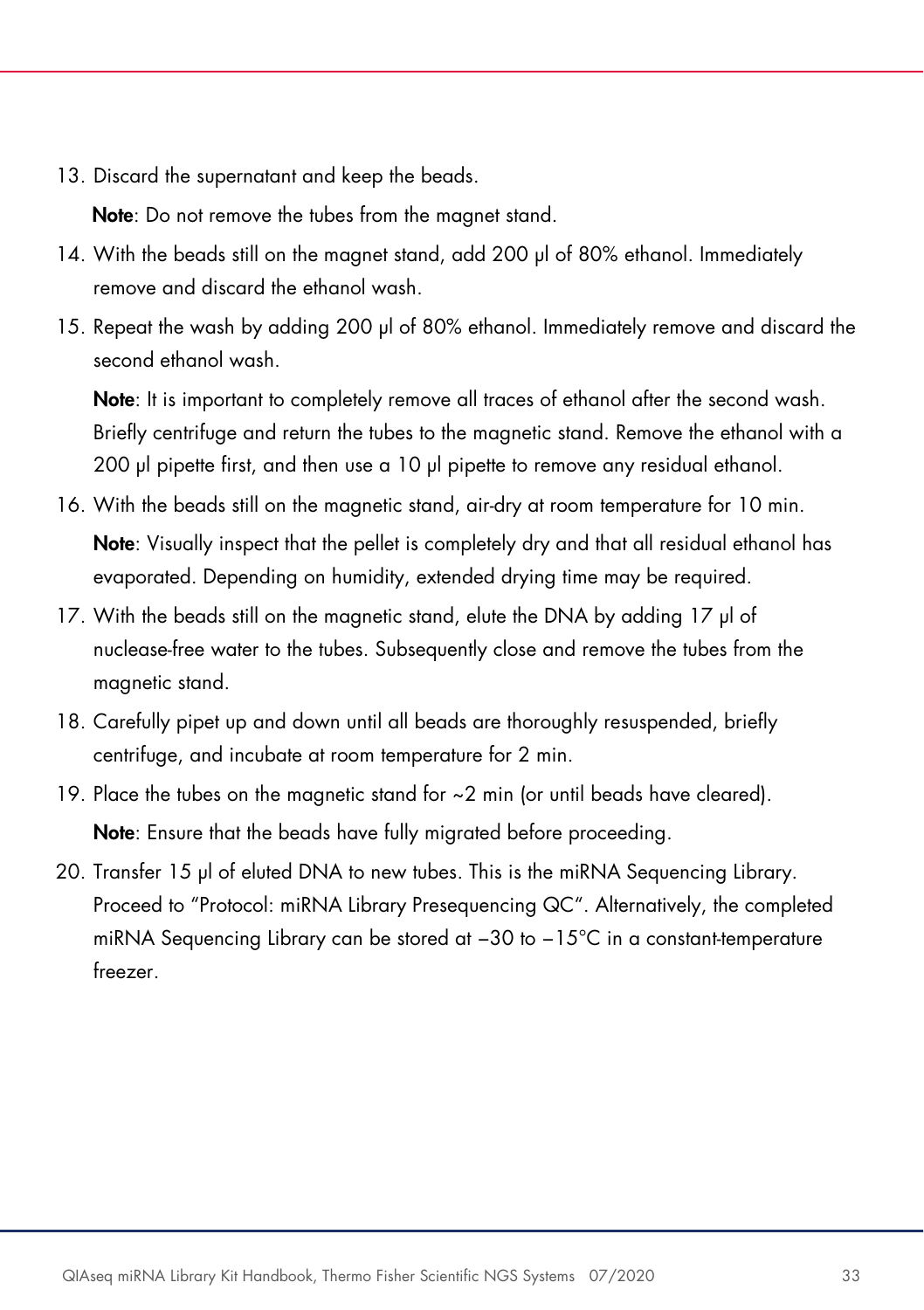13. Discard the supernatant and keep the beads.

    **Note**: Do not remove the tubes from the magnet stand.

14. With the beads still on the magnet stand, add 200 µl of 80% ethanol. Immediately remove and discard the ethanol wash.
15. Repeat the wash by adding 200 µl of 80% ethanol. Immediately remove and discard the second ethanol wash.

    **Note**: It is important to completely remove all traces of ethanol after the second wash. Briefly centrifuge and return the tubes to the magnetic stand. Remove the ethanol with a 200 µl pipette first, and then use a 10 µl pipette to remove any residual ethanol.

16. With the beads still on the magnetic stand, air-dry at room temperature for 10 min.

    **Note**: Visually inspect that the pellet is completely dry and that all residual ethanol has evaporated. Depending on humidity, extended drying time may be required.

17. With the beads still on the magnetic stand, elute the DNA by adding 17 µl of nuclease-free water to the tubes. Subsequently close and remove the tubes from the magnetic stand.
18. Carefully pipet up and down until all beads are thoroughly resuspended, briefly centrifuge, and incubate at room temperature for 2 min.
19. Place the tubes on the magnetic stand for ~2 min (or until beads have cleared).

    **Note**: Ensure that the beads have fully migrated before proceeding.

20. Transfer 15 µl of eluted DNA to new tubes. This is the miRNA Sequencing Library. Proceed to "Protocol: miRNA Library Presequencing QC". Alternatively, the completed miRNA Sequencing Library can be stored at –30 to –15°C in a constant-temperature freezer.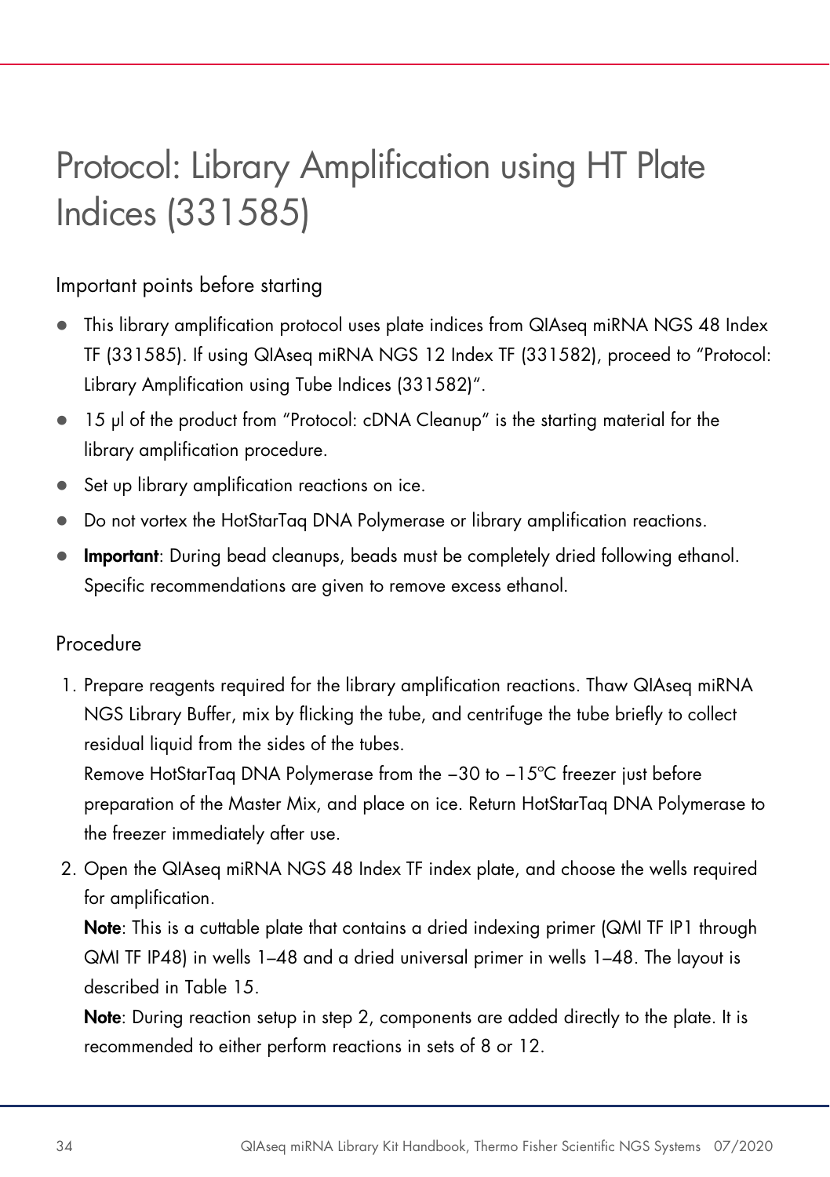# Protocol: Library Amplification using HT Plate Indices (331585)

## Important points before starting

- This library amplification protocol uses plate indices from QIAseq miRNA NGS 48 Index TF (331585). If using QIAseq miRNA NGS 12 Index TF (331582), proceed to "Protocol: Library Amplification using Tube Indices (331582)".
- 15 µl of the product from "Protocol: cDNA Cleanup" is the starting material for the library amplification procedure.
- Set up library amplification reactions on ice.
- Do not vortex the HotStarTaq DNA Polymerase or library amplification reactions.
- **Important**: During bead cleanups, beads must be completely dried following ethanol. Specific recommendations are given to remove excess ethanol.

## Procedure

1. Prepare reagents required for the library amplification reactions. Thaw QIAseq miRNA NGS Library Buffer, mix by flicking the tube, and centrifuge the tube briefly to collect residual liquid from the sides of the tubes.
   Remove HotStarTaq DNA Polymerase from the −30 to −15°C freezer just before preparation of the Master Mix, and place on ice. Return HotStarTaq DNA Polymerase to the freezer immediately after use.
2. Open the QIAseq miRNA NGS 48 Index TF index plate, and choose the wells required for amplification.
   **Note**: This is a cuttable plate that contains a dried indexing primer (QMI TF IP1 through QMI TF IP48) in wells 1–48 and a dried universal primer in wells 1–48. The layout is described in Table 15.
   **Note**: During reaction setup in step 2, components are added directly to the plate. It is recommended to either perform reactions in sets of 8 or 12.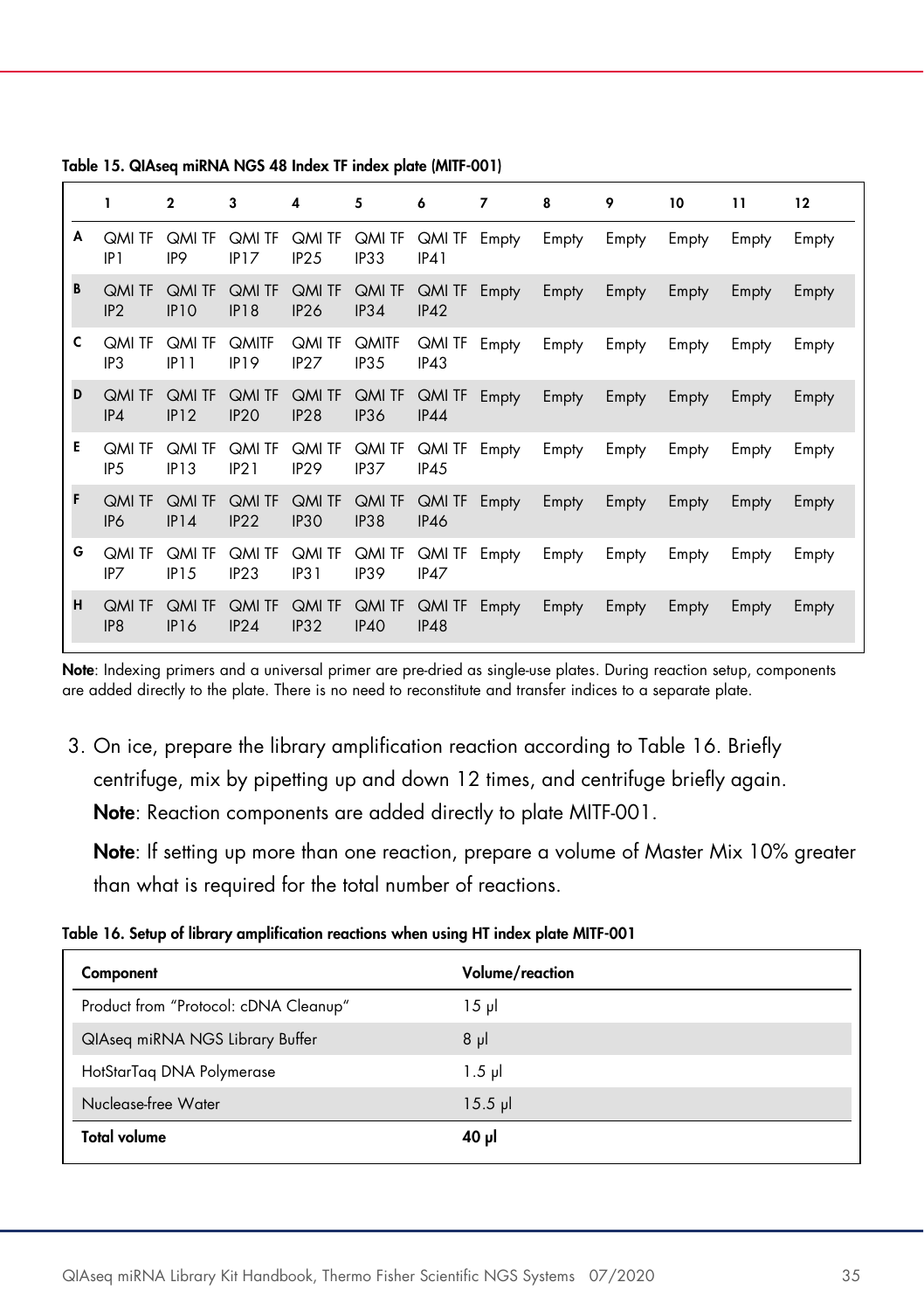**Table 15. QIAseq miRNA NGS 48 Index TF index plate (MITF-001)**

| | 1 | 2 | 3 | 4 | 5 | 6 | 7 | 8 | 9 | 10 | 11 | 12 |
|---|---|---|---|---|---|---|---|---|---|---|---|---|
| **A** | QMI TF IP1 | QMI TF IP9 | QMI TF IP17 | QMI TF IP25 | QMI TF IP33 | QMI TF IP41 | Empty | Empty | Empty | Empty | Empty | Empty |
| **B** | QMI TF IP2 | QMI TF IP10 | QMI TF IP18 | QMI TF IP26 | QMI TF IP34 | QMI TF IP42 | Empty | Empty | Empty | Empty | Empty | Empty |
| **C** | QMI TF IP3 | QMI TF IP11 | QMITF IP19 | QMI TF IP27 | QMITF IP35 | QMI TF IP43 | Empty | Empty | Empty | Empty | Empty | Empty |
| **D** | QMI TF IP4 | QMI TF IP12 | QMI TF IP20 | QMI TF IP28 | QMI TF IP36 | QMI TF IP44 | Empty | Empty | Empty | Empty | Empty | Empty |
| **E** | QMI TF IP5 | QMI TF IP13 | QMI TF IP21 | QMI TF IP29 | QMI TF IP37 | QMI TF IP45 | Empty | Empty | Empty | Empty | Empty | Empty |
| **F** | QMI TF IP6 | QMI TF IP14 | QMI TF IP22 | QMI TF IP30 | QMI TF IP38 | QMI TF IP46 | Empty | Empty | Empty | Empty | Empty | Empty |
| **G** | QMI TF IP7 | QMI TF IP15 | QMI TF IP23 | QMI TF IP31 | QMI TF IP39 | QMI TF IP47 | Empty | Empty | Empty | Empty | Empty | Empty |
| **H** | QMI TF IP8 | QMI TF IP16 | QMI TF IP24 | QMI TF IP32 | QMI TF IP40 | QMI TF IP48 | Empty | Empty | Empty | Empty | Empty | Empty |

**Note**: Indexing primers and a universal primer are pre-dried as single-use plates. During reaction setup, components are added directly to the plate. There is no need to reconstitute and transfer indices to a separate plate.

3. On ice, prepare the library amplification reaction according to Table 16. Briefly centrifuge, mix by pipetting up and down 12 times, and centrifuge briefly again.

   **Note**: Reaction components are added directly to plate MITF-001.

   **Note**: If setting up more than one reaction, prepare a volume of Master Mix 10% greater than what is required for the total number of reactions.

**Table 16. Setup of library amplification reactions when using HT index plate MITF-001**

| Component | Volume/reaction |
|---|---|
| Product from "Protocol: cDNA Cleanup" | 15 µl |
| QIAseq miRNA NGS Library Buffer | 8 µl |
| HotStarTaq DNA Polymerase | 1.5 µl |
| Nuclease-free Water | 15.5 µl |
| **Total volume** | **40 µl** |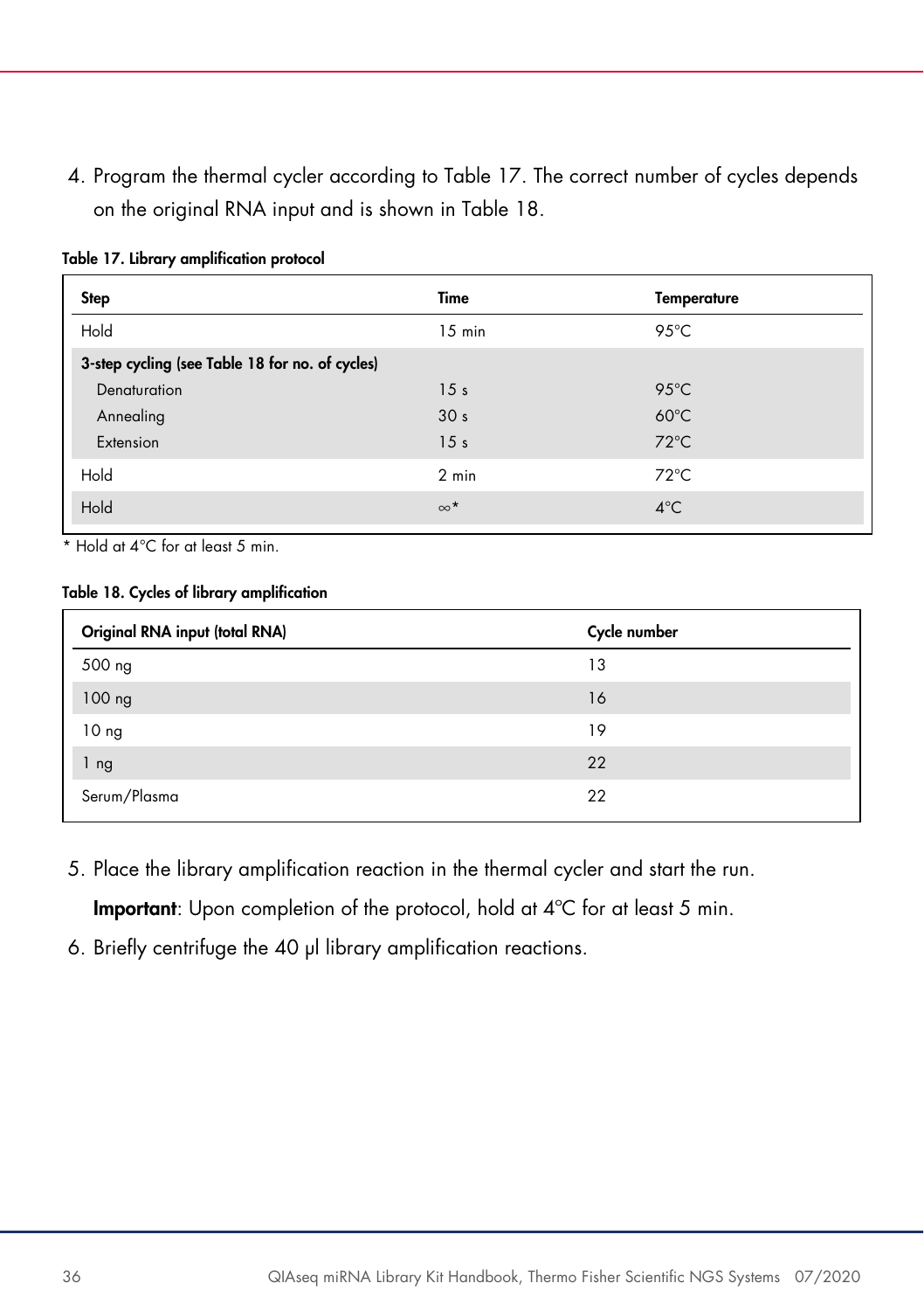4. Program the thermal cycler according to Table 17. The correct number of cycles depends on the original RNA input and is shown in Table 18.

**Table 17. Library amplification protocol**

| Step | Time | Temperature |
|---|---|---|
| Hold | 15 min | 95°C |
| **3-step cycling (see Table 18 for no. of cycles)** | | |
| Denaturation | 15 s | 95°C |
| Annealing | 30 s | 60°C |
| Extension | 15 s | 72°C |
| Hold | 2 min | 72°C |
| Hold | ∞* | 4°C |

\* Hold at 4°C for at least 5 min.

**Table 18. Cycles of library amplification**

| Original RNA input (total RNA) | Cycle number |
|---|---|
| 500 ng | 13 |
| 100 ng | 16 |
| 10 ng | 19 |
| 1 ng | 22 |
| Serum/Plasma | 22 |

5. Place the library amplification reaction in the thermal cycler and start the run.

   **Important**: Upon completion of the protocol, hold at 4°C for at least 5 min.

6. Briefly centrifuge the 40 µl library amplification reactions.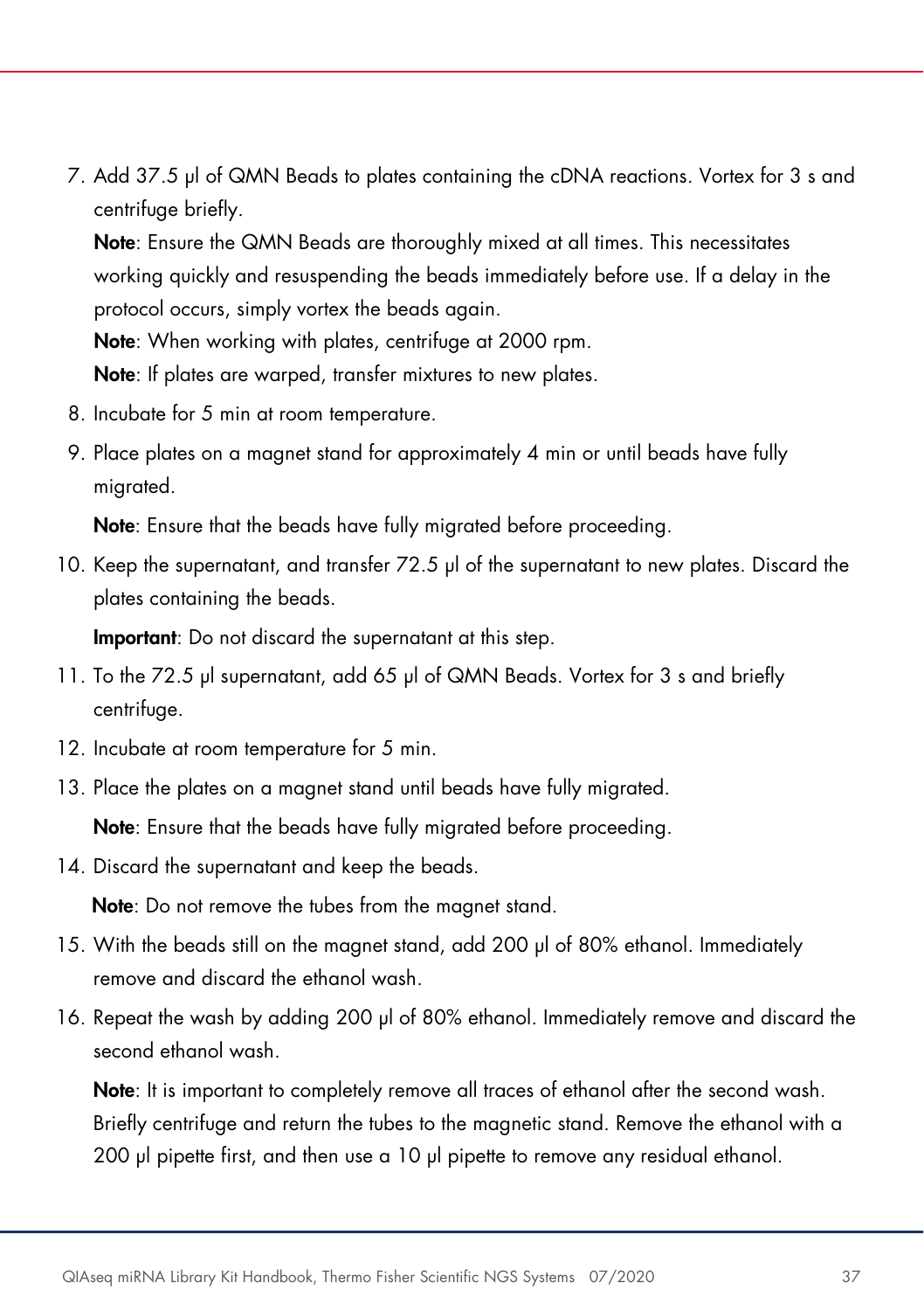7. Add 37.5 µl of QMN Beads to plates containing the cDNA reactions. Vortex for 3 s and centrifuge briefly.

   **Note**: Ensure the QMN Beads are thoroughly mixed at all times. This necessitates working quickly and resuspending the beads immediately before use. If a delay in the protocol occurs, simply vortex the beads again.

   **Note**: When working with plates, centrifuge at 2000 rpm.

   **Note**: If plates are warped, transfer mixtures to new plates.

8. Incubate for 5 min at room temperature.
9. Place plates on a magnet stand for approximately 4 min or until beads have fully migrated.

   **Note**: Ensure that the beads have fully migrated before proceeding.

10. Keep the supernatant, and transfer 72.5 µl of the supernatant to new plates. Discard the plates containing the beads.

    **Important**: Do not discard the supernatant at this step.

11. To the 72.5 µl supernatant, add 65 µl of QMN Beads. Vortex for 3 s and briefly centrifuge.
12. Incubate at room temperature for 5 min.
13. Place the plates on a magnet stand until beads have fully migrated.

    **Note**: Ensure that the beads have fully migrated before proceeding.

14. Discard the supernatant and keep the beads.

    **Note**: Do not remove the tubes from the magnet stand.

15. With the beads still on the magnet stand, add 200 µl of 80% ethanol. Immediately remove and discard the ethanol wash.
16. Repeat the wash by adding 200 µl of 80% ethanol. Immediately remove and discard the second ethanol wash.

    **Note**: It is important to completely remove all traces of ethanol after the second wash. Briefly centrifuge and return the tubes to the magnetic stand. Remove the ethanol with a 200 µl pipette first, and then use a 10 µl pipette to remove any residual ethanol.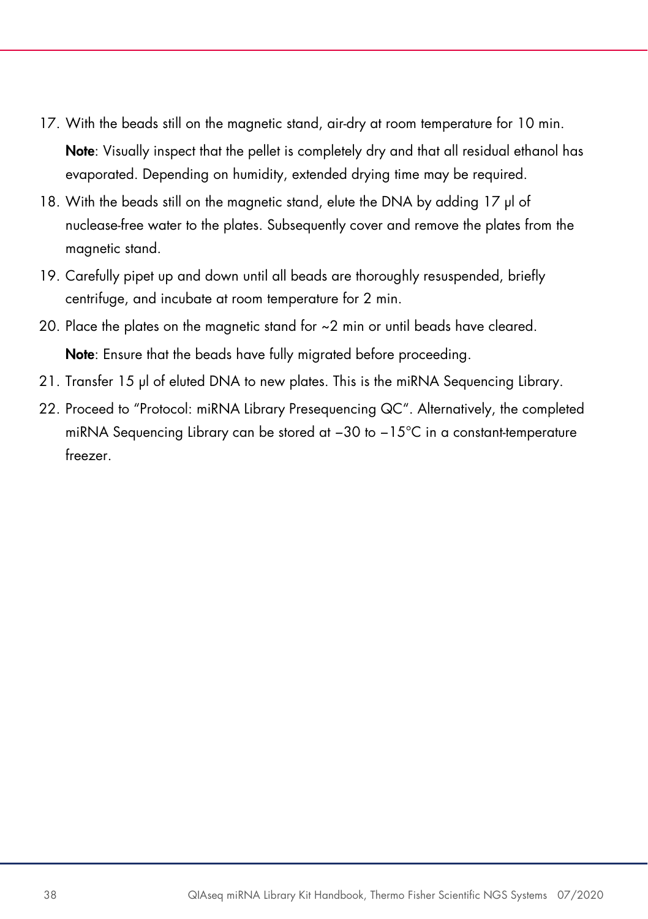17. With the beads still on the magnetic stand, air-dry at room temperature for 10 min.

    **Note**: Visually inspect that the pellet is completely dry and that all residual ethanol has evaporated. Depending on humidity, extended drying time may be required.

18. With the beads still on the magnetic stand, elute the DNA by adding 17 µl of nuclease-free water to the plates. Subsequently cover and remove the plates from the magnetic stand.
19. Carefully pipet up and down until all beads are thoroughly resuspended, briefly centrifuge, and incubate at room temperature for 2 min.
20. Place the plates on the magnetic stand for ~2 min or until beads have cleared.

    **Note**: Ensure that the beads have fully migrated before proceeding.

21. Transfer 15 µl of eluted DNA to new plates. This is the miRNA Sequencing Library.
22. Proceed to "Protocol: miRNA Library Presequencing QC". Alternatively, the completed miRNA Sequencing Library can be stored at −30 to −15°C in a constant-temperature freezer.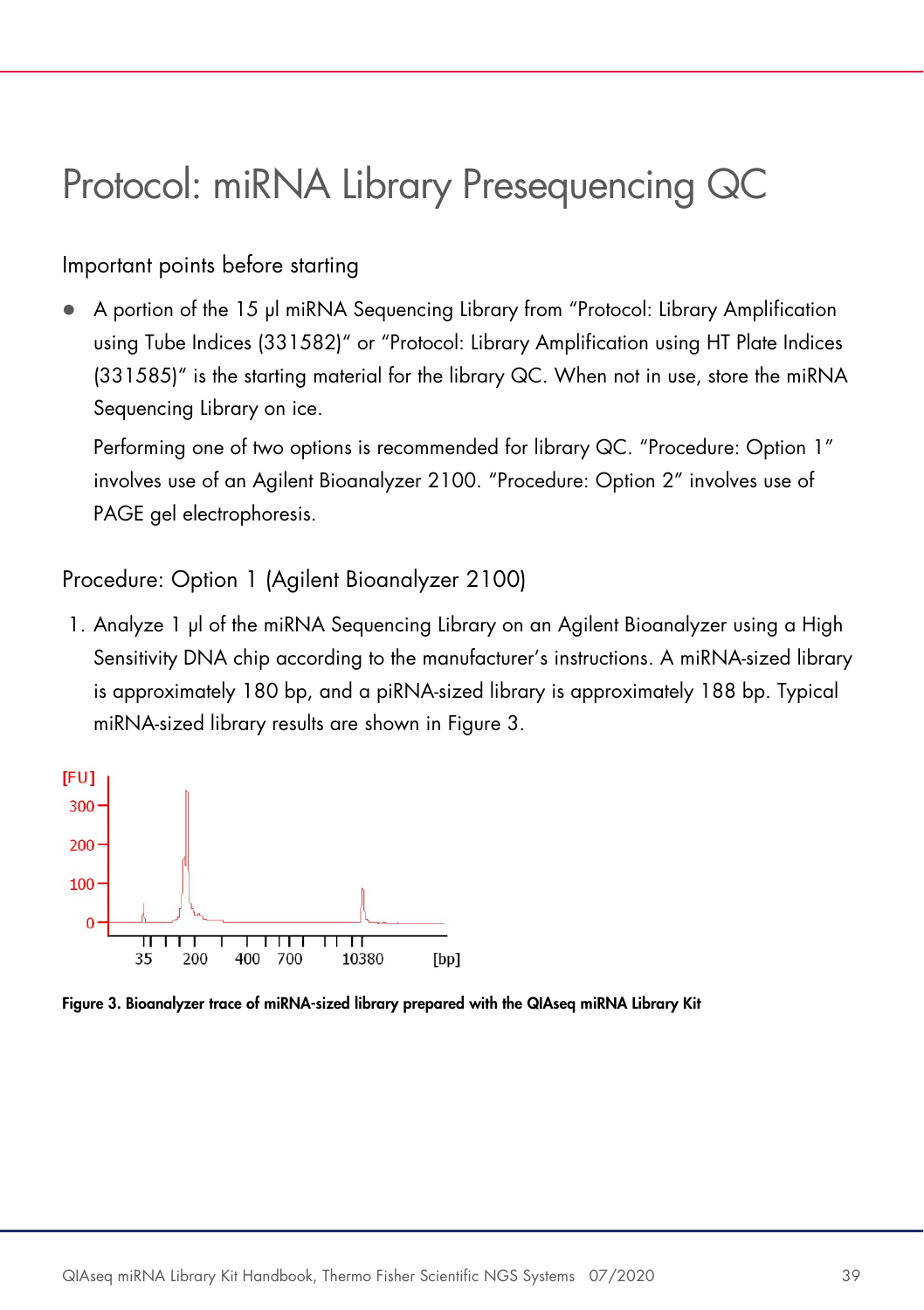# Protocol: miRNA Library Presequencing QC

## Important points before starting

- A portion of the 15 µl miRNA Sequencing Library from "Protocol: Library Amplification using Tube Indices (331582)" or "Protocol: Library Amplification using HT Plate Indices (331585)" is the starting material for the library QC. When not in use, store the miRNA Sequencing Library on ice.

  Performing one of two options is recommended for library QC. "Procedure: Option 1" involves use of an Agilent Bioanalyzer 2100. "Procedure: Option 2" involves use of PAGE gel electrophoresis.

## Procedure: Option 1 (Agilent Bioanalyzer 2100)

1. Analyze 1 µl of the miRNA Sequencing Library on an Agilent Bioanalyzer using a High Sensitivity DNA chip according to the manufacturer's instructions. A miRNA-sized library is approximately 180 bp, and a piRNA-sized library is approximately 188 bp. Typical miRNA-sized library results are shown in Figure 3.

**Figure 3. Bioanalyzer trace of miRNA-sized library prepared with the QIAseq miRNA Library Kit**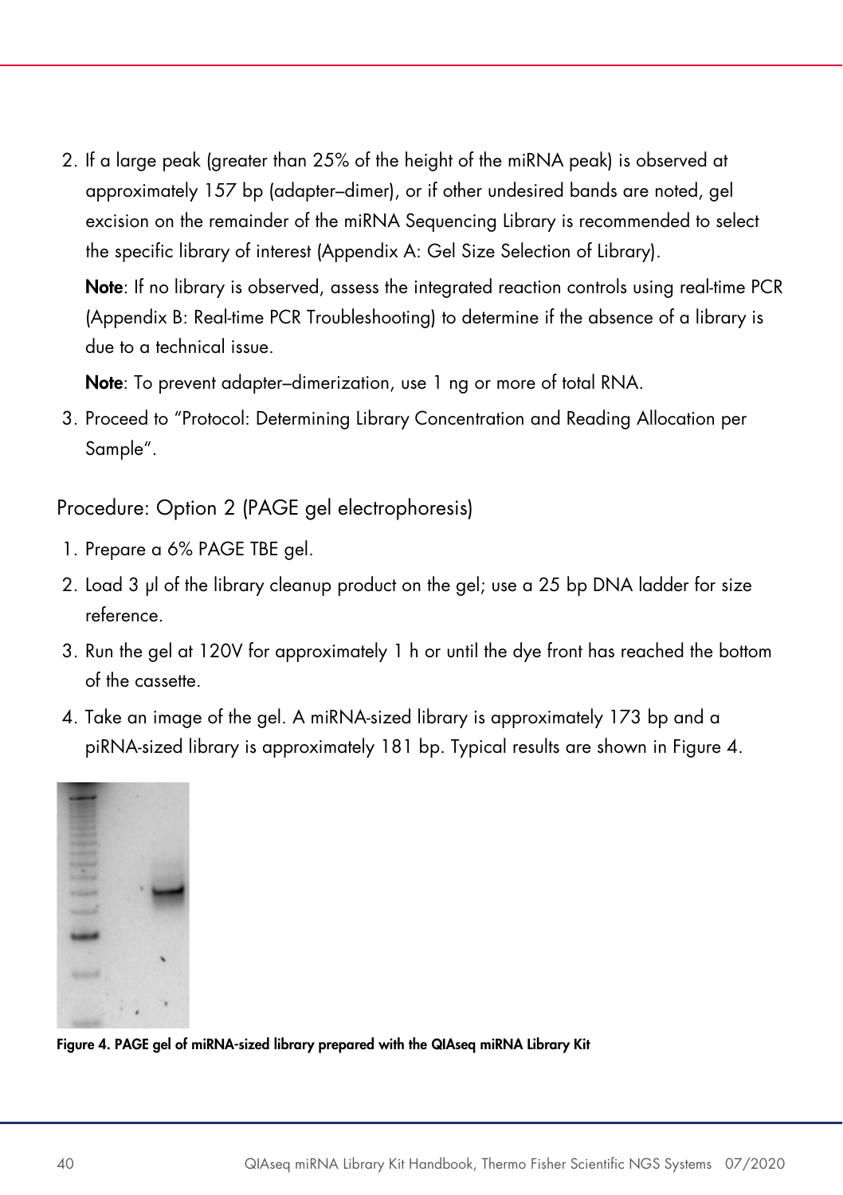2. If a large peak (greater than 25% of the height of the miRNA peak) is observed at approximately 157 bp (adapter–dimer), or if other undesired bands are noted, gel excision on the remainder of the miRNA Sequencing Library is recommended to select the specific library of interest (Appendix A: Gel Size Selection of Library).

   **Note**: If no library is observed, assess the integrated reaction controls using real-time PCR (Appendix B: Real-time PCR Troubleshooting) to determine if the absence of a library is due to a technical issue.

   **Note**: To prevent adapter–dimerization, use 1 ng or more of total RNA.

3. Proceed to "Protocol: Determining Library Concentration and Reading Allocation per Sample".

## Procedure: Option 2 (PAGE gel electrophoresis)

1. Prepare a 6% PAGE TBE gel.
2. Load 3 µl of the library cleanup product on the gel; use a 25 bp DNA ladder for size reference.
3. Run the gel at 120V for approximately 1 h or until the dye front has reached the bottom of the cassette.
4. Take an image of the gel. A miRNA-sized library is approximately 173 bp and a piRNA-sized library is approximately 181 bp. Typical results are shown in Figure 4.

**Figure 4. PAGE gel of miRNA-sized library prepared with the QIAseq miRNA Library Kit**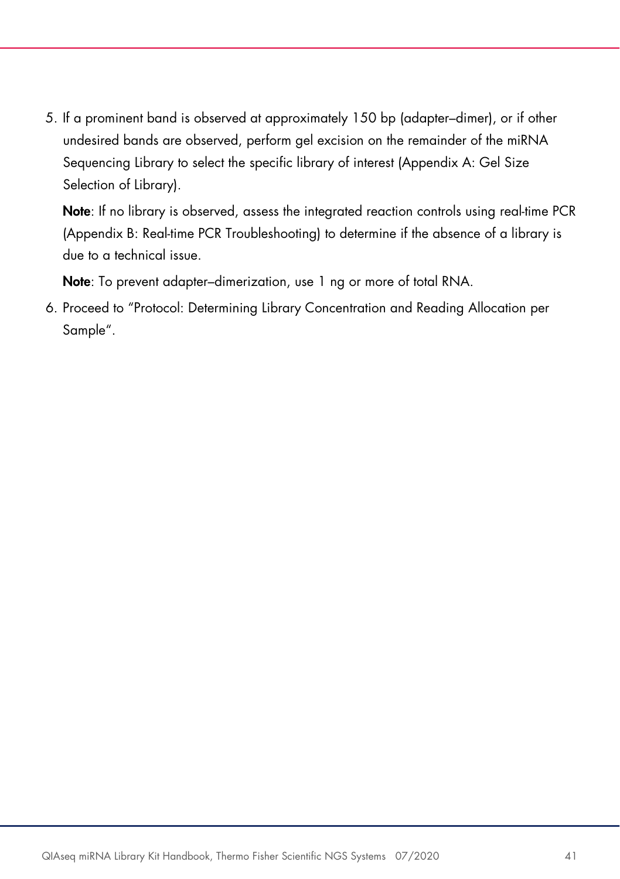5. If a prominent band is observed at approximately 150 bp (adapter–dimer), or if other undesired bands are observed, perform gel excision on the remainder of the miRNA Sequencing Library to select the specific library of interest (Appendix A: Gel Size Selection of Library).

   **Note**: If no library is observed, assess the integrated reaction controls using real-time PCR (Appendix B: Real-time PCR Troubleshooting) to determine if the absence of a library is due to a technical issue.

   **Note**: To prevent adapter–dimerization, use 1 ng or more of total RNA.

6. Proceed to "Protocol: Determining Library Concentration and Reading Allocation per Sample".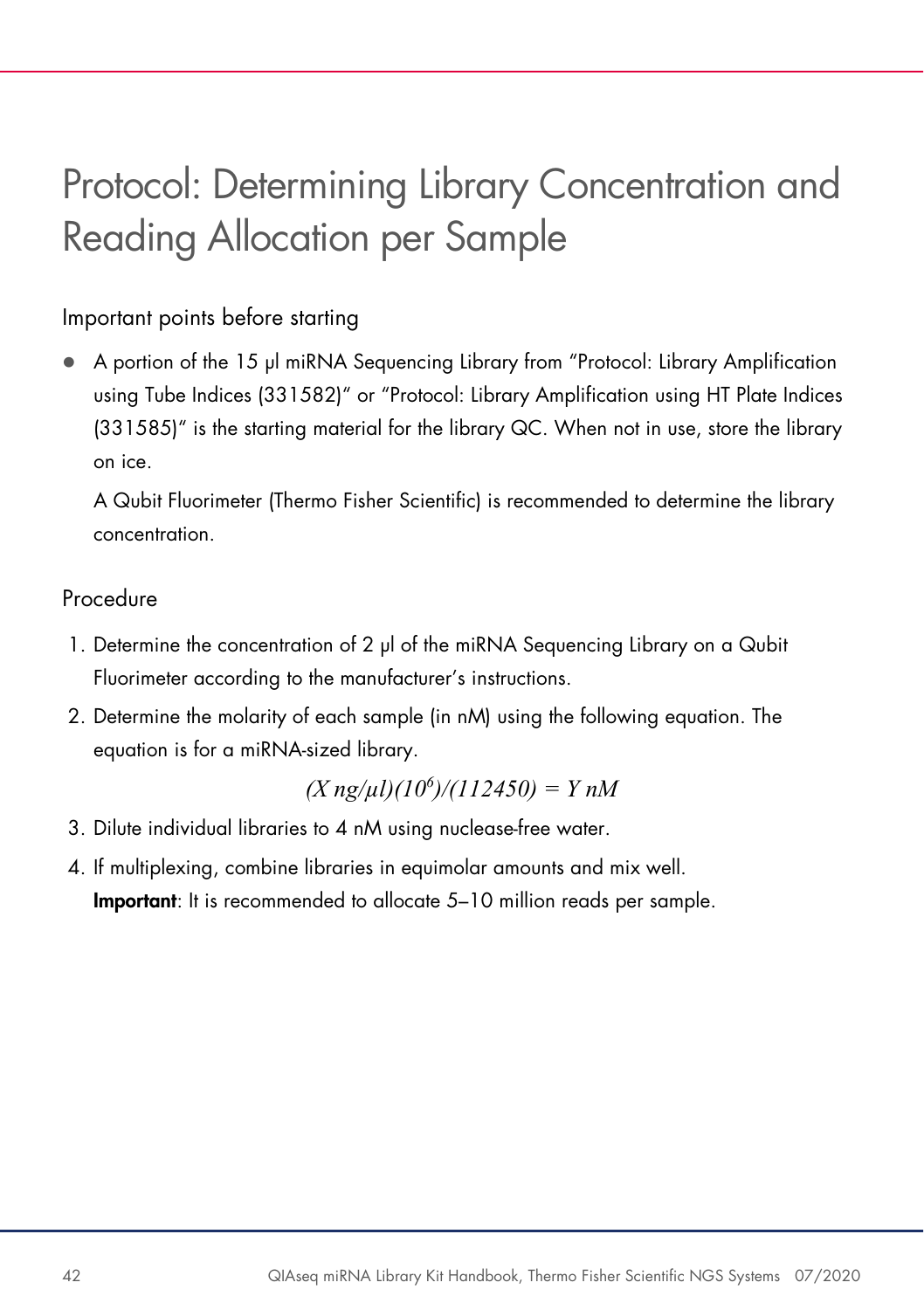# Protocol: Determining Library Concentration and Reading Allocation per Sample

## Important points before starting

- A portion of the 15 µl miRNA Sequencing Library from "Protocol: Library Amplification using Tube Indices (331582)" or "Protocol: Library Amplification using HT Plate Indices (331585)" is the starting material for the library QC. When not in use, store the library on ice.

  A Qubit Fluorimeter (Thermo Fisher Scientific) is recommended to determine the library concentration.

## Procedure

1. Determine the concentration of 2 µl of the miRNA Sequencing Library on a Qubit Fluorimeter according to the manufacturer's instructions.
2. Determine the molarity of each sample (in nM) using the following equation. The equation is for a miRNA-sized library.

   $$(X\ ng/\mu l)(10^6)/(112450) = Y\ nM$$

3. Dilute individual libraries to 4 nM using nuclease-free water.
4. If multiplexing, combine libraries in equimolar amounts and mix well.
   **Important**: It is recommended to allocate 5–10 million reads per sample.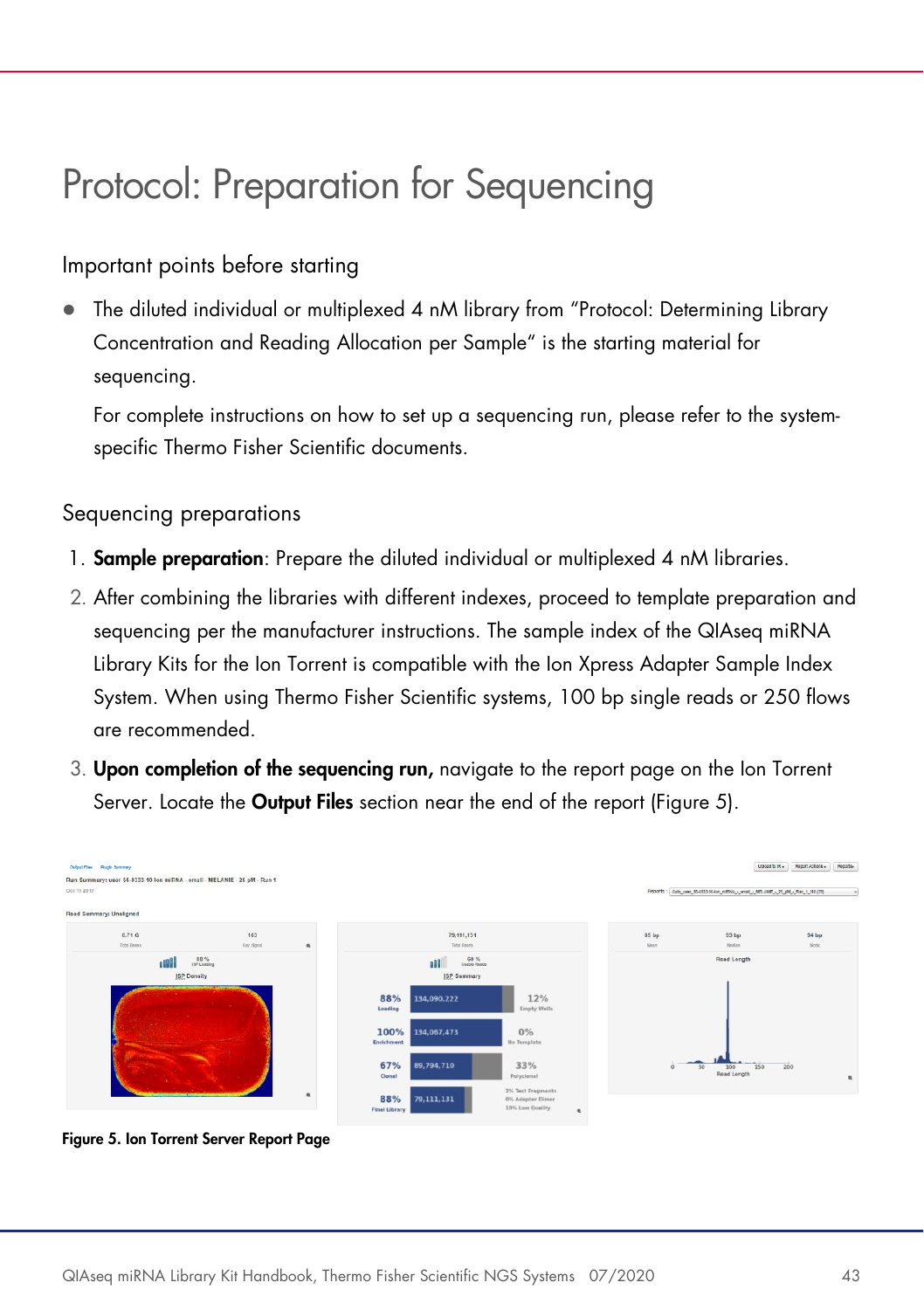# Protocol: Preparation for Sequencing

## Important points before starting

- The diluted individual or multiplexed 4 nM library from "Protocol: Determining Library Concentration and Reading Allocation per Sample" is the starting material for sequencing.

  For complete instructions on how to set up a sequencing run, please refer to the system-specific Thermo Fisher Scientific documents.

## Sequencing preparations

1. **Sample preparation**: Prepare the diluted individual or multiplexed 4 nM libraries.
2. After combining the libraries with different indexes, proceed to template preparation and sequencing per the manufacturer instructions. The sample index of the QIAseq miRNA Library Kits for the Ion Torrent is compatible with the Ion Xpress Adapter Sample Index System. When using Thermo Fisher Scientific systems, 100 bp single reads or 250 flows are recommended.
3. **Upon completion of the sequencing run,** navigate to the report page on the Ion Torrent Server. Locate the **Output Files** section near the end of the report (Figure 5).

**Figure 5. Ion Torrent Server Report Page**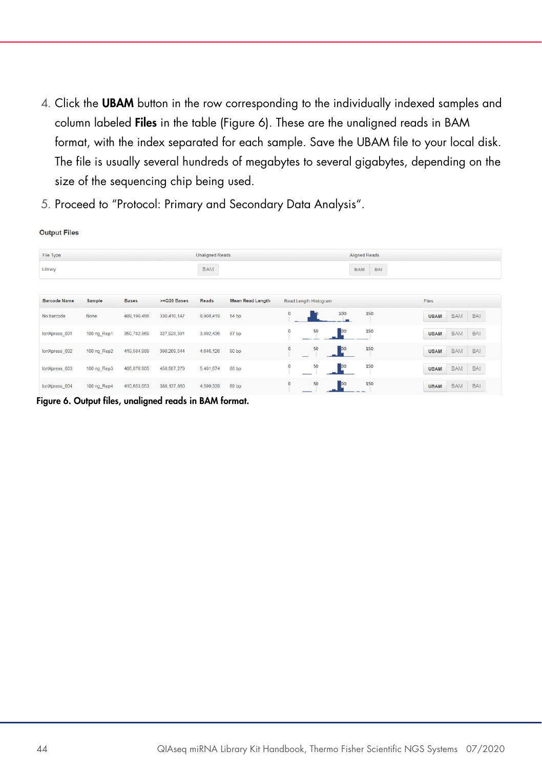4. Click the **UBAM** button in the row corresponding to the individually indexed samples and column labeled **Files** in the table (Figure 6). These are the unaligned reads in BAM format, with the index separated for each sample. Save the UBAM file to your local disk. The file is usually several hundreds of megabytes to several gigabytes, depending on the size of the sequencing chip being used.
5. Proceed to "Protocol: Primary and Secondary Data Analysis".

**Output Files**

| File Type | Unaligned Reads | Aligned Reads |
|---|---|---|
| Library | BAM | BAM BAI |

| Barcode Name | Sample | Bases | >=Q20 Bases | Reads | Mean Read Length | Read Length Histogram | Files |
|---|---|---|---|---|---|---|---|
| No barcode | None | 489,190,456 | 330,410,147 | 8,908,419 | 54 bp | | UBAM BAM BAI |
| IonXpress_001 | 100 ng_Rep1 | 350,782,860 | 327,928,391 | 3,992,436 | 87 bp | | UBAM BAM BAI |
| IonXpress_002 | 100 ng_Rep2 | 419,584,989 | 398,269,544 | 4,646,126 | 90 bp | | UBAM BAM BAI |
| IonXpress_003 | 100 ng_Rep3 | 485,076,805 | 458,567,279 | 5,481,674 | 88 bp | | UBAM BAM BAI |
| IonXpress_004 | 100 ng_Rep4 | 410,653,053 | 388,137,860 | 4,599,339 | 89 bp | | UBAM BAM BAI |

**Figure 6. Output files, unaligned reads in BAM format.**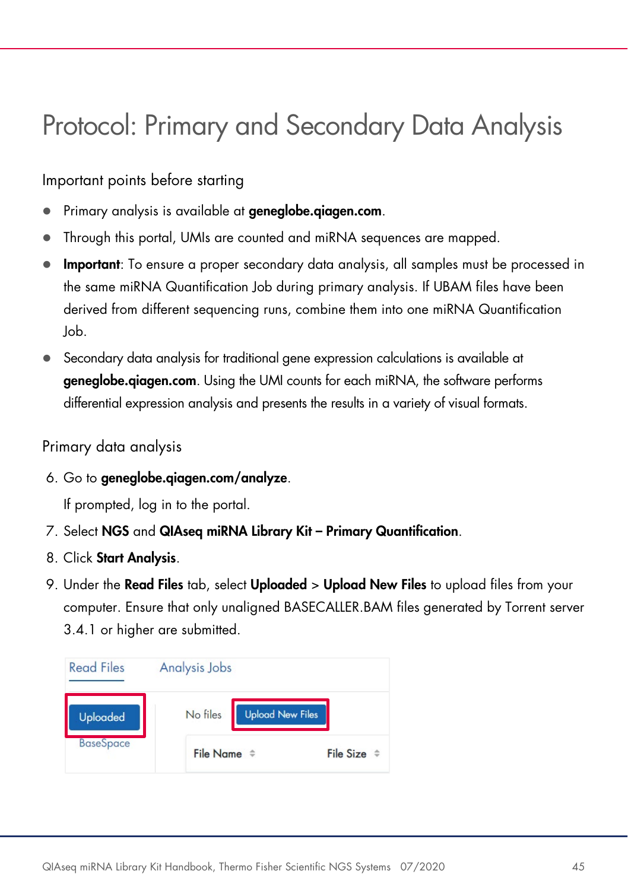# Protocol: Primary and Secondary Data Analysis

## Important points before starting

- Primary analysis is available at **geneglobe.qiagen.com**.
- Through this portal, UMIs are counted and miRNA sequences are mapped.
- **Important**: To ensure a proper secondary data analysis, all samples must be processed in the same miRNA Quantification Job during primary analysis. If UBAM files have been derived from different sequencing runs, combine them into one miRNA Quantification Job.
- Secondary data analysis for traditional gene expression calculations is available at **geneglobe.qiagen.com**. Using the UMI counts for each miRNA, the software performs differential expression analysis and presents the results in a variety of visual formats.

## Primary data analysis

6. Go to **geneglobe.qiagen.com/analyze**.

   If prompted, log in to the portal.

7. Select **NGS** and **QIAseq miRNA Library Kit – Primary Quantification**.
8. Click **Start Analysis**.
9. Under the **Read Files** tab, select **Uploaded** > **Upload New Files** to upload files from your computer. Ensure that only unaligned BASECALLER.BAM files generated by Torrent server 3.4.1 or higher are submitted.

Read Files | Analysis Jobs

Uploaded | BaseSpace

No files | Upload New Files

| File Name | File Size |
|---|---|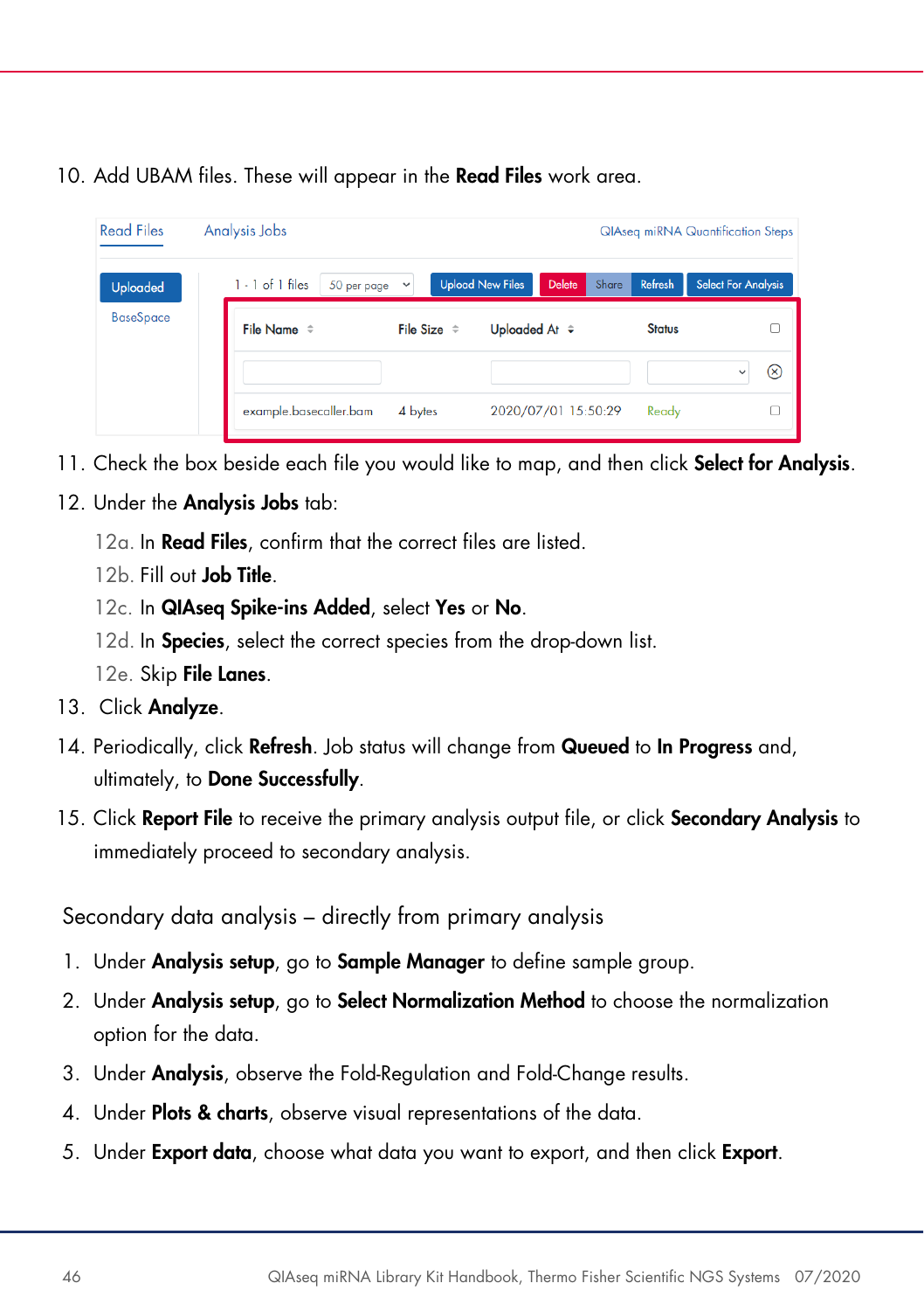10. Add UBAM files. These will appear in the **Read Files** work area.

11. Check the box beside each file you would like to map, and then click **Select for Analysis**.
12. Under the **Analysis Jobs** tab:
    - 12a. In **Read Files**, confirm that the correct files are listed.
    - 12b. Fill out **Job Title**.
    - 12c. In **QIAseq Spike-ins Added**, select **Yes** or **No**.
    - 12d. In **Species**, select the correct species from the drop-down list.
    - 12e. Skip **File Lanes**.
13. Click **Analyze**.
14. Periodically, click **Refresh**. Job status will change from **Queued** to **In Progress** and, ultimately, to **Done Successfully**.
15. Click **Report File** to receive the primary analysis output file, or click **Secondary Analysis** to immediately proceed to secondary analysis.

## Secondary data analysis – directly from primary analysis

1. Under **Analysis setup**, go to **Sample Manager** to define sample group.
2. Under **Analysis setup**, go to **Select Normalization Method** to choose the normalization option for the data.
3. Under **Analysis**, observe the Fold-Regulation and Fold-Change results.
4. Under **Plots & charts**, observe visual representations of the data.
5. Under **Export data**, choose what data you want to export, and then click **Export**.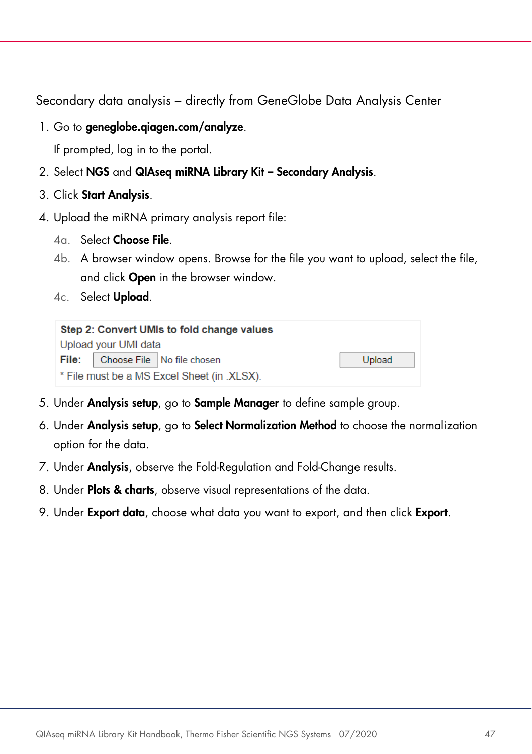Secondary data analysis – directly from GeneGlobe Data Analysis Center

1. Go to **geneglobe.qiagen.com/analyze**.

   If prompted, log in to the portal.
2. Select **NGS** and **QIAseq miRNA Library Kit – Secondary Analysis**.
3. Click **Start Analysis**.
4. Upload the miRNA primary analysis report file:
   - 4a. Select **Choose File**.
   - 4b. A browser window opens. Browse for the file you want to upload, select the file, and click **Open** in the browser window.
   - 4c. Select **Upload**.

**Step 2: Convert UMIs to fold change values**
Upload your UMI data
**File:** Choose File No file chosen Upload
* File must be a MS Excel Sheet (in .XLSX).

5. Under **Analysis setup**, go to **Sample Manager** to define sample group.
6. Under **Analysis setup**, go to **Select Normalization Method** to choose the normalization option for the data.
7. Under **Analysis**, observe the Fold-Regulation and Fold-Change results.
8. Under **Plots & charts**, observe visual representations of the data.
9. Under **Export data**, choose what data you want to export, and then click **Export**.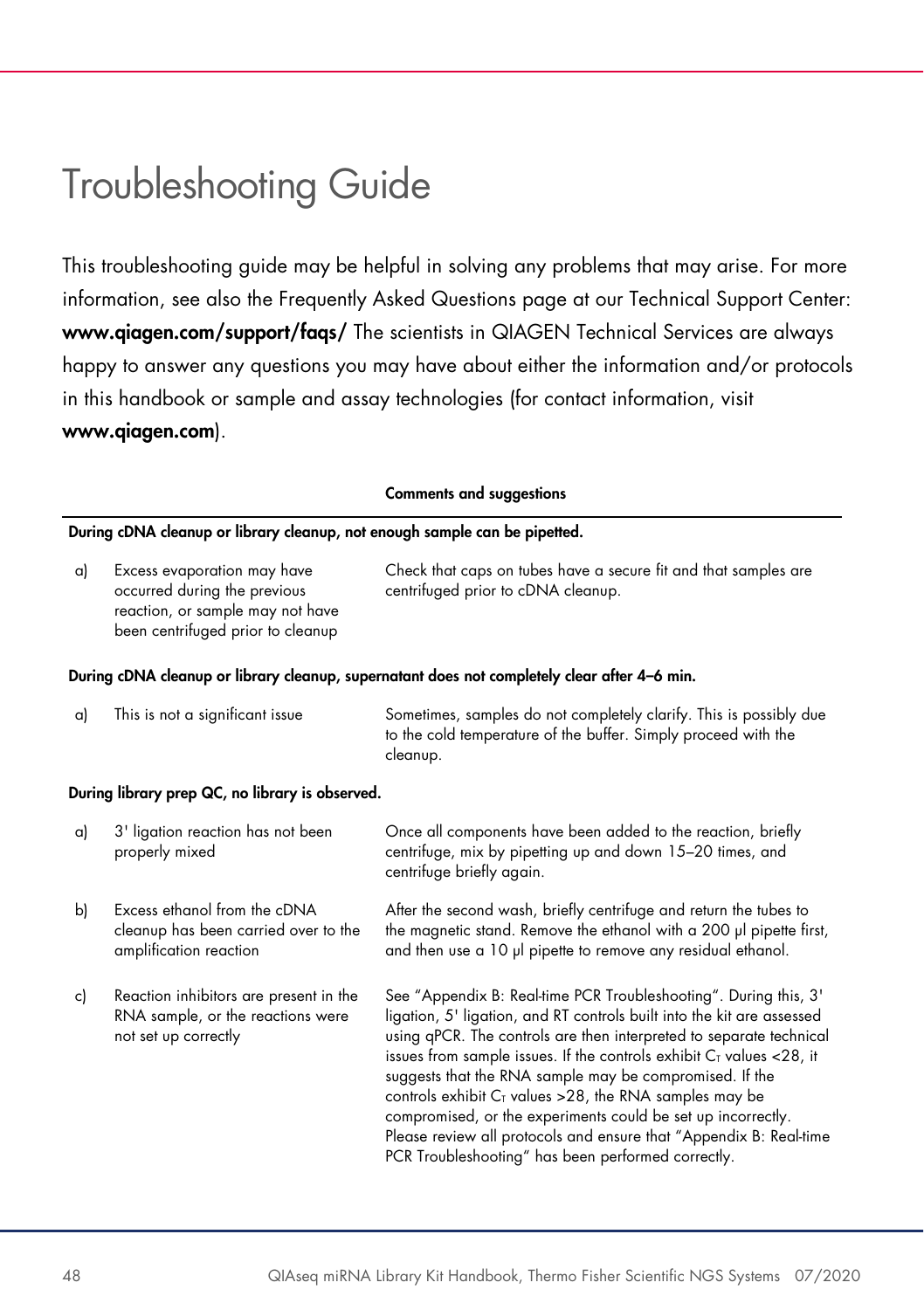# Troubleshooting Guide

This troubleshooting guide may be helpful in solving any problems that may arise. For more information, see also the Frequently Asked Questions page at our Technical Support Center: **www.qiagen.com/support/faqs/** The scientists in QIAGEN Technical Services are always happy to answer any questions you may have about either the information and/or protocols in this handbook or sample and assay technologies (for contact information, visit **www.qiagen.com**).

| | | **Comments and suggestions** |
|---|---|---|
| **During cDNA cleanup or library cleanup, not enough sample can be pipetted.** | | |
| a) | Excess evaporation may have occurred during the previous reaction, or sample may not have been centrifuged prior to cleanup | Check that caps on tubes have a secure fit and that samples are centrifuged prior to cDNA cleanup. |
| **During cDNA cleanup or library cleanup, supernatant does not completely clear after 4–6 min.** | | |
| a) | This is not a significant issue | Sometimes, samples do not completely clarify. This is possibly due to the cold temperature of the buffer. Simply proceed with the cleanup. |
| **During library prep QC, no library is observed.** | | |
| a) | 3' ligation reaction has not been properly mixed | Once all components have been added to the reaction, briefly centrifuge, mix by pipetting up and down 15–20 times, and centrifuge briefly again. |
| b) | Excess ethanol from the cDNA cleanup has been carried over to the amplification reaction | After the second wash, briefly centrifuge and return the tubes to the magnetic stand. Remove the ethanol with a 200 µl pipette first, and then use a 10 µl pipette to remove any residual ethanol. |
| c) | Reaction inhibitors are present in the RNA sample, or the reactions were not set up correctly | See "Appendix B: Real-time PCR Troubleshooting". During this, 3' ligation, 5' ligation, and RT controls built into the kit are assessed using qPCR. The controls are then interpreted to separate technical issues from sample issues. If the controls exhibit $C_T$ values <28, it suggests that the RNA sample may be compromised. If the controls exhibit $C_T$ values >28, the RNA samples may be compromised, or the experiments could be set up incorrectly. Please review all protocols and ensure that "Appendix B: Real-time PCR Troubleshooting" has been performed correctly. |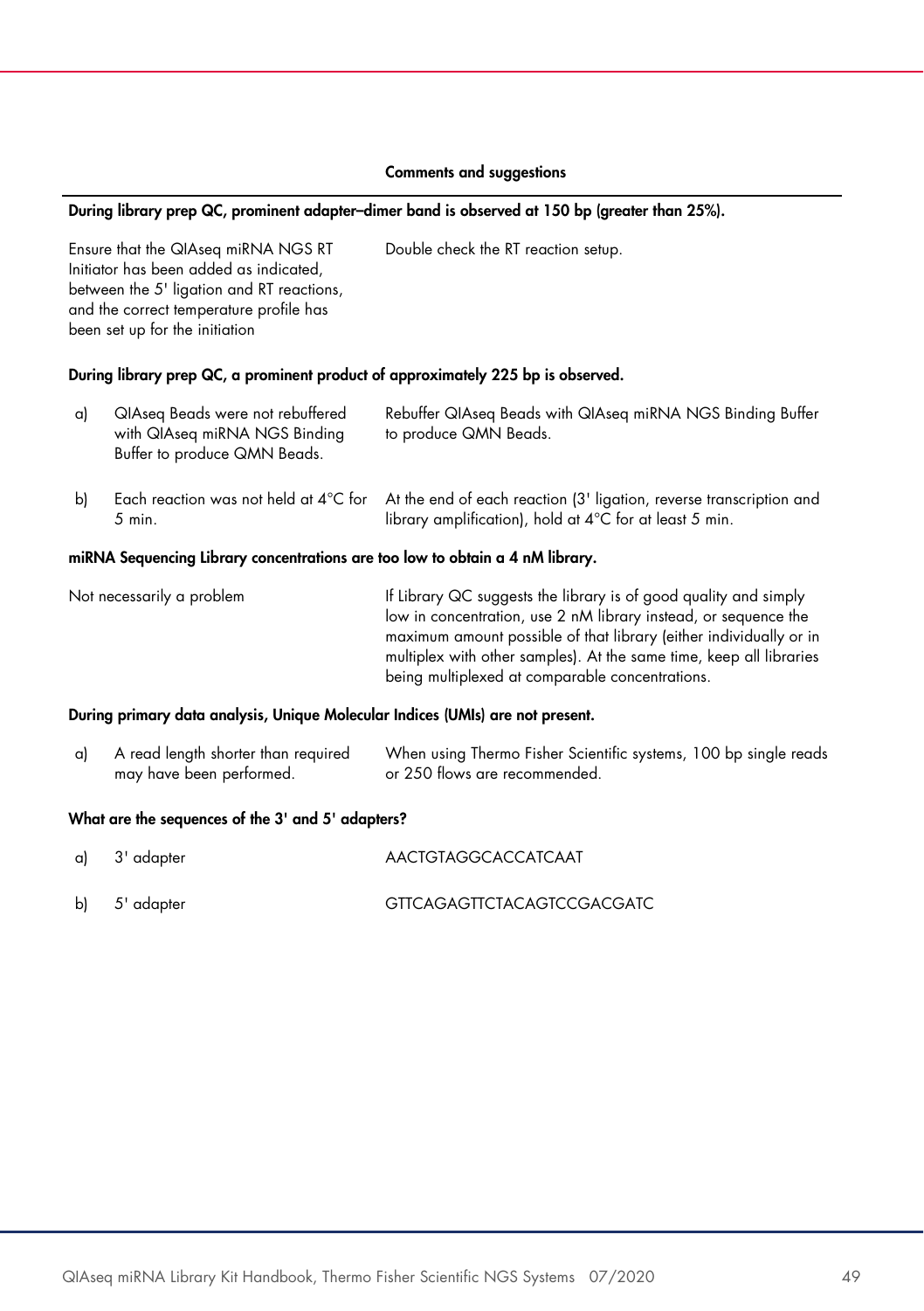| | | Comments and suggestions |
|---|---|---|
| **During library prep QC, prominent adapter–dimer band is observed at 150 bp (greater than 25%).** | | |
| | Ensure that the QIAseq miRNA NGS RT Initiator has been added as indicated, between the 5' ligation and RT reactions, and the correct temperature profile has been set up for the initiation | Double check the RT reaction setup. |
| **During library prep QC, a prominent product of approximately 225 bp is observed.** | | |
| a) | QIAseq Beads were not rebuffered with QIAseq miRNA NGS Binding Buffer to produce QMN Beads. | Rebuffer QIAseq Beads with QIAseq miRNA NGS Binding Buffer to produce QMN Beads. |
| b) | Each reaction was not held at 4°C for 5 min. | At the end of each reaction (3' ligation, reverse transcription and library amplification), hold at 4°C for at least 5 min. |
| **miRNA Sequencing Library concentrations are too low to obtain a 4 nM library.** | | |
| | Not necessarily a problem | If Library QC suggests the library is of good quality and simply low in concentration, use 2 nM library instead, or sequence the maximum amount possible of that library (either individually or in multiplex with other samples). At the same time, keep all libraries being multiplexed at comparable concentrations. |
| **During primary data analysis, Unique Molecular Indices (UMIs) are not present.** | | |
| a) | A read length shorter than required may have been performed. | When using Thermo Fisher Scientific systems, 100 bp single reads or 250 flows are recommended. |
| **What are the sequences of the 3' and 5' adapters?** | | |
| a) | 3' adapter | AACTGTAGGCACCATCAAT |
| b) | 5' adapter | GTTCAGAGTTCTACAGTCCGACGATC |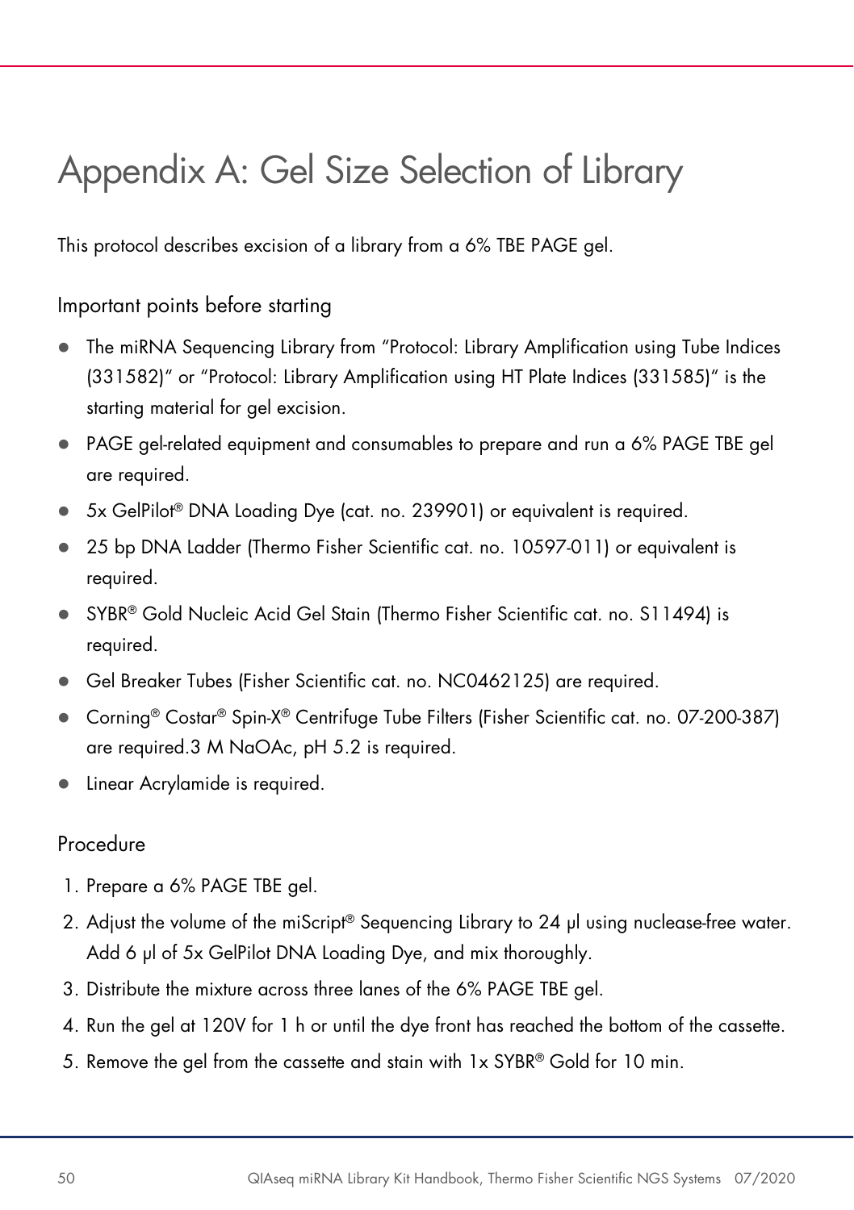# Appendix A: Gel Size Selection of Library

This protocol describes excision of a library from a 6% TBE PAGE gel.

## Important points before starting

- The miRNA Sequencing Library from "Protocol: Library Amplification using Tube Indices (331582)" or "Protocol: Library Amplification using HT Plate Indices (331585)" is the starting material for gel excision.
- PAGE gel-related equipment and consumables to prepare and run a 6% PAGE TBE gel are required.
- 5x GelPilot® DNA Loading Dye (cat. no. 239901) or equivalent is required.
- 25 bp DNA Ladder (Thermo Fisher Scientific cat. no. 10597-011) or equivalent is required.
- SYBR® Gold Nucleic Acid Gel Stain (Thermo Fisher Scientific cat. no. S11494) is required.
- Gel Breaker Tubes (Fisher Scientific cat. no. NC0462125) are required.
- Corning® Costar® Spin-X® Centrifuge Tube Filters (Fisher Scientific cat. no. 07-200-387) are required.3 M NaOAc, pH 5.2 is required.
- Linear Acrylamide is required.

## Procedure

1. Prepare a 6% PAGE TBE gel.
2. Adjust the volume of the miScript® Sequencing Library to 24 µl using nuclease-free water. Add 6 µl of 5x GelPilot DNA Loading Dye, and mix thoroughly.
3. Distribute the mixture across three lanes of the 6% PAGE TBE gel.
4. Run the gel at 120V for 1 h or until the dye front has reached the bottom of the cassette.
5. Remove the gel from the cassette and stain with 1x SYBR® Gold for 10 min.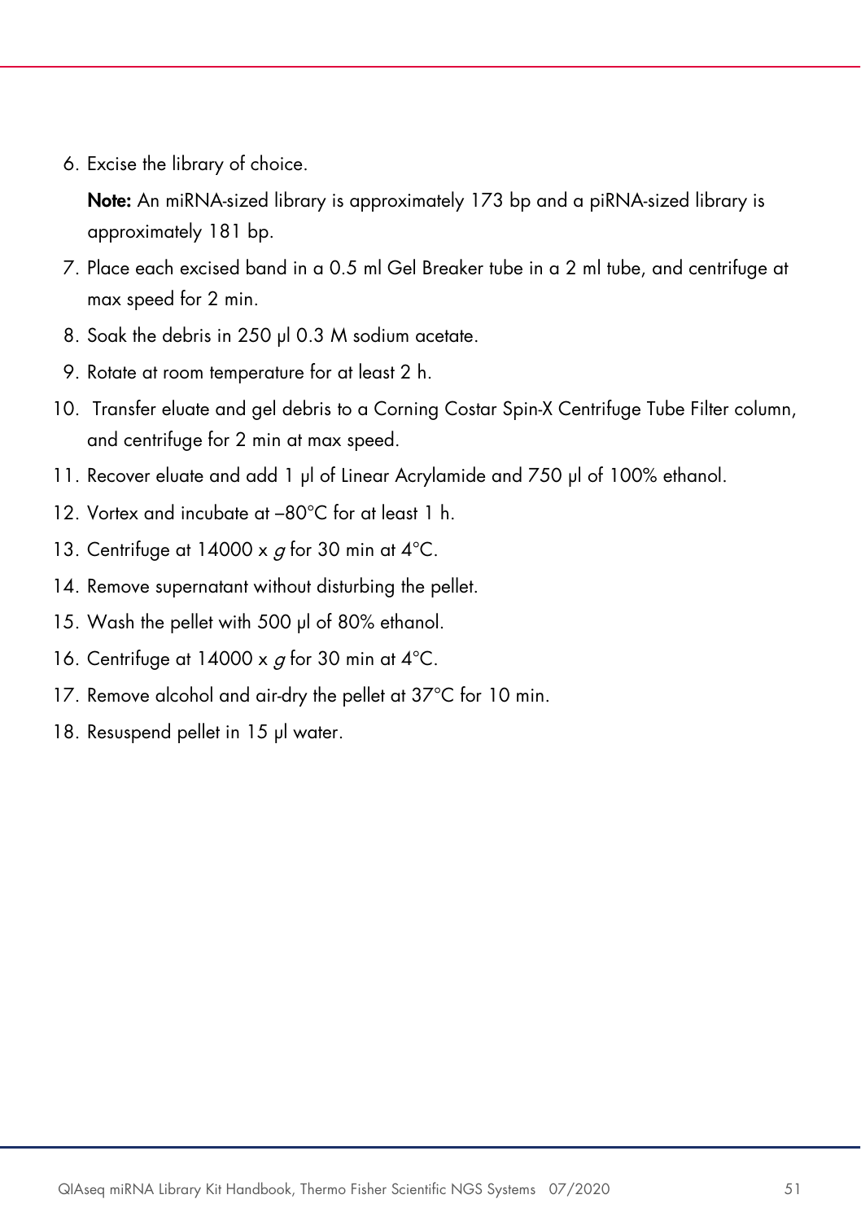6. Excise the library of choice.

   **Note:** An miRNA-sized library is approximately 173 bp and a piRNA-sized library is approximately 181 bp.

7. Place each excised band in a 0.5 ml Gel Breaker tube in a 2 ml tube, and centrifuge at max speed for 2 min.
8. Soak the debris in 250 µl 0.3 M sodium acetate.
9. Rotate at room temperature for at least 2 h.
10. Transfer eluate and gel debris to a Corning Costar Spin-X Centrifuge Tube Filter column, and centrifuge for 2 min at max speed.
11. Recover eluate and add 1 µl of Linear Acrylamide and 750 µl of 100% ethanol.
12. Vortex and incubate at –80°C for at least 1 h.
13. Centrifuge at 14000 x *g* for 30 min at 4°C.
14. Remove supernatant without disturbing the pellet.
15. Wash the pellet with 500 µl of 80% ethanol.
16. Centrifuge at 14000 x *g* for 30 min at 4°C.
17. Remove alcohol and air-dry the pellet at 37°C for 10 min.
18. Resuspend pellet in 15 µl water.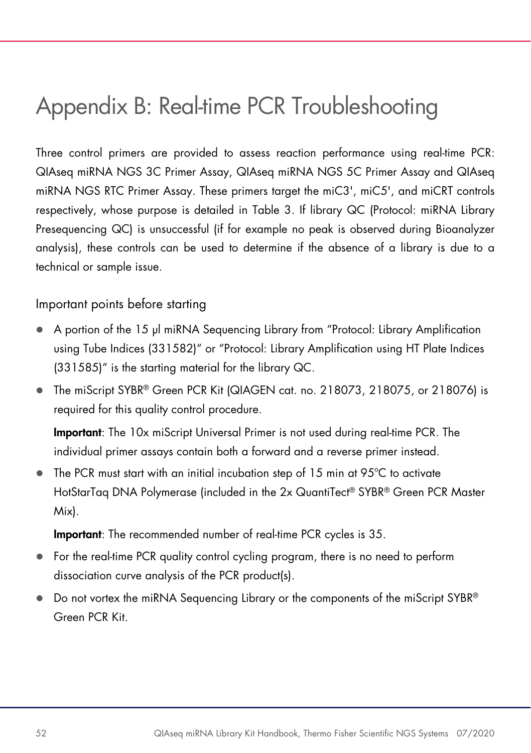# Appendix B: Real-time PCR Troubleshooting

Three control primers are provided to assess reaction performance using real-time PCR: QIAseq miRNA NGS 3C Primer Assay, QIAseq miRNA NGS 5C Primer Assay and QIAseq miRNA NGS RTC Primer Assay. These primers target the miC3', miC5', and miCRT controls respectively, whose purpose is detailed in Table 3. If library QC (Protocol: miRNA Library Presequencing QC) is unsuccessful (if for example no peak is observed during Bioanalyzer analysis), these controls can be used to determine if the absence of a library is due to a technical or sample issue.

## Important points before starting

- A portion of the 15 µl miRNA Sequencing Library from "Protocol: Library Amplification using Tube Indices (331582)" or "Protocol: Library Amplification using HT Plate Indices (331585)" is the starting material for the library QC.
- The miScript SYBR® Green PCR Kit (QIAGEN cat. no. 218073, 218075, or 218076) is required for this quality control procedure.

  **Important**: The 10x miScript Universal Primer is not used during real-time PCR. The individual primer assays contain both a forward and a reverse primer instead.
- The PCR must start with an initial incubation step of 15 min at 95°C to activate HotStarTaq DNA Polymerase (included in the 2x QuantiTect® SYBR® Green PCR Master Mix).

  **Important**: The recommended number of real-time PCR cycles is 35.
- For the real-time PCR quality control cycling program, there is no need to perform dissociation curve analysis of the PCR product(s).
- Do not vortex the miRNA Sequencing Library or the components of the miScript SYBR® Green PCR Kit.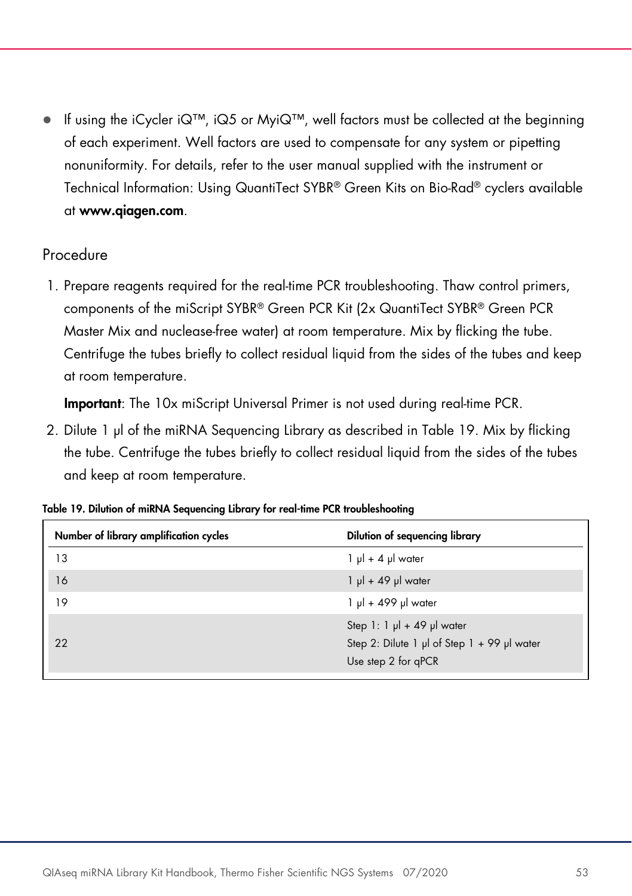- If using the iCycler iQ™, iQ5 or MyiQ™, well factors must be collected at the beginning of each experiment. Well factors are used to compensate for any system or pipetting nonuniformity. For details, refer to the user manual supplied with the instrument or Technical Information: Using QuantiTect SYBR® Green Kits on Bio-Rad® cyclers available at **www.qiagen.com**.

## Procedure

1. Prepare reagents required for the real-time PCR troubleshooting. Thaw control primers, components of the miScript SYBR® Green PCR Kit (2x QuantiTect SYBR® Green PCR Master Mix and nuclease-free water) at room temperature. Mix by flicking the tube. Centrifuge the tubes briefly to collect residual liquid from the sides of the tubes and keep at room temperature.

   **Important**: The 10x miScript Universal Primer is not used during real-time PCR.

2. Dilute 1 µl of the miRNA Sequencing Library as described in Table 19. Mix by flicking the tube. Centrifuge the tubes briefly to collect residual liquid from the sides of the tubes and keep at room temperature.

**Table 19. Dilution of miRNA Sequencing Library for real-time PCR troubleshooting**

| Number of library amplification cycles | Dilution of sequencing library |
|---|---|
| 13 | 1 µl + 4 µl water |
| 16 | 1 µl + 49 µl water |
| 19 | 1 µl + 499 µl water |
| 22 | Step 1: 1 µl + 49 µl water<br>Step 2: Dilute 1 µl of Step 1 + 99 µl water<br>Use step 2 for qPCR |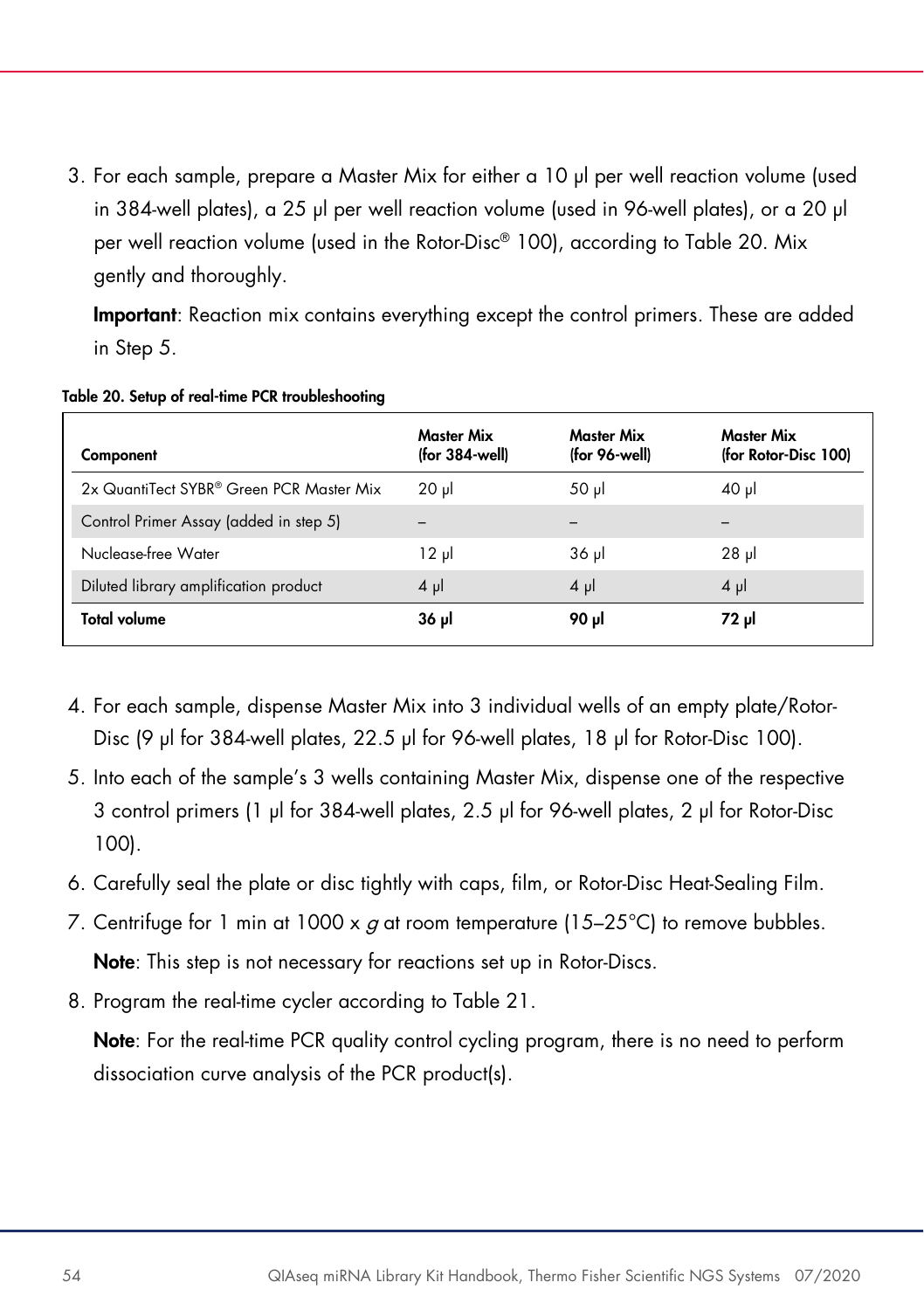3. For each sample, prepare a Master Mix for either a 10 µl per well reaction volume (used in 384-well plates), a 25 µl per well reaction volume (used in 96-well plates), or a 20 µl per well reaction volume (used in the Rotor-Disc® 100), according to Table 20. Mix gently and thoroughly.

   **Important**: Reaction mix contains everything except the control primers. These are added in Step 5.

**Table 20. Setup of real-time PCR troubleshooting**

| Component | Master Mix (for 384-well) | Master Mix (for 96-well) | Master Mix (for Rotor-Disc 100) |
|---|---|---|---|
| 2x QuantiTect SYBR® Green PCR Master Mix | 20 µl | 50 µl | 40 µl |
| Control Primer Assay (added in step 5) | – | – | – |
| Nuclease-free Water | 12 µl | 36 µl | 28 µl |
| Diluted library amplification product | 4 µl | 4 µl | 4 µl |
| **Total volume** | **36 µl** | **90 µl** | **72 µl** |

4. For each sample, dispense Master Mix into 3 individual wells of an empty plate/Rotor-Disc (9 µl for 384-well plates, 22.5 µl for 96-well plates, 18 µl for Rotor-Disc 100).
5. Into each of the sample's 3 wells containing Master Mix, dispense one of the respective 3 control primers (1 µl for 384-well plates, 2.5 µl for 96-well plates, 2 µl for Rotor-Disc 100).
6. Carefully seal the plate or disc tightly with caps, film, or Rotor-Disc Heat-Sealing Film.
7. Centrifuge for 1 min at 1000 x *g* at room temperature (15–25°C) to remove bubbles.

   **Note**: This step is not necessary for reactions set up in Rotor-Discs.
8. Program the real-time cycler according to Table 21.

   **Note**: For the real-time PCR quality control cycling program, there is no need to perform dissociation curve analysis of the PCR product(s).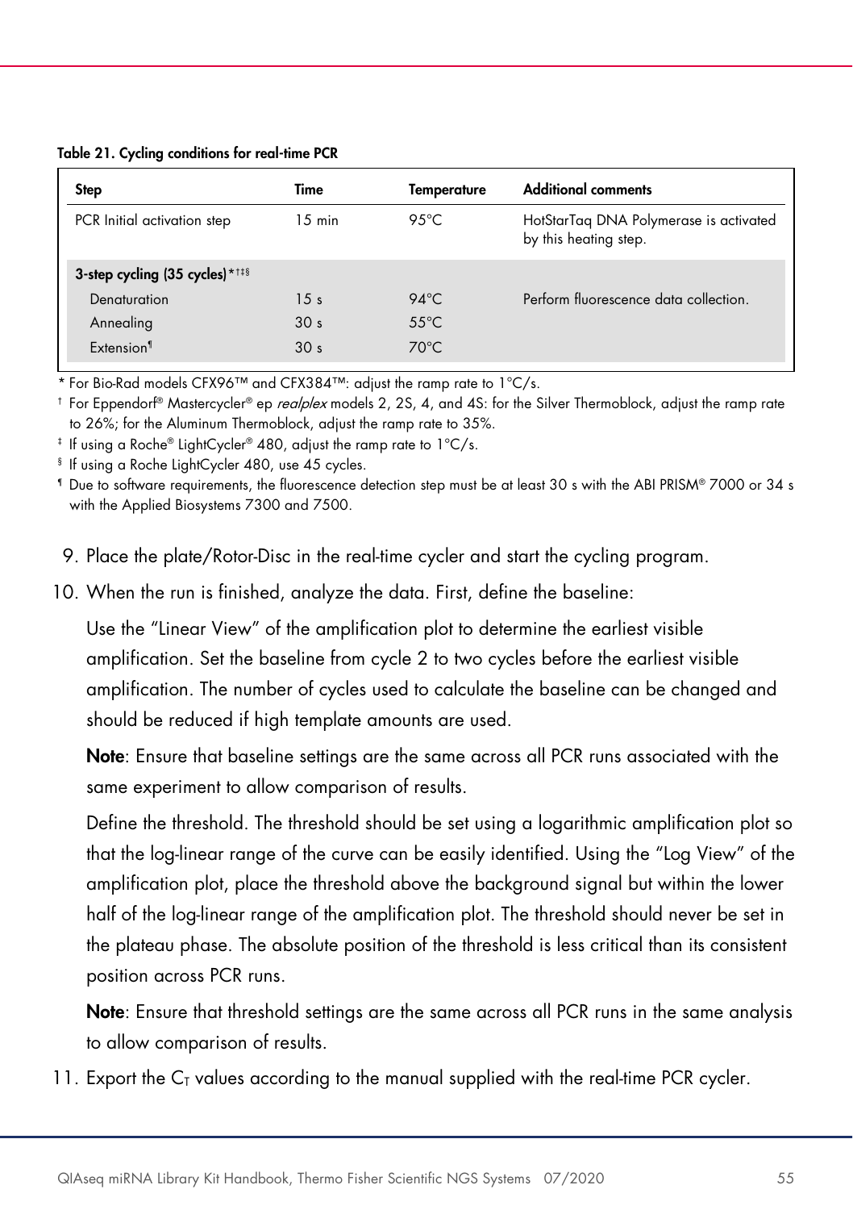**Table 21. Cycling conditions for real-time PCR**

| Step | Time | Temperature | Additional comments |
|---|---|---|---|
| PCR Initial activation step | 15 min | 95°C | HotStarTaq DNA Polymerase is activated by this heating step. |
| **3-step cycling (35 cycles)**\*†‡§ | | | |
| Denaturation | 15 s | 94°C | Perform fluorescence data collection. |
| Annealing | 30 s | 55°C | |
| Extension¶ | 30 s | 70°C | |

\* For Bio-Rad models CFX96™ and CFX384™: adjust the ramp rate to 1°C/s.

† For Eppendorf® Mastercycler® ep *realplex* models 2, 2S, 4, and 4S: for the Silver Thermoblock, adjust the ramp rate to 26%; for the Aluminum Thermoblock, adjust the ramp rate to 35%.

‡ If using a Roche® LightCycler® 480, adjust the ramp rate to 1°C/s.

§ If using a Roche LightCycler 480, use 45 cycles.

¶ Due to software requirements, the fluorescence detection step must be at least 30 s with the ABI PRISM® 7000 or 34 s with the Applied Biosystems 7300 and 7500.

9. Place the plate/Rotor-Disc in the real-time cycler and start the cycling program.
10. When the run is finished, analyze the data. First, define the baseline:

    Use the "Linear View" of the amplification plot to determine the earliest visible amplification. Set the baseline from cycle 2 to two cycles before the earliest visible amplification. The number of cycles used to calculate the baseline can be changed and should be reduced if high template amounts are used.

    **Note**: Ensure that baseline settings are the same across all PCR runs associated with the same experiment to allow comparison of results.

    Define the threshold. The threshold should be set using a logarithmic amplification plot so that the log-linear range of the curve can be easily identified. Using the "Log View" of the amplification plot, place the threshold above the background signal but within the lower half of the log-linear range of the amplification plot. The threshold should never be set in the plateau phase. The absolute position of the threshold is less critical than its consistent position across PCR runs.

    **Note**: Ensure that threshold settings are the same across all PCR runs in the same analysis to allow comparison of results.

11. Export the $C_T$ values according to the manual supplied with the real-time PCR cycler.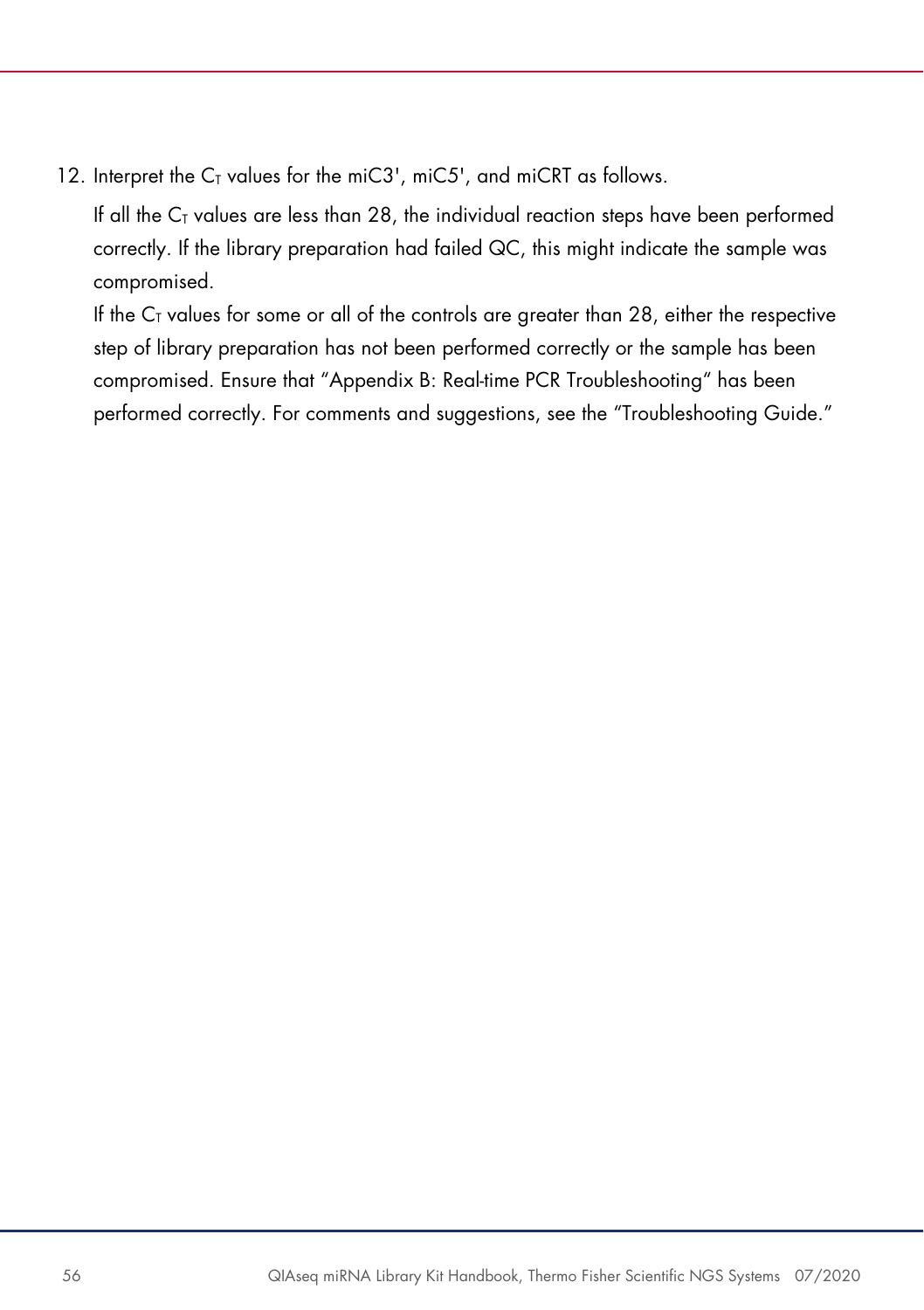12. Interpret the $C_T$ values for the miC3', miC5', and miCRT as follows.

    If all the $C_T$ values are less than 28, the individual reaction steps have been performed correctly. If the library preparation had failed QC, this might indicate the sample was compromised.

    If the $C_T$ values for some or all of the controls are greater than 28, either the respective step of library preparation has not been performed correctly or the sample has been compromised. Ensure that "Appendix B: Real-time PCR Troubleshooting" has been performed correctly. For comments and suggestions, see the "Troubleshooting Guide."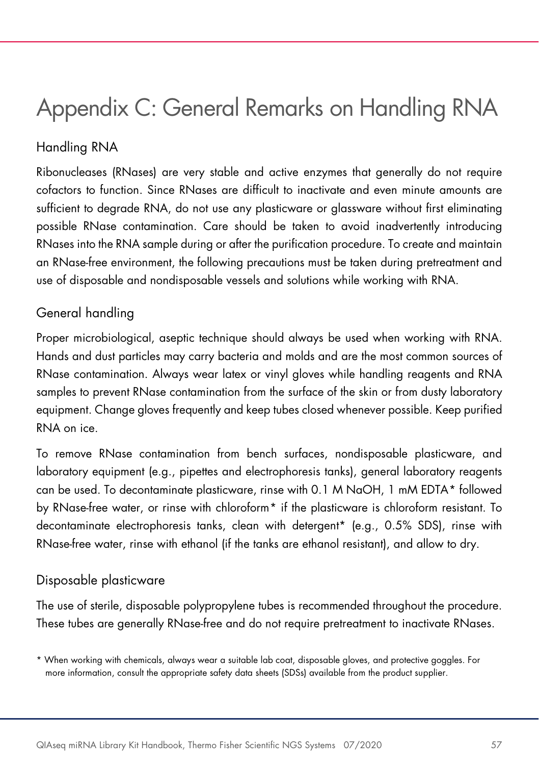# Appendix C: General Remarks on Handling RNA

## Handling RNA

Ribonucleases (RNases) are very stable and active enzymes that generally do not require cofactors to function. Since RNases are difficult to inactivate and even minute amounts are sufficient to degrade RNA, do not use any plasticware or glassware without first eliminating possible RNase contamination. Care should be taken to avoid inadvertently introducing RNases into the RNA sample during or after the purification procedure. To create and maintain an RNase-free environment, the following precautions must be taken during pretreatment and use of disposable and nondisposable vessels and solutions while working with RNA.

## General handling

Proper microbiological, aseptic technique should always be used when working with RNA. Hands and dust particles may carry bacteria and molds and are the most common sources of RNase contamination. Always wear latex or vinyl gloves while handling reagents and RNA samples to prevent RNase contamination from the surface of the skin or from dusty laboratory equipment. Change gloves frequently and keep tubes closed whenever possible. Keep purified RNA on ice.

To remove RNase contamination from bench surfaces, nondisposable plasticware, and laboratory equipment (e.g., pipettes and electrophoresis tanks), general laboratory reagents can be used. To decontaminate plasticware, rinse with 0.1 M NaOH, 1 mM EDTA* followed by RNase-free water, or rinse with chloroform* if the plasticware is chloroform resistant. To decontaminate electrophoresis tanks, clean with detergent* (e.g., 0.5% SDS), rinse with RNase-free water, rinse with ethanol (if the tanks are ethanol resistant), and allow to dry.

## Disposable plasticware

The use of sterile, disposable polypropylene tubes is recommended throughout the procedure. These tubes are generally RNase-free and do not require pretreatment to inactivate RNases.

* When working with chemicals, always wear a suitable lab coat, disposable gloves, and protective goggles. For more information, consult the appropriate safety data sheets (SDSs) available from the product supplier.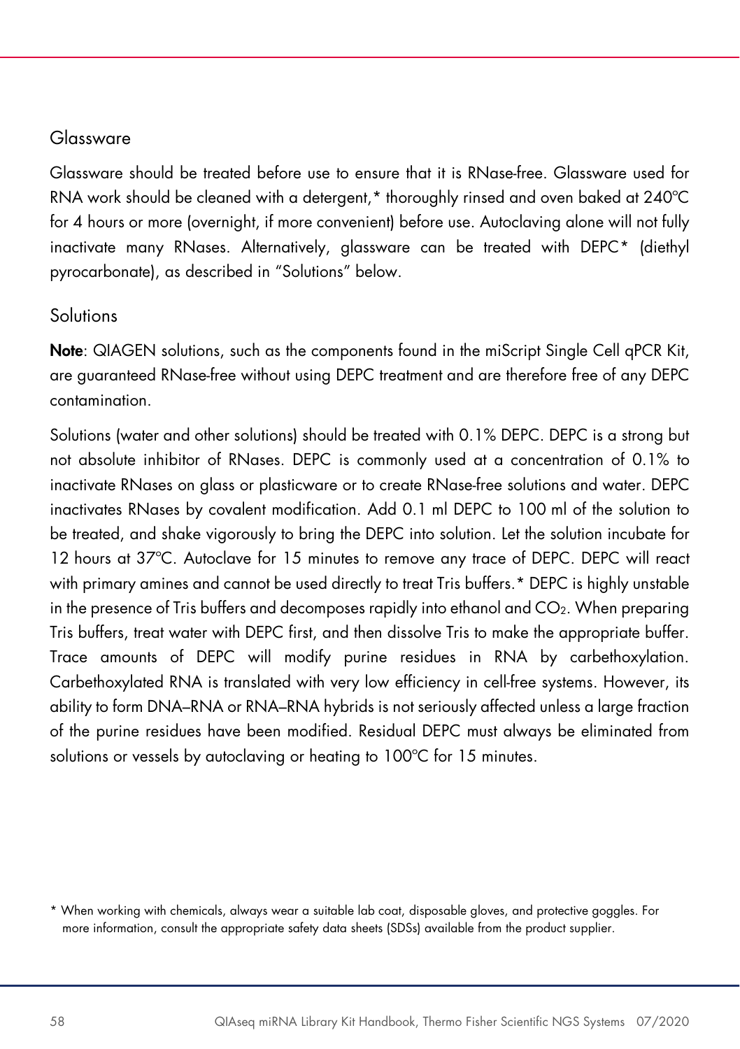### Glassware

Glassware should be treated before use to ensure that it is RNase-free. Glassware used for RNA work should be cleaned with a detergent,* thoroughly rinsed and oven baked at 240°C for 4 hours or more (overnight, if more convenient) before use. Autoclaving alone will not fully inactivate many RNases. Alternatively, glassware can be treated with DEPC* (diethyl pyrocarbonate), as described in "Solutions" below.

### Solutions

**Note**: QIAGEN solutions, such as the components found in the miScript Single Cell qPCR Kit, are guaranteed RNase-free without using DEPC treatment and are therefore free of any DEPC contamination.

Solutions (water and other solutions) should be treated with 0.1% DEPC. DEPC is a strong but not absolute inhibitor of RNases. DEPC is commonly used at a concentration of 0.1% to inactivate RNases on glass or plasticware or to create RNase-free solutions and water. DEPC inactivates RNases by covalent modification. Add 0.1 ml DEPC to 100 ml of the solution to be treated, and shake vigorously to bring the DEPC into solution. Let the solution incubate for 12 hours at 37°C. Autoclave for 15 minutes to remove any trace of DEPC. DEPC will react with primary amines and cannot be used directly to treat Tris buffers.* DEPC is highly unstable in the presence of Tris buffers and decomposes rapidly into ethanol and $CO_2$. When preparing Tris buffers, treat water with DEPC first, and then dissolve Tris to make the appropriate buffer. Trace amounts of DEPC will modify purine residues in RNA by carbethoxylation. Carbethoxylated RNA is translated with very low efficiency in cell-free systems. However, its ability to form DNA–RNA or RNA–RNA hybrids is not seriously affected unless a large fraction of the purine residues have been modified. Residual DEPC must always be eliminated from solutions or vessels by autoclaving or heating to 100°C for 15 minutes.

\* When working with chemicals, always wear a suitable lab coat, disposable gloves, and protective goggles. For more information, consult the appropriate safety data sheets (SDSs) available from the product supplier.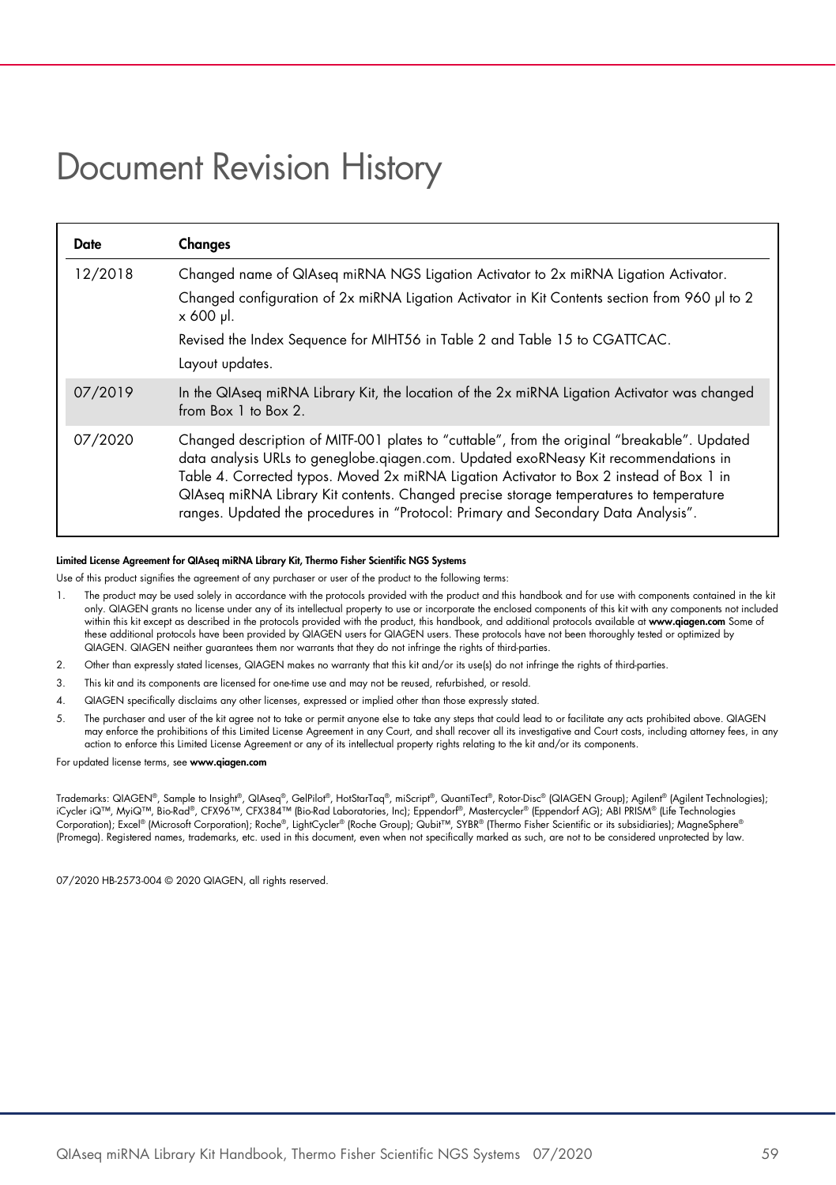# Document Revision History

| Date | Changes |
|---|---|
| 12/2018 | Changed name of QIAseq miRNA NGS Ligation Activator to 2x miRNA Ligation Activator.<br>Changed configuration of 2x miRNA Ligation Activator in Kit Contents section from 960 µl to 2 x 600 µl.<br>Revised the Index Sequence for MIHT56 in Table 2 and Table 15 to CGATTCAC.<br>Layout updates. |
| 07/2019 | In the QIAseq miRNA Library Kit, the location of the 2x miRNA Ligation Activator was changed from Box 1 to Box 2. |
| 07/2020 | Changed description of MITF-001 plates to "cuttable", from the original "breakable". Updated data analysis URLs to geneglobe.qiagen.com. Updated exoRNeasy Kit recommendations in Table 4. Corrected typos. Moved 2x miRNA Ligation Activator to Box 2 instead of Box 1 in QIAseq miRNA Library Kit contents. Changed precise storage temperatures to temperature ranges. Updated the procedures in "Protocol: Primary and Secondary Data Analysis". |

**Limited License Agreement for QIAseq miRNA Library Kit, Thermo Fisher Scientific NGS Systems**

Use of this product signifies the agreement of any purchaser or user of the product to the following terms:

1. The product may be used solely in accordance with the protocols provided with the product and this handbook and for use with components contained in the kit only. QIAGEN grants no license under any of its intellectual property to use or incorporate the enclosed components of this kit with any components not included within this kit except as described in the protocols provided with the product, this handbook, and additional protocols available at **www.qiagen.com** Some of these additional protocols have been provided by QIAGEN users for QIAGEN users. These protocols have not been thoroughly tested or optimized by QIAGEN. QIAGEN neither guarantees them nor warrants that they do not infringe the rights of third-parties.
2. Other than expressly stated licenses, QIAGEN makes no warranty that this kit and/or its use(s) do not infringe the rights of third-parties.
3. This kit and its components are licensed for one-time use and may not be reused, refurbished, or resold.
4. QIAGEN specifically disclaims any other licenses, expressed or implied other than those expressly stated.
5. The purchaser and user of the kit agree not to take or permit anyone else to take any steps that could lead to or facilitate any acts prohibited above. QIAGEN may enforce the prohibitions of this Limited License Agreement in any Court, and shall recover all its investigative and Court costs, including attorney fees, in any action to enforce this Limited License Agreement or any of its intellectual property rights relating to the kit and/or its components.

For updated license terms, see **www.qiagen.com**

Trademarks: QIAGEN®, Sample to Insight®, QIAseq®, GelPilot®, HotStarTaq®, miScript®, QuantiTect®, Rotor-Disc® (QIAGEN Group); Agilent® (Agilent Technologies); iCycler iQ™, MyiQ™, Bio-Rad®, CFX96™, CFX384™ (Bio-Rad Laboratories, Inc); Eppendorf®, Mastercycler® (Eppendorf AG); ABI PRISM® (Life Technologies Corporation); Excel® (Microsoft Corporation); Roche®, LightCycler® (Roche Group); Qubit™, SYBR® (Thermo Fisher Scientific or its subsidiaries); MagneSphere® (Promega). Registered names, trademarks, etc. used in this document, even when not specifically marked as such, are not to be considered unprotected by law.

07/2020 HB-2573-004 © 2020 QIAGEN, all rights reserved.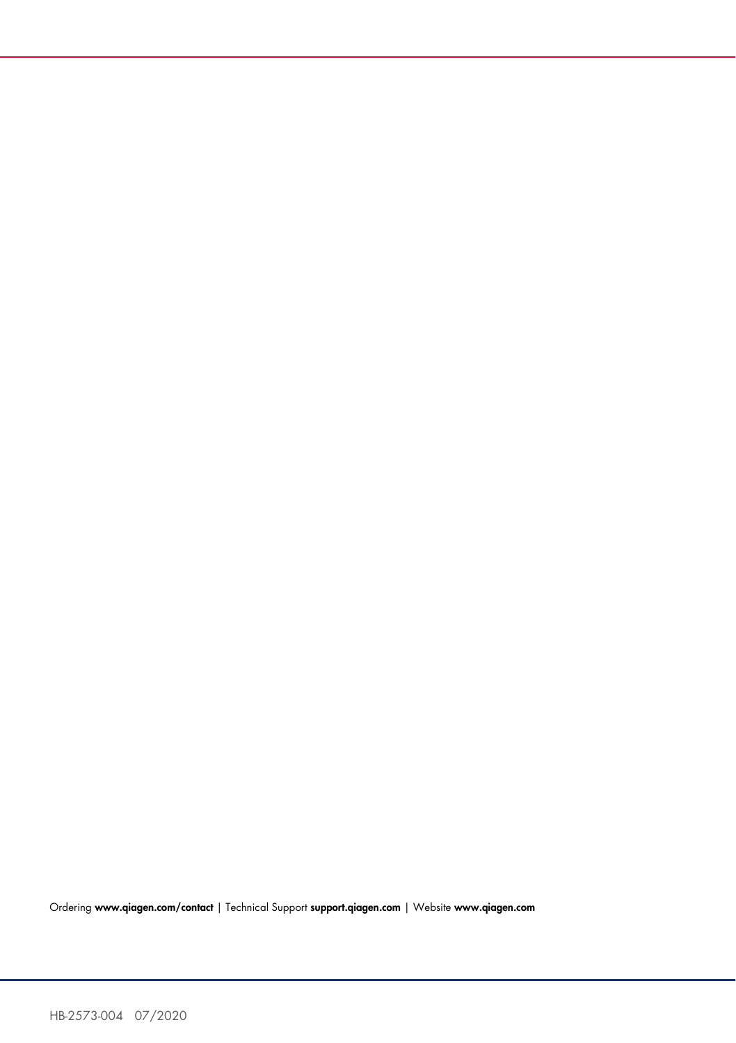Ordering **www.qiagen.com/contact** | Technical Support **support.qiagen.com** | Website **www.qiagen.com**

HB-2573-004 07/2020